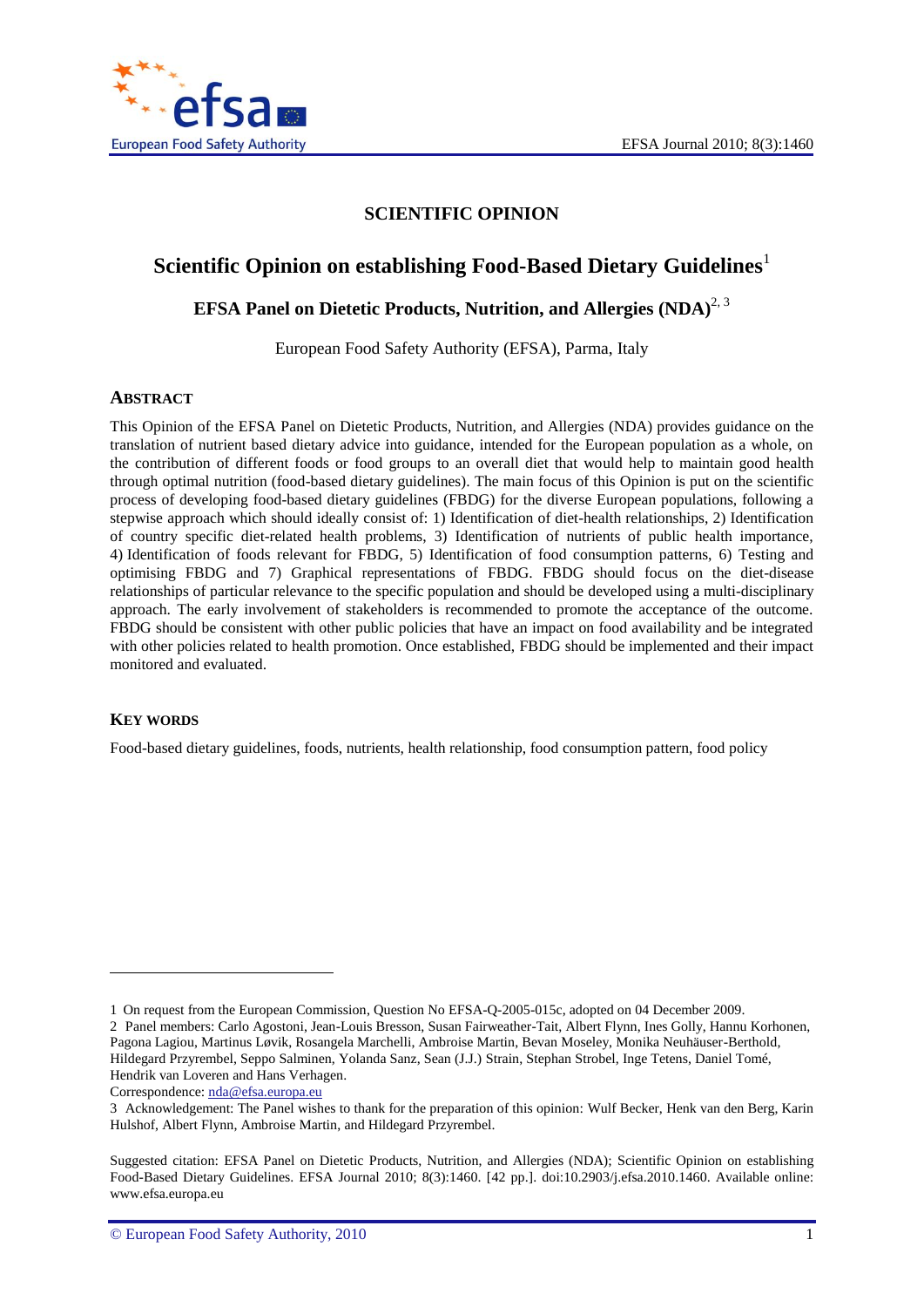# SCIENTIFIC OPINION

## Scientific Opinion on establishing Food-Based Dietary Guidelines[1]

### EFSA Panel on Dietetic Products, Nutrition, and Allergies (NDA)[2, 3]

European Food Safety Authority (EFSA), Parma, Italy

## ABSTRACT

This Opinion of the EFSA Panel on Dietetic Products, Nutrition, and Allergies (NDA) provides guidance on the translation of nutrient based dietary advice into guidance, intended for the European population as a whole, on the contribution of different foods or food groups to an overall diet that would help to maintain good health through optimal nutrition (food-based dietary guidelines). The main focus of this Opinion is put on the scientific process of developing food-based dietary guidelines (FBDG) for the diverse European populations, following a stepwise approach which should ideally consist of: 1) Identification of diet-health relationships, 2) Identification of country specific diet-related health problems, 3) Identification of nutrients of public health importance, 4) Identification of foods relevant for FBDG, 5) Identification of food consumption patterns, 6) Testing and optimising FBDG and 7) Graphical representations of FBDG. FBDG should focus on the diet-disease relationships of particular relevance to the specific population and should be developed using a multi-disciplinary approach. The early involvement of stakeholders is recommended to promote the acceptance of the outcome. FBDG should be consistent with other public policies that have an impact on food availability and be integrated with other policies related to health promotion. Once established, FBDG should be implemented and their impact monitored and evaluated.

## KEY WORDS

Food-based dietary guidelines, foods, nutrients, health relationship, food consumption pattern, food policy

---

1 On request from the European Commission, Question No EFSA-Q-2005-015c, adopted on 04 December 2009.

2 Panel members: Carlo Agostoni, Jean-Louis Bresson, Susan Fairweather-Tait, Albert Flynn, Ines Golly, Hannu Korhonen, Pagona Lagiou, Martinus Løvik, Rosangela Marchelli, Ambroise Martin, Bevan Moseley, Monika Neuhäuser-Berthold, Hildegard Przyrembel, Seppo Salminen, Yolanda Sanz, Sean (J.J.) Strain, Stephan Strobel, Inge Tetens, Daniel Tomé, Hendrik van Loveren and Hans Verhagen.

Correspondence: nda@efsa.europa.eu

3 Acknowledgement: The Panel wishes to thank for the preparation of this opinion: Wulf Becker, Henk van den Berg, Karin Hulshof, Albert Flynn, Ambroise Martin, and Hildegard Przyrembel.

Suggested citation: EFSA Panel on Dietetic Products, Nutrition, and Allergies (NDA); Scientific Opinion on establishing Food-Based Dietary Guidelines. EFSA Journal 2010; 8(3):1460. [42 pp.]. doi:10.2903/j.efsa.2010.1460. Available online: www.efsa.europa.eu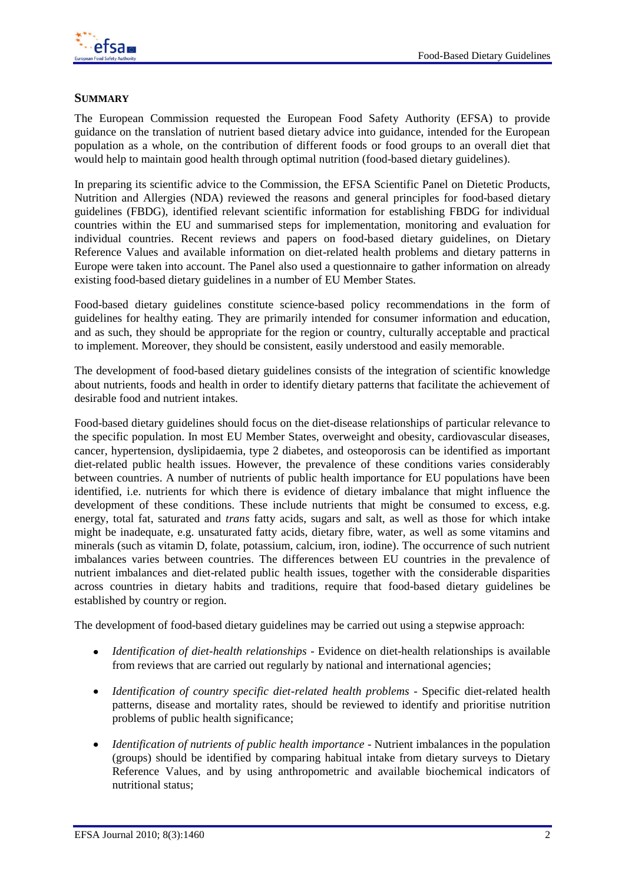## SUMMARY

The European Commission requested the European Food Safety Authority (EFSA) to provide guidance on the translation of nutrient based dietary advice into guidance, intended for the European population as a whole, on the contribution of different foods or food groups to an overall diet that would help to maintain good health through optimal nutrition (food-based dietary guidelines).

In preparing its scientific advice to the Commission, the EFSA Scientific Panel on Dietetic Products, Nutrition and Allergies (NDA) reviewed the reasons and general principles for food-based dietary guidelines (FBDG), identified relevant scientific information for establishing FBDG for individual countries within the EU and summarised steps for implementation, monitoring and evaluation for individual countries. Recent reviews and papers on food-based dietary guidelines, on Dietary Reference Values and available information on diet-related health problems and dietary patterns in Europe were taken into account. The Panel also used a questionnaire to gather information on already existing food-based dietary guidelines in a number of EU Member States.

Food-based dietary guidelines constitute science-based policy recommendations in the form of guidelines for healthy eating. They are primarily intended for consumer information and education, and as such, they should be appropriate for the region or country, culturally acceptable and practical to implement. Moreover, they should be consistent, easily understood and easily memorable.

The development of food-based dietary guidelines consists of the integration of scientific knowledge about nutrients, foods and health in order to identify dietary patterns that facilitate the achievement of desirable food and nutrient intakes.

Food-based dietary guidelines should focus on the diet-disease relationships of particular relevance to the specific population. In most EU Member States, overweight and obesity, cardiovascular diseases, cancer, hypertension, dyslipidaemia, type 2 diabetes, and osteoporosis can be identified as important diet-related public health issues. However, the prevalence of these conditions varies considerably between countries. A number of nutrients of public health importance for EU populations have been identified, i.e. nutrients for which there is evidence of dietary imbalance that might influence the development of these conditions. These include nutrients that might be consumed to excess, e.g. energy, total fat, saturated and *trans* fatty acids, sugars and salt, as well as those for which intake might be inadequate, e.g. unsaturated fatty acids, dietary fibre, water, as well as some vitamins and minerals (such as vitamin D, folate, potassium, calcium, iron, iodine). The occurrence of such nutrient imbalances varies between countries. The differences between EU countries in the prevalence of nutrient imbalances and diet-related public health issues, together with the considerable disparities across countries in dietary habits and traditions, require that food-based dietary guidelines be established by country or region.

The development of food-based dietary guidelines may be carried out using a stepwise approach:

- *Identification of diet-health relationships* - Evidence on diet-health relationships is available from reviews that are carried out regularly by national and international agencies;
- *Identification of country specific diet-related health problems* - Specific diet-related health patterns, disease and mortality rates, should be reviewed to identify and prioritise nutrition problems of public health significance;
- *Identification of nutrients of public health importance* - Nutrient imbalances in the population (groups) should be identified by comparing habitual intake from dietary surveys to Dietary Reference Values, and by using anthropometric and available biochemical indicators of nutritional status;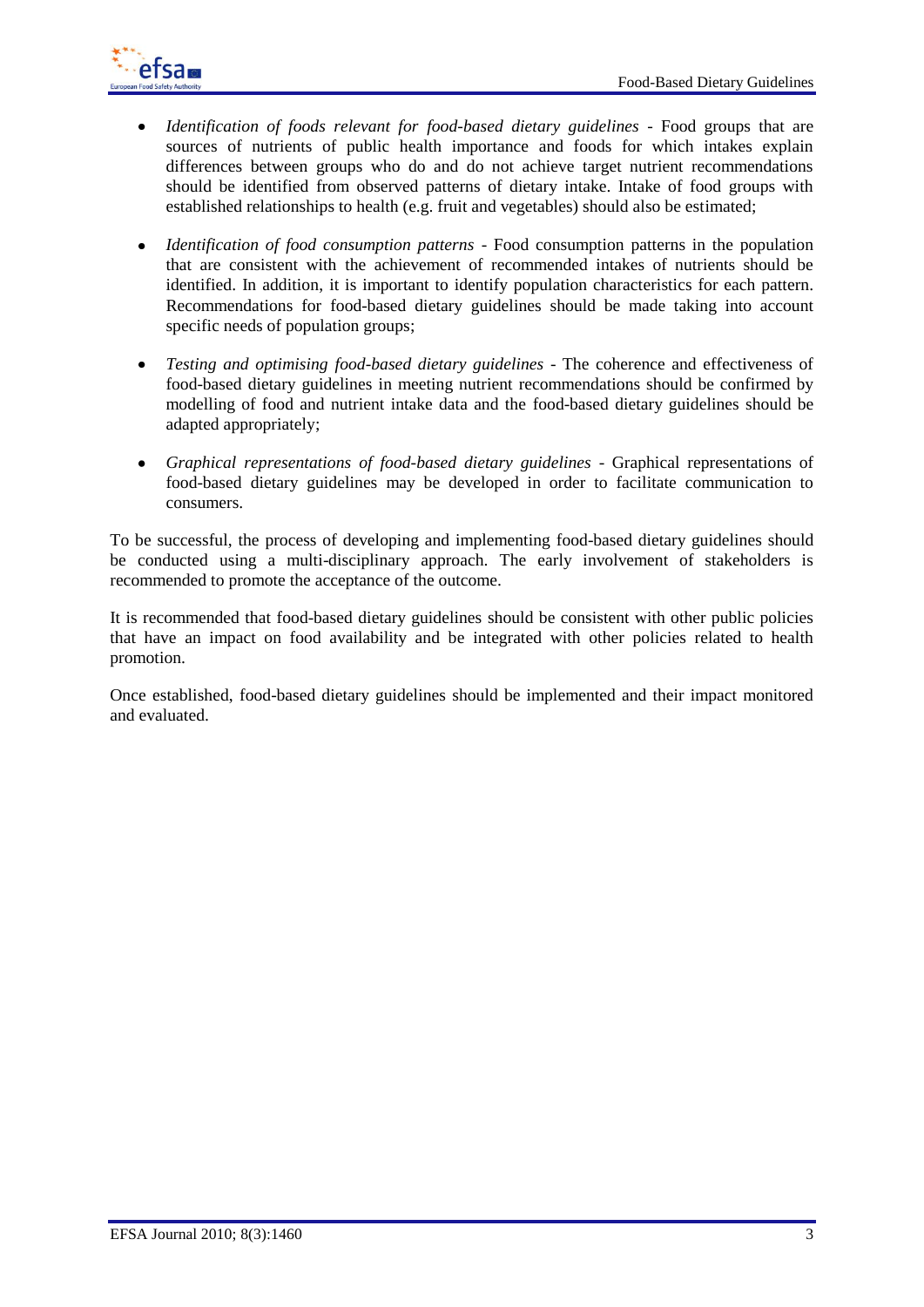- *Identification of foods relevant for food-based dietary guidelines* - Food groups that are sources of nutrients of public health importance and foods for which intakes explain differences between groups who do and do not achieve target nutrient recommendations should be identified from observed patterns of dietary intake. Intake of food groups with established relationships to health (e.g. fruit and vegetables) should also be estimated;

- *Identification of food consumption patterns* - Food consumption patterns in the population that are consistent with the achievement of recommended intakes of nutrients should be identified. In addition, it is important to identify population characteristics for each pattern. Recommendations for food-based dietary guidelines should be made taking into account specific needs of population groups;

- *Testing and optimising food-based dietary guidelines* - The coherence and effectiveness of food-based dietary guidelines in meeting nutrient recommendations should be confirmed by modelling of food and nutrient intake data and the food-based dietary guidelines should be adapted appropriately;

- *Graphical representations of food-based dietary guidelines* - Graphical representations of food-based dietary guidelines may be developed in order to facilitate communication to consumers.

To be successful, the process of developing and implementing food-based dietary guidelines should be conducted using a multi-disciplinary approach. The early involvement of stakeholders is recommended to promote the acceptance of the outcome.

It is recommended that food-based dietary guidelines should be consistent with other public policies that have an impact on food availability and be integrated with other policies related to health promotion.

Once established, food-based dietary guidelines should be implemented and their impact monitored and evaluated.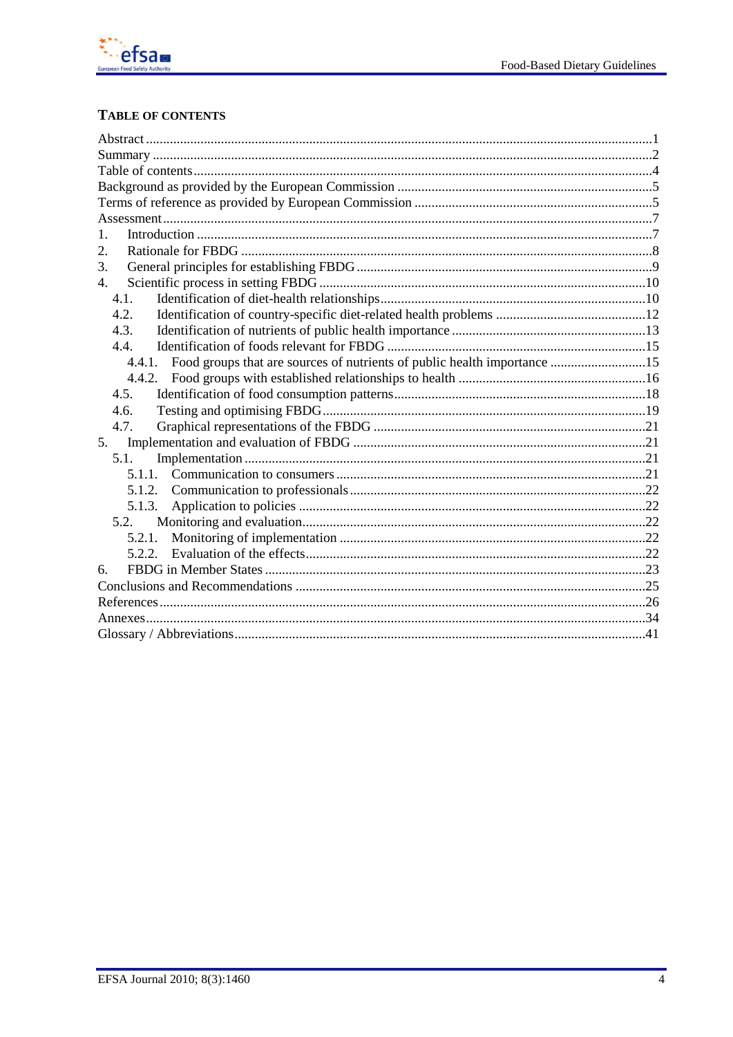## Table of contents

Abstract ....................................................................................................................................1
Summary ....................................................................................................................................2
Table of contents ........................................................................................................................4
Background as provided by the European Commission ...........................................................5
Terms of reference as provided by European Commission .......................................................5
Assessment ................................................................................................................................7
1. Introduction ..........................................................................................................................7
2. Rationale for FBDG ..............................................................................................................8
3. General principles for establishing FBDG .............................................................................9
4. Scientific process in setting FBDG .......................................................................................10
   4.1. Identification of diet-health relationships .......................................................................10
   4.2. Identification of country-specific diet-related health problems ....................................12
   4.3. Identification of nutrients of public health importance ..................................................13
   4.4. Identification of foods relevant for FBDG .....................................................................15
      4.4.1. Food groups that are sources of nutrients of public health importance ....................15
      4.4.2. Food groups with established relationships to health ...............................................16
   4.5. Identification of food consumption patterns ..................................................................18
   4.6. Testing and optimising FBDG ........................................................................................19
   4.7. Graphical representations of the FBDG .........................................................................21
5. Implementation and evaluation of FBDG ..............................................................................21
   5.1. Implementation ...............................................................................................................21
      5.1.1. Communication to consumers ...................................................................................21
      5.1.2. Communication to professionals ...............................................................................22
      5.1.3. Application to policies ..............................................................................................22
   5.2. Monitoring and evaluation ..............................................................................................22
      5.2.1. Monitoring of implementation ..................................................................................22
      5.2.2. Evaluation of the effects ............................................................................................22
6. FBDG in Member States .......................................................................................................23
Conclusions and Recommendations .........................................................................................25
References ................................................................................................................................26
Annexes ....................................................................................................................................34
Glossary / Abbreviations ..........................................................................................................41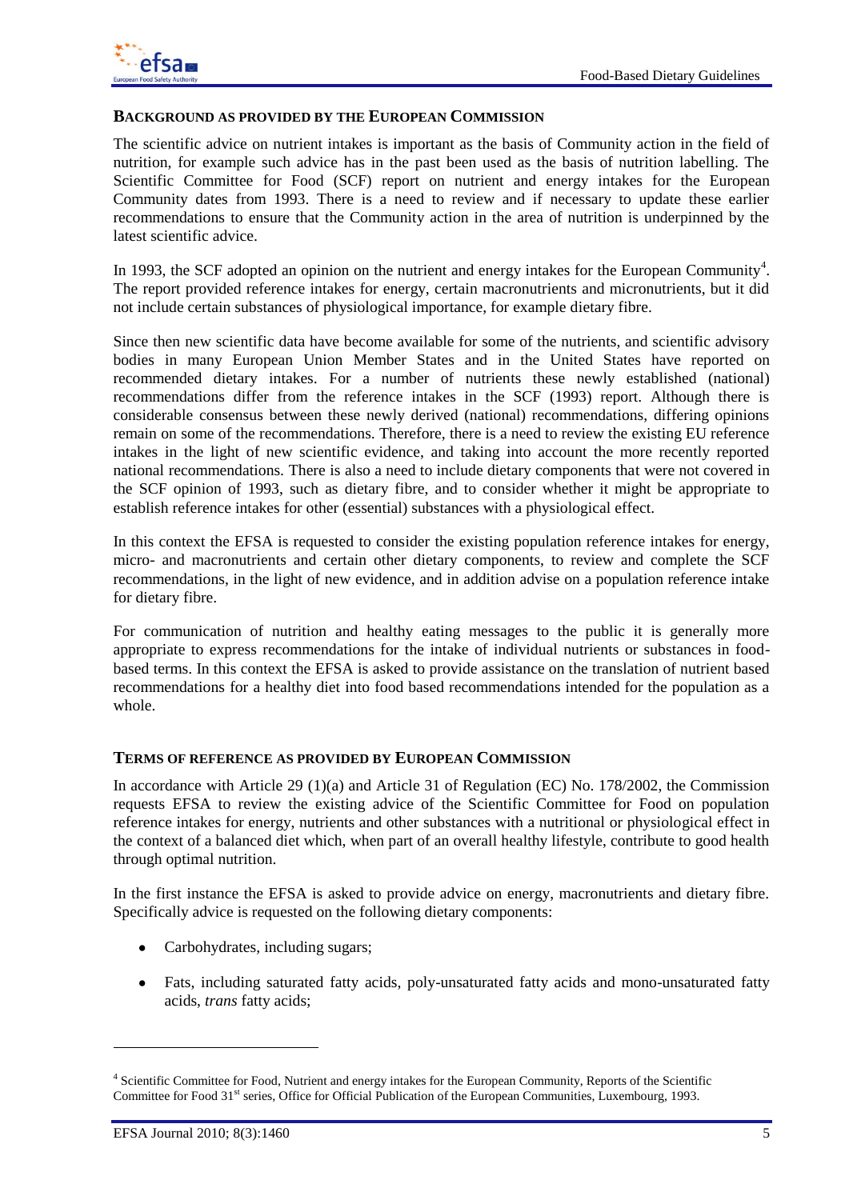## BACKGROUND AS PROVIDED BY THE EUROPEAN COMMISSION

The scientific advice on nutrient intakes is important as the basis of Community action in the field of nutrition, for example such advice has in the past been used as the basis of nutrition labelling. The Scientific Committee for Food (SCF) report on nutrient and energy intakes for the European Community dates from 1993. There is a need to review and if necessary to update these earlier recommendations to ensure that the Community action in the area of nutrition is underpinned by the latest scientific advice.

In 1993, the SCF adopted an opinion on the nutrient and energy intakes for the European Community[4]. The report provided reference intakes for energy, certain macronutrients and micronutrients, but it did not include certain substances of physiological importance, for example dietary fibre.

Since then new scientific data have become available for some of the nutrients, and scientific advisory bodies in many European Union Member States and in the United States have reported on recommended dietary intakes. For a number of nutrients these newly established (national) recommendations differ from the reference intakes in the SCF (1993) report. Although there is considerable consensus between these newly derived (national) recommendations, differing opinions remain on some of the recommendations. Therefore, there is a need to review the existing EU reference intakes in the light of new scientific evidence, and taking into account the more recently reported national recommendations. There is also a need to include dietary components that were not covered in the SCF opinion of 1993, such as dietary fibre, and to consider whether it might be appropriate to establish reference intakes for other (essential) substances with a physiological effect.

In this context the EFSA is requested to consider the existing population reference intakes for energy, micro- and macronutrients and certain other dietary components, to review and complete the SCF recommendations, in the light of new evidence, and in addition advise on a population reference intake for dietary fibre.

For communication of nutrition and healthy eating messages to the public it is generally more appropriate to express recommendations for the intake of individual nutrients or substances in food-based terms. In this context the EFSA is asked to provide assistance on the translation of nutrient based recommendations for a healthy diet into food based recommendations intended for the population as a whole.

## TERMS OF REFERENCE AS PROVIDED BY EUROPEAN COMMISSION

In accordance with Article 29 (1)(a) and Article 31 of Regulation (EC) No. 178/2002, the Commission requests EFSA to review the existing advice of the Scientific Committee for Food on population reference intakes for energy, nutrients and other substances with a nutritional or physiological effect in the context of a balanced diet which, when part of an overall healthy lifestyle, contribute to good health through optimal nutrition.

In the first instance the EFSA is asked to provide advice on energy, macronutrients and dietary fibre. Specifically advice is requested on the following dietary components:

- Carbohydrates, including sugars;
- Fats, including saturated fatty acids, poly-unsaturated fatty acids and mono-unsaturated fatty acids, *trans* fatty acids;

[4] Scientific Committee for Food, Nutrient and energy intakes for the European Community, Reports of the Scientific Committee for Food 31st series, Office for Official Publication of the European Communities, Luxembourg, 1993.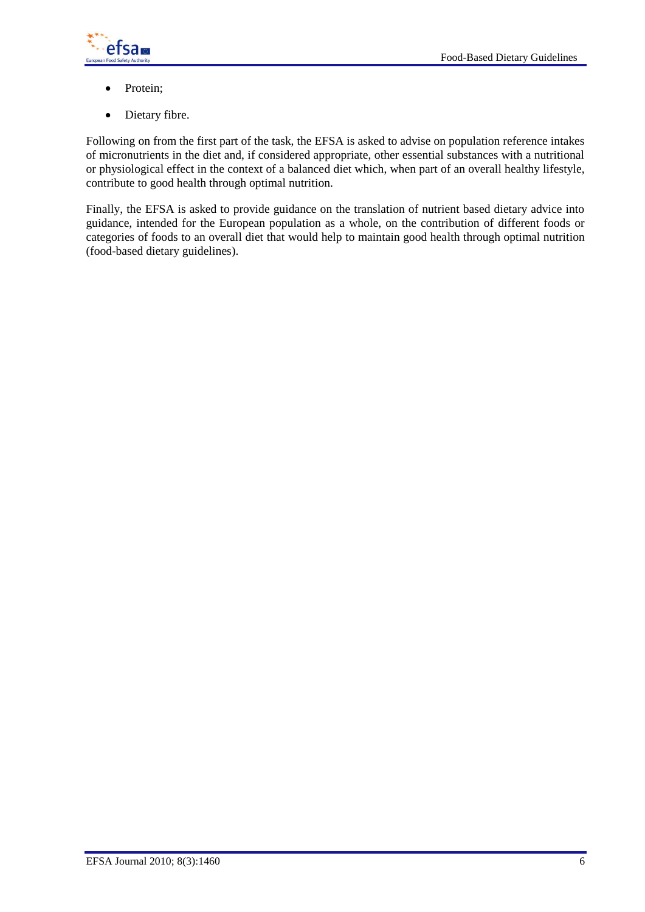- Protein;
- Dietary fibre.

Following on from the first part of the task, the EFSA is asked to advise on population reference intakes of micronutrients in the diet and, if considered appropriate, other essential substances with a nutritional or physiological effect in the context of a balanced diet which, when part of an overall healthy lifestyle, contribute to good health through optimal nutrition.

Finally, the EFSA is asked to provide guidance on the translation of nutrient based dietary advice into guidance, intended for the European population as a whole, on the contribution of different foods or categories of foods to an overall diet that would help to maintain good health through optimal nutrition (food-based dietary guidelines).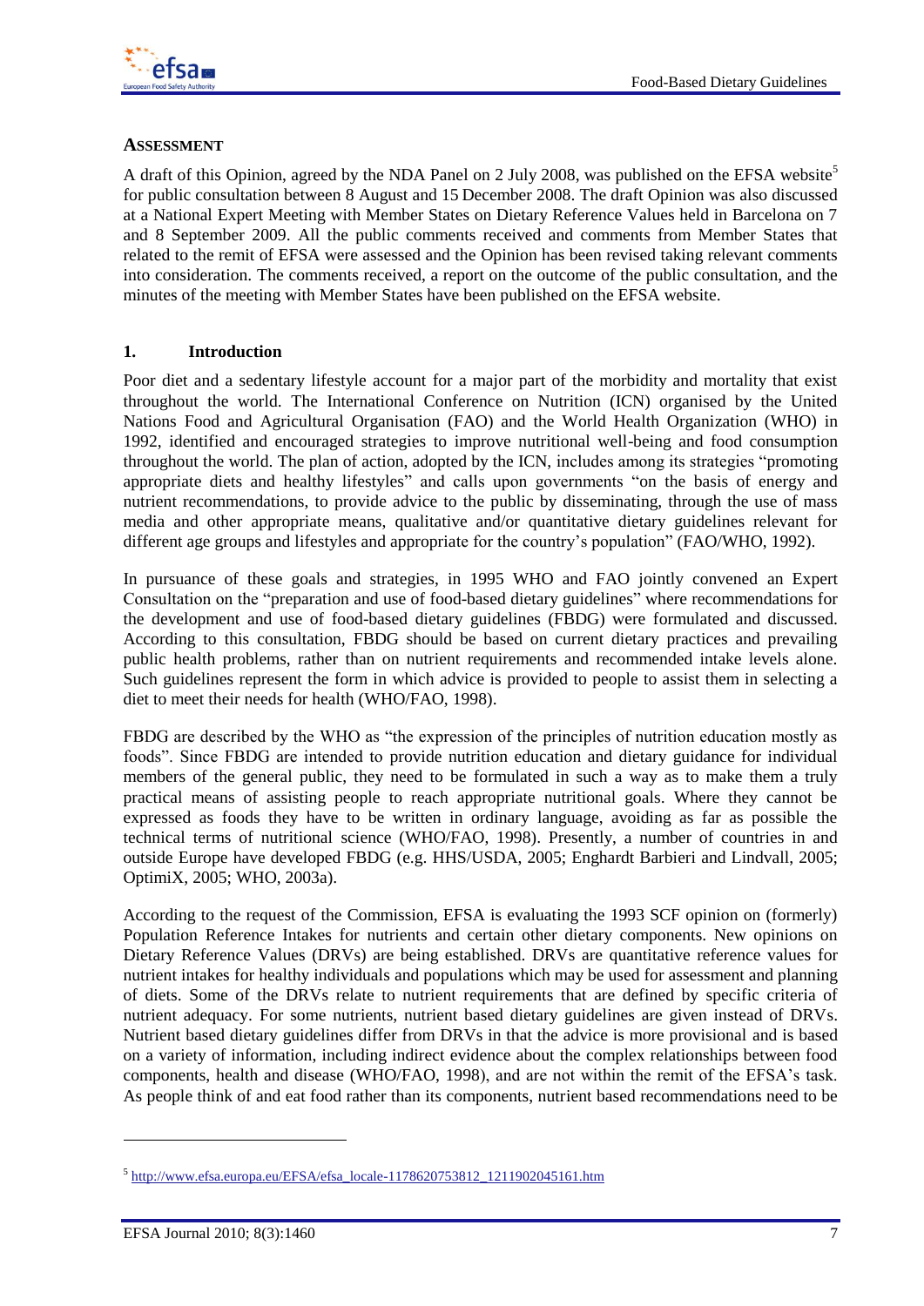## ASSESSMENT

A draft of this Opinion, agreed by the NDA Panel on 2 July 2008, was published on the EFSA website[5] for public consultation between 8 August and 15 December 2008. The draft Opinion was also discussed at a National Expert Meeting with Member States on Dietary Reference Values held in Barcelona on 7 and 8 September 2009. All the public comments received and comments from Member States that related to the remit of EFSA were assessed and the Opinion has been revised taking relevant comments into consideration. The comments received, a report on the outcome of the public consultation, and the minutes of the meeting with Member States have been published on the EFSA website.

## 1. Introduction

Poor diet and a sedentary lifestyle account for a major part of the morbidity and mortality that exist throughout the world. The International Conference on Nutrition (ICN) organised by the United Nations Food and Agricultural Organisation (FAO) and the World Health Organization (WHO) in 1992, identified and encouraged strategies to improve nutritional well-being and food consumption throughout the world. The plan of action, adopted by the ICN, includes among its strategies "promoting appropriate diets and healthy lifestyles" and calls upon governments "on the basis of energy and nutrient recommendations, to provide advice to the public by disseminating, through the use of mass media and other appropriate means, qualitative and/or quantitative dietary guidelines relevant for different age groups and lifestyles and appropriate for the country's population" (FAO/WHO, 1992).

In pursuance of these goals and strategies, in 1995 WHO and FAO jointly convened an Expert Consultation on the "preparation and use of food-based dietary guidelines" where recommendations for the development and use of food-based dietary guidelines (FBDG) were formulated and discussed. According to this consultation, FBDG should be based on current dietary practices and prevailing public health problems, rather than on nutrient requirements and recommended intake levels alone. Such guidelines represent the form in which advice is provided to people to assist them in selecting a diet to meet their needs for health (WHO/FAO, 1998).

FBDG are described by the WHO as "the expression of the principles of nutrition education mostly as foods". Since FBDG are intended to provide nutrition education and dietary guidance for individual members of the general public, they need to be formulated in such a way as to make them a truly practical means of assisting people to reach appropriate nutritional goals. Where they cannot be expressed as foods they have to be written in ordinary language, avoiding as far as possible the technical terms of nutritional science (WHO/FAO, 1998). Presently, a number of countries in and outside Europe have developed FBDG (e.g. HHS/USDA, 2005; Enghardt Barbieri and Lindvall, 2005; OptimiX, 2005; WHO, 2003a).

According to the request of the Commission, EFSA is evaluating the 1993 SCF opinion on (formerly) Population Reference Intakes for nutrients and certain other dietary components. New opinions on Dietary Reference Values (DRVs) are being established. DRVs are quantitative reference values for nutrient intakes for healthy individuals and populations which may be used for assessment and planning of diets. Some of the DRVs relate to nutrient requirements that are defined by specific criteria of nutrient adequacy. For some nutrients, nutrient based dietary guidelines are given instead of DRVs. Nutrient based dietary guidelines differ from DRVs in that the advice is more provisional and is based on a variety of information, including indirect evidence about the complex relationships between food components, health and disease (WHO/FAO, 1998), and are not within the remit of the EFSA's task. As people think of and eat food rather than its components, nutrient based recommendations need to be

[5] http://www.efsa.europa.eu/EFSA/efsa_locale-1178620753812_1211902045161.htm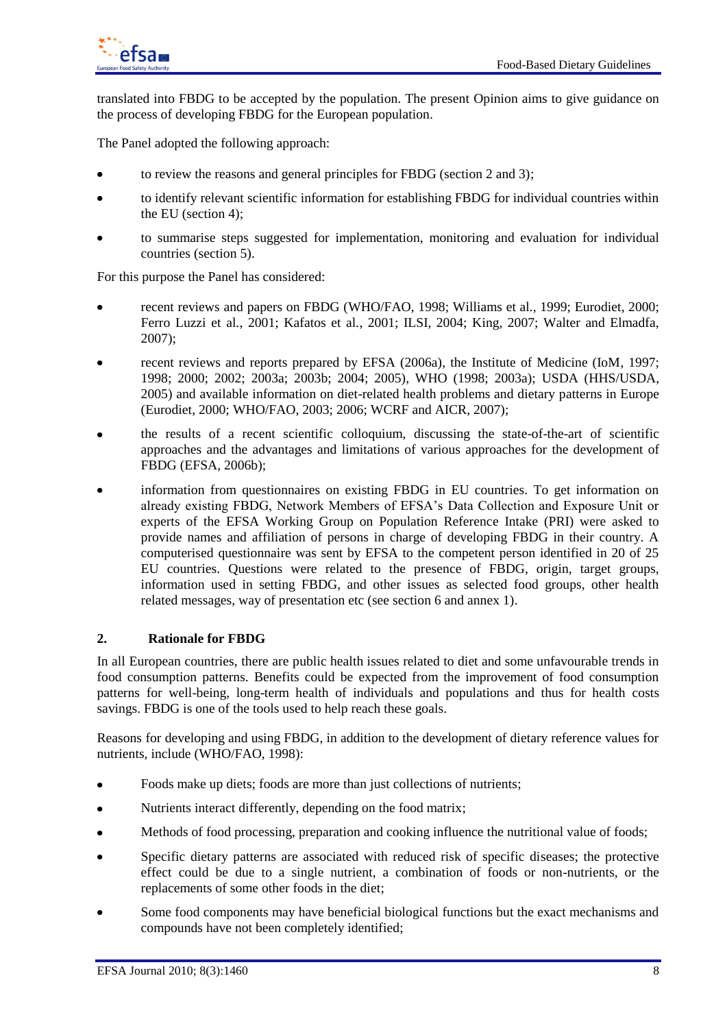translated into FBDG to be accepted by the population. The present Opinion aims to give guidance on the process of developing FBDG for the European population.

The Panel adopted the following approach:

- to review the reasons and general principles for FBDG (section 2 and 3);
- to identify relevant scientific information for establishing FBDG for individual countries within the EU (section 4);
- to summarise steps suggested for implementation, monitoring and evaluation for individual countries (section 5).

For this purpose the Panel has considered:

- recent reviews and papers on FBDG (WHO/FAO, 1998; Williams et al., 1999; Eurodiet, 2000; Ferro Luzzi et al., 2001; Kafatos et al., 2001; ILSI, 2004; King, 2007; Walter and Elmadfa, 2007);
- recent reviews and reports prepared by EFSA (2006a), the Institute of Medicine (IoM, 1997; 1998; 2000; 2002; 2003a; 2003b; 2004; 2005), WHO (1998; 2003a); USDA (HHS/USDA, 2005) and available information on diet-related health problems and dietary patterns in Europe (Eurodiet, 2000; WHO/FAO, 2003; 2006; WCRF and AICR, 2007);
- the results of a recent scientific colloquium, discussing the state-of-the-art of scientific approaches and the advantages and limitations of various approaches for the development of FBDG (EFSA, 2006b);
- information from questionnaires on existing FBDG in EU countries. To get information on already existing FBDG, Network Members of EFSA's Data Collection and Exposure Unit or experts of the EFSA Working Group on Population Reference Intake (PRI) were asked to provide names and affiliation of persons in charge of developing FBDG in their country. A computerised questionnaire was sent by EFSA to the competent person identified in 20 of 25 EU countries. Questions were related to the presence of FBDG, origin, target groups, information used in setting FBDG, and other issues as selected food groups, other health related messages, way of presentation etc (see section 6 and annex 1).

## 2. Rationale for FBDG

In all European countries, there are public health issues related to diet and some unfavourable trends in food consumption patterns. Benefits could be expected from the improvement of food consumption patterns for well-being, long-term health of individuals and populations and thus for health costs savings. FBDG is one of the tools used to help reach these goals.

Reasons for developing and using FBDG, in addition to the development of dietary reference values for nutrients, include (WHO/FAO, 1998):

- Foods make up diets; foods are more than just collections of nutrients;
- Nutrients interact differently, depending on the food matrix;
- Methods of food processing, preparation and cooking influence the nutritional value of foods;
- Specific dietary patterns are associated with reduced risk of specific diseases; the protective effect could be due to a single nutrient, a combination of foods or non-nutrients, or the replacements of some other foods in the diet;
- Some food components may have beneficial biological functions but the exact mechanisms and compounds have not been completely identified;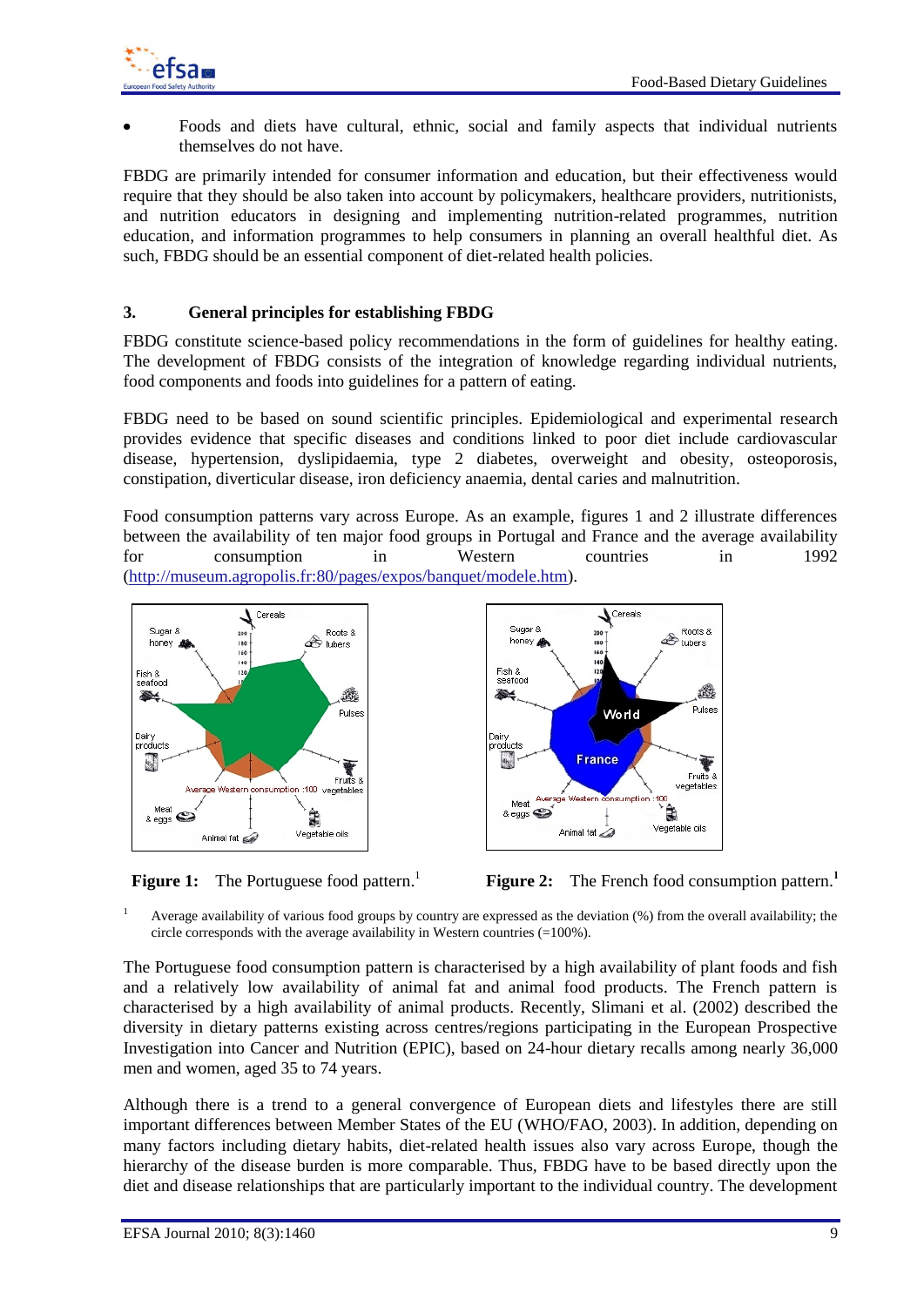- Foods and diets have cultural, ethnic, social and family aspects that individual nutrients themselves do not have.

FBDG are primarily intended for consumer information and education, but their effectiveness would require that they should be also taken into account by policymakers, healthcare providers, nutritionists, and nutrition educators in designing and implementing nutrition-related programmes, nutrition education, and information programmes to help consumers in planning an overall healthful diet. As such, FBDG should be an essential component of diet-related health policies.

## 3. General principles for establishing FBDG

FBDG constitute science-based policy recommendations in the form of guidelines for healthy eating. The development of FBDG consists of the integration of knowledge regarding individual nutrients, food components and foods into guidelines for a pattern of eating.

FBDG need to be based on sound scientific principles. Epidemiological and experimental research provides evidence that specific diseases and conditions linked to poor diet include cardiovascular disease, hypertension, dyslipidaemia, type 2 diabetes, overweight and obesity, osteoporosis, constipation, diverticular disease, iron deficiency anaemia, dental caries and malnutrition.

Food consumption patterns vary across Europe. As an example, figures 1 and 2 illustrate differences between the availability of ten major food groups in Portugal and France and the average availability for consumption in Western countries in 1992 (http://museum.agropolis.fr:80/pages/expos/banquet/modele.htm).

**Figure 1:** The Portuguese food pattern.[1]

**Figure 2:** The French food consumption pattern.[1]

[1] Average availability of various food groups by country are expressed as the deviation (%) from the overall availability; the circle corresponds with the average availability in Western countries (=100%).

The Portuguese food consumption pattern is characterised by a high availability of plant foods and fish and a relatively low availability of animal fat and animal food products. The French pattern is characterised by a high availability of animal products. Recently, Slimani et al. (2002) described the diversity in dietary patterns existing across centres/regions participating in the European Prospective Investigation into Cancer and Nutrition (EPIC), based on 24-hour dietary recalls among nearly 36,000 men and women, aged 35 to 74 years.

Although there is a trend to a general convergence of European diets and lifestyles there are still important differences between Member States of the EU (WHO/FAO, 2003). In addition, depending on many factors including dietary habits, diet-related health issues also vary across Europe, though the hierarchy of the disease burden is more comparable. Thus, FBDG have to be based directly upon the diet and disease relationships that are particularly important to the individual country. The development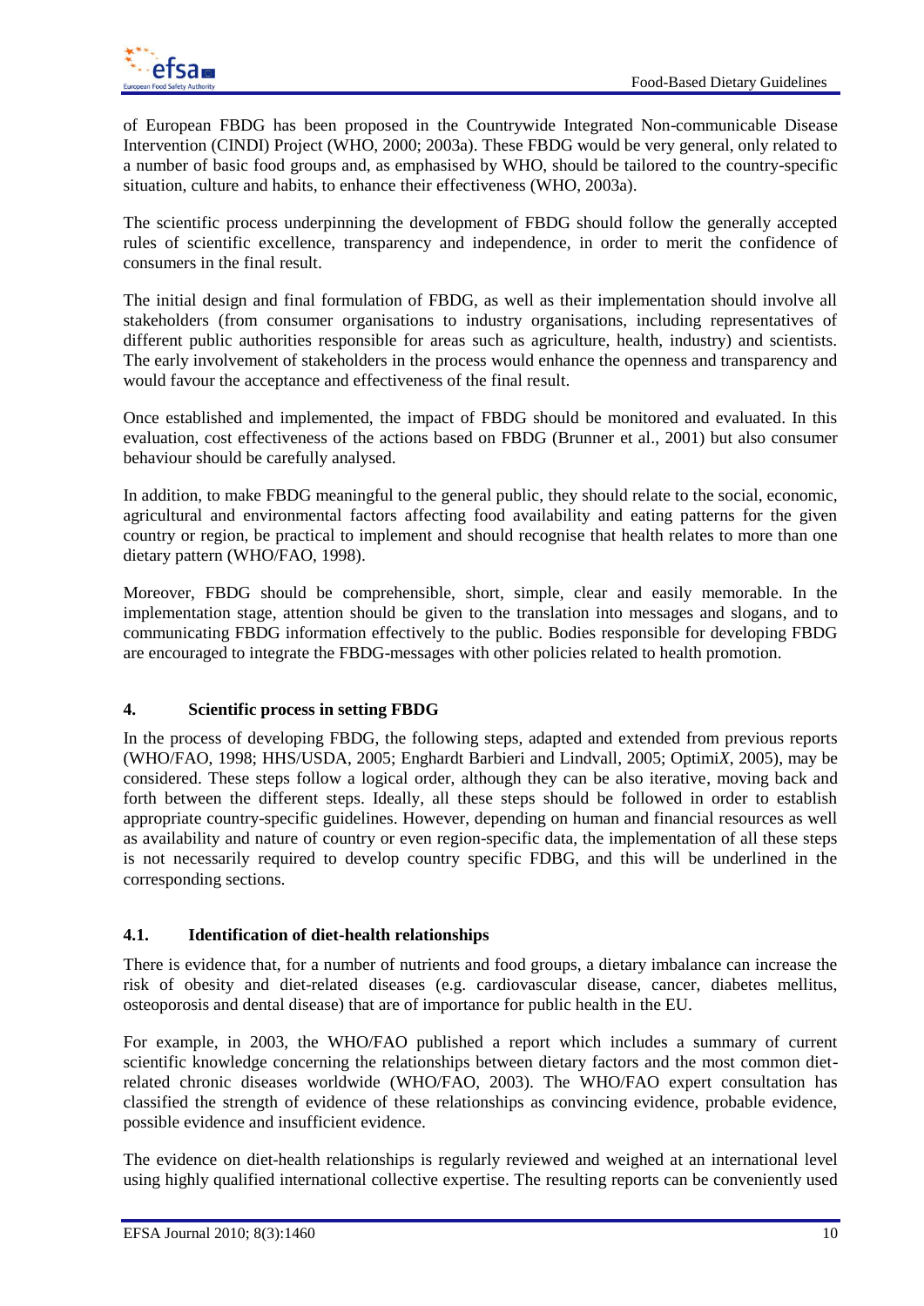of European FBDG has been proposed in the Countrywide Integrated Non-communicable Disease Intervention (CINDI) Project (WHO, 2000; 2003a). These FBDG would be very general, only related to a number of basic food groups and, as emphasised by WHO, should be tailored to the country-specific situation, culture and habits, to enhance their effectiveness (WHO, 2003a).

The scientific process underpinning the development of FBDG should follow the generally accepted rules of scientific excellence, transparency and independence, in order to merit the confidence of consumers in the final result.

The initial design and final formulation of FBDG, as well as their implementation should involve all stakeholders (from consumer organisations to industry organisations, including representatives of different public authorities responsible for areas such as agriculture, health, industry) and scientists. The early involvement of stakeholders in the process would enhance the openness and transparency and would favour the acceptance and effectiveness of the final result.

Once established and implemented, the impact of FBDG should be monitored and evaluated. In this evaluation, cost effectiveness of the actions based on FBDG (Brunner et al., 2001) but also consumer behaviour should be carefully analysed.

In addition, to make FBDG meaningful to the general public, they should relate to the social, economic, agricultural and environmental factors affecting food availability and eating patterns for the given country or region, be practical to implement and should recognise that health relates to more than one dietary pattern (WHO/FAO, 1998).

Moreover, FBDG should be comprehensible, short, simple, clear and easily memorable. In the implementation stage, attention should be given to the translation into messages and slogans, and to communicating FBDG information effectively to the public. Bodies responsible for developing FBDG are encouraged to integrate the FBDG-messages with other policies related to health promotion.

## 4. Scientific process in setting FBDG

In the process of developing FBDG, the following steps, adapted and extended from previous reports (WHO/FAO, 1998; HHS/USDA, 2005; Enghardt Barbieri and Lindvall, 2005; Optimi*X*, 2005), may be considered. These steps follow a logical order, although they can be also iterative, moving back and forth between the different steps. Ideally, all these steps should be followed in order to establish appropriate country-specific guidelines. However, depending on human and financial resources as well as availability and nature of country or even region-specific data, the implementation of all these steps is not necessarily required to develop country specific FDBG, and this will be underlined in the corresponding sections.

### 4.1. Identification of diet-health relationships

There is evidence that, for a number of nutrients and food groups, a dietary imbalance can increase the risk of obesity and diet-related diseases (e.g. cardiovascular disease, cancer, diabetes mellitus, osteoporosis and dental disease) that are of importance for public health in the EU.

For example, in 2003, the WHO/FAO published a report which includes a summary of current scientific knowledge concerning the relationships between dietary factors and the most common diet-related chronic diseases worldwide (WHO/FAO, 2003). The WHO/FAO expert consultation has classified the strength of evidence of these relationships as convincing evidence, probable evidence, possible evidence and insufficient evidence.

The evidence on diet-health relationships is regularly reviewed and weighed at an international level using highly qualified international collective expertise. The resulting reports can be conveniently used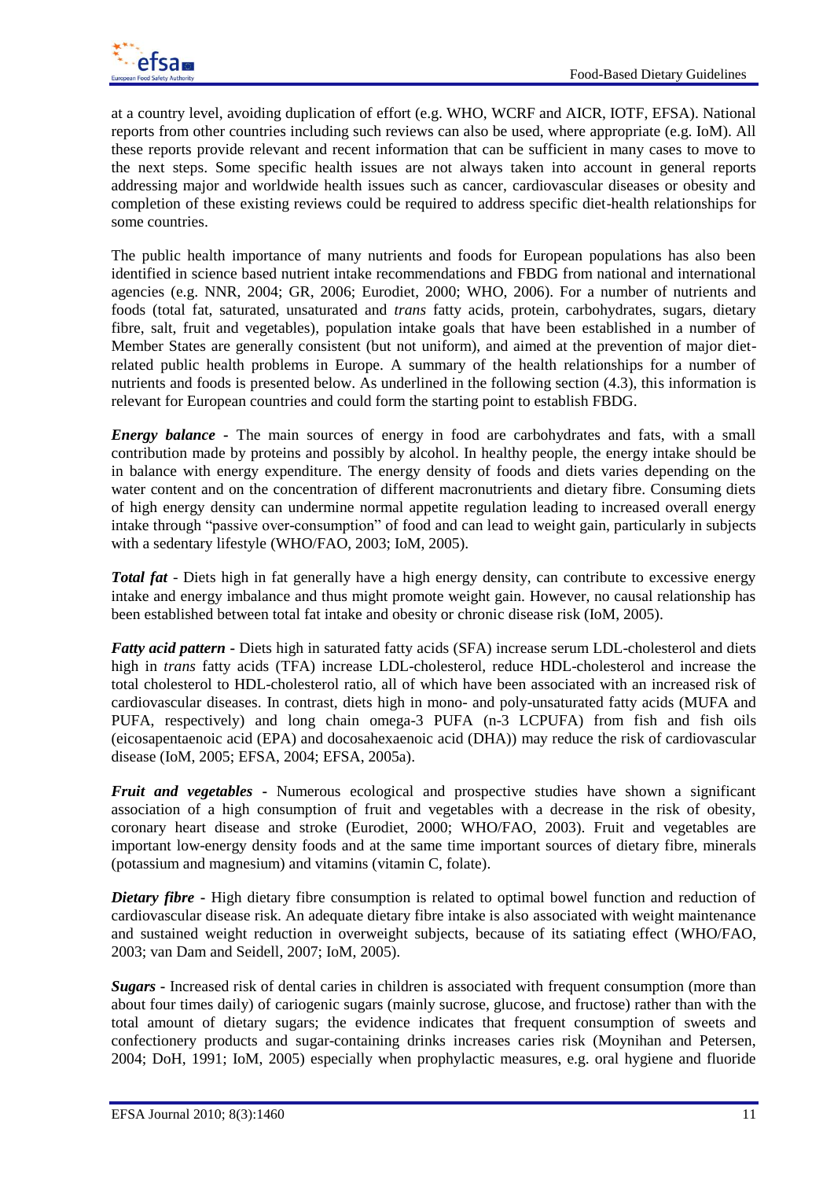at a country level, avoiding duplication of effort (e.g. WHO, WCRF and AICR, IOTF, EFSA). National reports from other countries including such reviews can also be used, where appropriate (e.g. IoM). All these reports provide relevant and recent information that can be sufficient in many cases to move to the next steps. Some specific health issues are not always taken into account in general reports addressing major and worldwide health issues such as cancer, cardiovascular diseases or obesity and completion of these existing reviews could be required to address specific diet-health relationships for some countries.

The public health importance of many nutrients and foods for European populations has also been identified in science based nutrient intake recommendations and FBDG from national and international agencies (e.g. NNR, 2004; GR, 2006; Eurodiet, 2000; WHO, 2006). For a number of nutrients and foods (total fat, saturated, unsaturated and *trans* fatty acids, protein, carbohydrates, sugars, dietary fibre, salt, fruit and vegetables), population intake goals that have been established in a number of Member States are generally consistent (but not uniform), and aimed at the prevention of major diet-related public health problems in Europe. A summary of the health relationships for a number of nutrients and foods is presented below. As underlined in the following section (4.3), this information is relevant for European countries and could form the starting point to establish FBDG.

***Energy balance*** - The main sources of energy in food are carbohydrates and fats, with a small contribution made by proteins and possibly by alcohol. In healthy people, the energy intake should be in balance with energy expenditure. The energy density of foods and diets varies depending on the water content and on the concentration of different macronutrients and dietary fibre. Consuming diets of high energy density can undermine normal appetite regulation leading to increased overall energy intake through "passive over-consumption" of food and can lead to weight gain, particularly in subjects with a sedentary lifestyle (WHO/FAO, 2003; IoM, 2005).

***Total fat*** - Diets high in fat generally have a high energy density, can contribute to excessive energy intake and energy imbalance and thus might promote weight gain. However, no causal relationship has been established between total fat intake and obesity or chronic disease risk (IoM, 2005).

***Fatty acid pattern*** - Diets high in saturated fatty acids (SFA) increase serum LDL-cholesterol and diets high in *trans* fatty acids (TFA) increase LDL-cholesterol, reduce HDL-cholesterol and increase the total cholesterol to HDL-cholesterol ratio, all of which have been associated with an increased risk of cardiovascular diseases. In contrast, diets high in mono- and poly-unsaturated fatty acids (MUFA and PUFA, respectively) and long chain omega-3 PUFA (n-3 LCPUFA) from fish and fish oils (eicosapentaenoic acid (EPA) and docosahexaenoic acid (DHA)) may reduce the risk of cardiovascular disease (IoM, 2005; EFSA, 2004; EFSA, 2005a).

***Fruit and vegetables*** - Numerous ecological and prospective studies have shown a significant association of a high consumption of fruit and vegetables with a decrease in the risk of obesity, coronary heart disease and stroke (Eurodiet, 2000; WHO/FAO, 2003). Fruit and vegetables are important low-energy density foods and at the same time important sources of dietary fibre, minerals (potassium and magnesium) and vitamins (vitamin C, folate).

***Dietary fibre*** - High dietary fibre consumption is related to optimal bowel function and reduction of cardiovascular disease risk. An adequate dietary fibre intake is also associated with weight maintenance and sustained weight reduction in overweight subjects, because of its satiating effect (WHO/FAO, 2003; van Dam and Seidell, 2007; IoM, 2005).

***Sugars*** - Increased risk of dental caries in children is associated with frequent consumption (more than about four times daily) of cariogenic sugars (mainly sucrose, glucose, and fructose) rather than with the total amount of dietary sugars; the evidence indicates that frequent consumption of sweets and confectionery products and sugar-containing drinks increases caries risk (Moynihan and Petersen, 2004; DoH, 1991; IoM, 2005) especially when prophylactic measures, e.g. oral hygiene and fluoride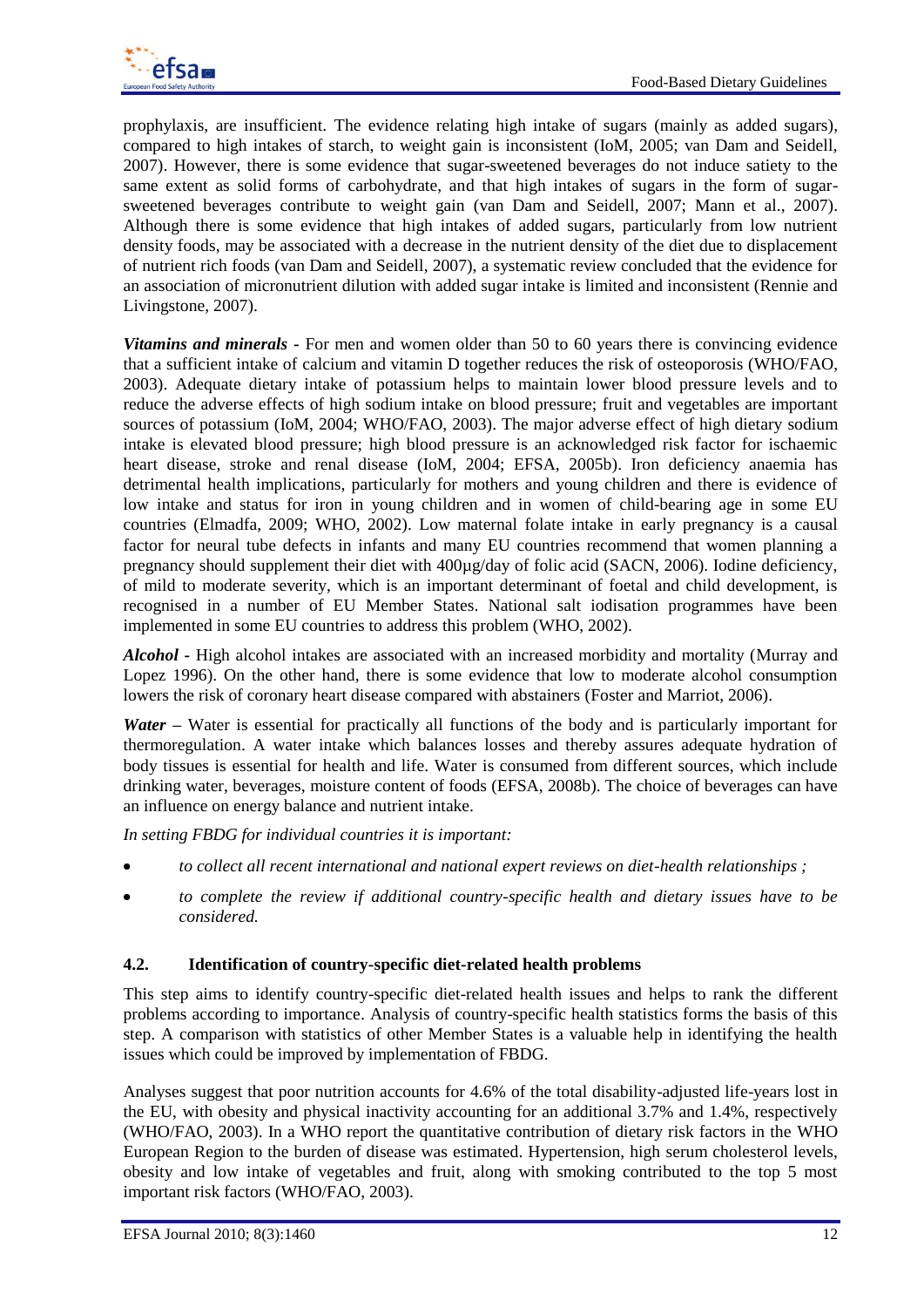prophylaxis, are insufficient. The evidence relating high intake of sugars (mainly as added sugars), compared to high intakes of starch, to weight gain is inconsistent (IoM, 2005; van Dam and Seidell, 2007). However, there is some evidence that sugar-sweetened beverages do not induce satiety to the same extent as solid forms of carbohydrate, and that high intakes of sugars in the form of sugar-sweetened beverages contribute to weight gain (van Dam and Seidell, 2007; Mann et al., 2007). Although there is some evidence that high intakes of added sugars, particularly from low nutrient density foods, may be associated with a decrease in the nutrient density of the diet due to displacement of nutrient rich foods (van Dam and Seidell, 2007), a systematic review concluded that the evidence for an association of micronutrient dilution with added sugar intake is limited and inconsistent (Rennie and Livingstone, 2007).

***Vitamins and minerals*** - For men and women older than 50 to 60 years there is convincing evidence that a sufficient intake of calcium and vitamin D together reduces the risk of osteoporosis (WHO/FAO, 2003). Adequate dietary intake of potassium helps to maintain lower blood pressure levels and to reduce the adverse effects of high sodium intake on blood pressure; fruit and vegetables are important sources of potassium (IoM, 2004; WHO/FAO, 2003). The major adverse effect of high dietary sodium intake is elevated blood pressure; high blood pressure is an acknowledged risk factor for ischaemic heart disease, stroke and renal disease (IoM, 2004; EFSA, 2005b). Iron deficiency anaemia has detrimental health implications, particularly for mothers and young children and there is evidence of low intake and status for iron in young children and in women of child-bearing age in some EU countries (Elmadfa, 2009; WHO, 2002). Low maternal folate intake in early pregnancy is a causal factor for neural tube defects in infants and many EU countries recommend that women planning a pregnancy should supplement their diet with 400µg/day of folic acid (SACN, 2006). Iodine deficiency, of mild to moderate severity, which is an important determinant of foetal and child development, is recognised in a number of EU Member States. National salt iodisation programmes have been implemented in some EU countries to address this problem (WHO, 2002).

***Alcohol*** - High alcohol intakes are associated with an increased morbidity and mortality (Murray and Lopez 1996). On the other hand, there is some evidence that low to moderate alcohol consumption lowers the risk of coronary heart disease compared with abstainers (Foster and Marriot, 2006).

***Water*** – Water is essential for practically all functions of the body and is particularly important for thermoregulation. A water intake which balances losses and thereby assures adequate hydration of body tissues is essential for health and life. Water is consumed from different sources, which include drinking water, beverages, moisture content of foods (EFSA, 2008b). The choice of beverages can have an influence on energy balance and nutrient intake.

*In setting FBDG for individual countries it is important:*

- *to collect all recent international and national expert reviews on diet-health relationships ;*
- *to complete the review if additional country-specific health and dietary issues have to be considered.*

### 4.2. Identification of country-specific diet-related health problems

This step aims to identify country-specific diet-related health issues and helps to rank the different problems according to importance. Analysis of country-specific health statistics forms the basis of this step. A comparison with statistics of other Member States is a valuable help in identifying the health issues which could be improved by implementation of FBDG.

Analyses suggest that poor nutrition accounts for 4.6% of the total disability-adjusted life-years lost in the EU, with obesity and physical inactivity accounting for an additional 3.7% and 1.4%, respectively (WHO/FAO, 2003). In a WHO report the quantitative contribution of dietary risk factors in the WHO European Region to the burden of disease was estimated. Hypertension, high serum cholesterol levels, obesity and low intake of vegetables and fruit, along with smoking contributed to the top 5 most important risk factors (WHO/FAO, 2003).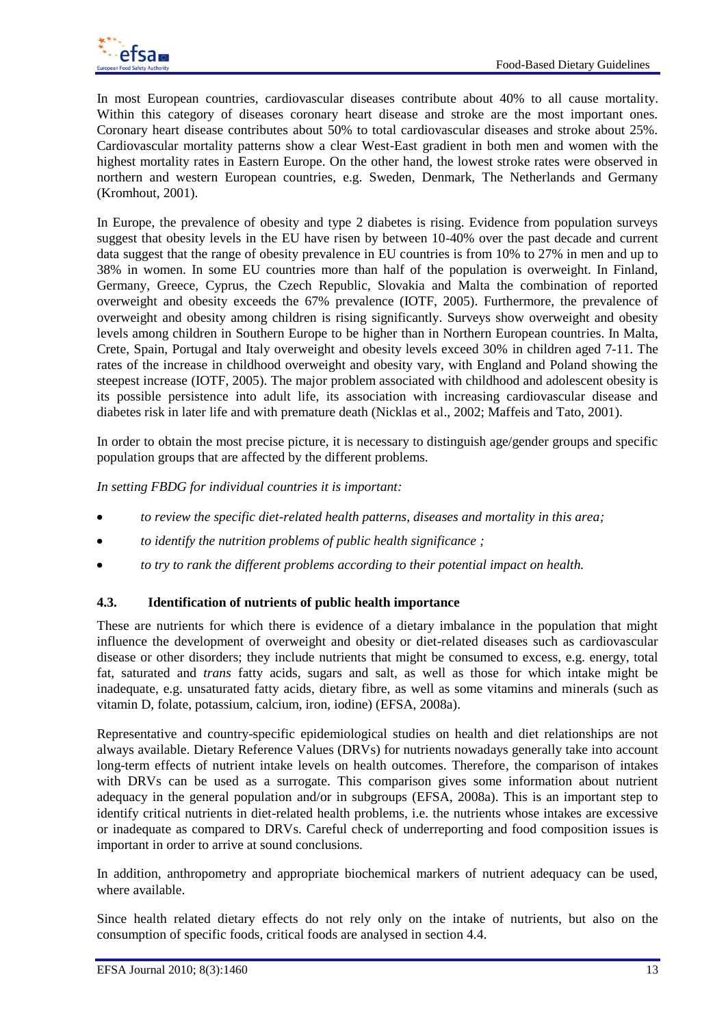In most European countries, cardiovascular diseases contribute about 40% to all cause mortality. Within this category of diseases coronary heart disease and stroke are the most important ones. Coronary heart disease contributes about 50% to total cardiovascular diseases and stroke about 25%. Cardiovascular mortality patterns show a clear West-East gradient in both men and women with the highest mortality rates in Eastern Europe. On the other hand, the lowest stroke rates were observed in northern and western European countries, e.g. Sweden, Denmark, The Netherlands and Germany (Kromhout, 2001).

In Europe, the prevalence of obesity and type 2 diabetes is rising. Evidence from population surveys suggest that obesity levels in the EU have risen by between 10-40% over the past decade and current data suggest that the range of obesity prevalence in EU countries is from 10% to 27% in men and up to 38% in women. In some EU countries more than half of the population is overweight. In Finland, Germany, Greece, Cyprus, the Czech Republic, Slovakia and Malta the combination of reported overweight and obesity exceeds the 67% prevalence (IOTF, 2005). Furthermore, the prevalence of overweight and obesity among children is rising significantly. Surveys show overweight and obesity levels among children in Southern Europe to be higher than in Northern European countries. In Malta, Crete, Spain, Portugal and Italy overweight and obesity levels exceed 30% in children aged 7-11. The rates of the increase in childhood overweight and obesity vary, with England and Poland showing the steepest increase (IOTF, 2005). The major problem associated with childhood and adolescent obesity is its possible persistence into adult life, its association with increasing cardiovascular disease and diabetes risk in later life and with premature death (Nicklas et al., 2002; Maffeis and Tato, 2001).

In order to obtain the most precise picture, it is necessary to distinguish age/gender groups and specific population groups that are affected by the different problems.

*In setting FBDG for individual countries it is important:*

- *to review the specific diet-related health patterns, diseases and mortality in this area;*
- *to identify the nutrition problems of public health significance ;*
- *to try to rank the different problems according to their potential impact on health.*

### 4.3. Identification of nutrients of public health importance

These are nutrients for which there is evidence of a dietary imbalance in the population that might influence the development of overweight and obesity or diet-related diseases such as cardiovascular disease or other disorders; they include nutrients that might be consumed to excess, e.g. energy, total fat, saturated and *trans* fatty acids, sugars and salt, as well as those for which intake might be inadequate, e.g. unsaturated fatty acids, dietary fibre, as well as some vitamins and minerals (such as vitamin D, folate, potassium, calcium, iron, iodine) (EFSA, 2008a).

Representative and country-specific epidemiological studies on health and diet relationships are not always available. Dietary Reference Values (DRVs) for nutrients nowadays generally take into account long-term effects of nutrient intake levels on health outcomes. Therefore, the comparison of intakes with DRVs can be used as a surrogate. This comparison gives some information about nutrient adequacy in the general population and/or in subgroups (EFSA, 2008a). This is an important step to identify critical nutrients in diet-related health problems, i.e. the nutrients whose intakes are excessive or inadequate as compared to DRVs. Careful check of underreporting and food composition issues is important in order to arrive at sound conclusions.

In addition, anthropometry and appropriate biochemical markers of nutrient adequacy can be used, where available.

Since health related dietary effects do not rely only on the intake of nutrients, but also on the consumption of specific foods, critical foods are analysed in section 4.4.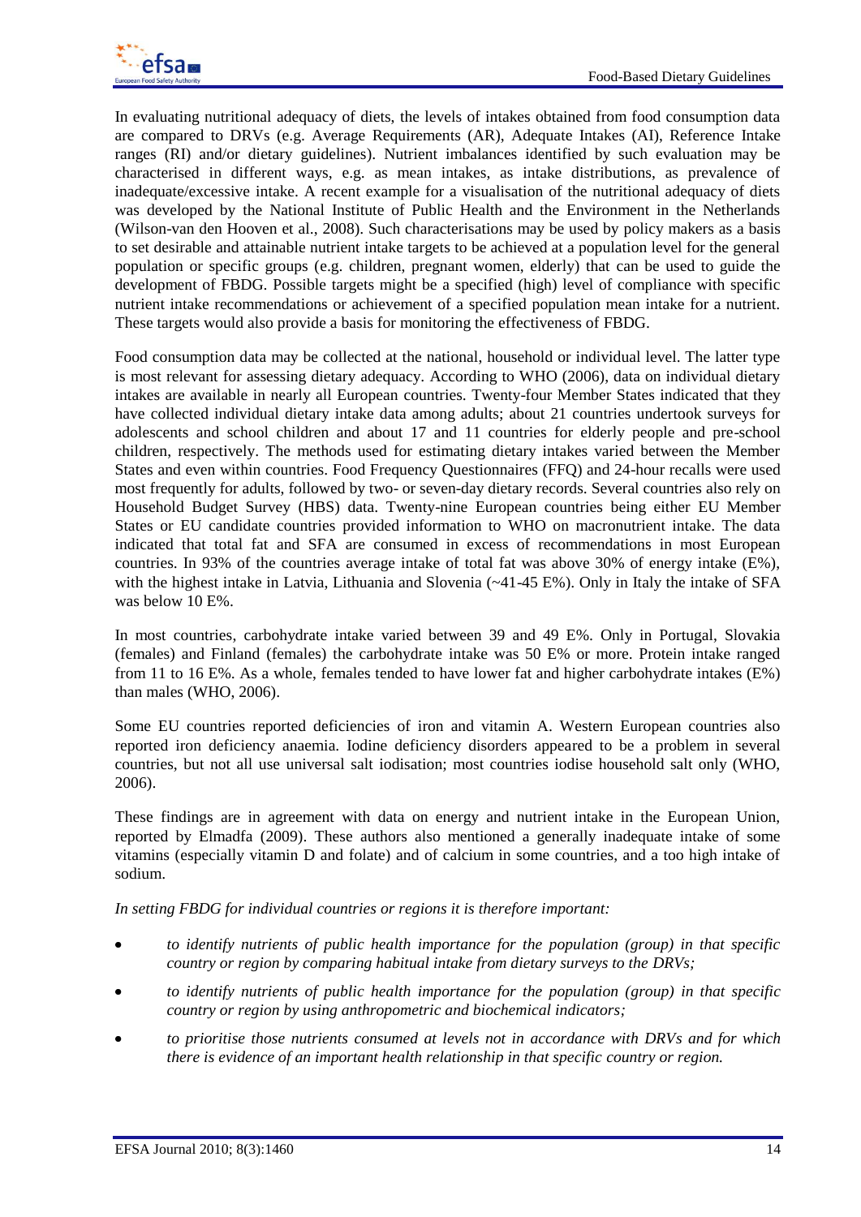In evaluating nutritional adequacy of diets, the levels of intakes obtained from food consumption data are compared to DRVs (e.g. Average Requirements (AR), Adequate Intakes (AI), Reference Intake ranges (RI) and/or dietary guidelines). Nutrient imbalances identified by such evaluation may be characterised in different ways, e.g. as mean intakes, as intake distributions, as prevalence of inadequate/excessive intake. A recent example for a visualisation of the nutritional adequacy of diets was developed by the National Institute of Public Health and the Environment in the Netherlands (Wilson-van den Hooven et al., 2008). Such characterisations may be used by policy makers as a basis to set desirable and attainable nutrient intake targets to be achieved at a population level for the general population or specific groups (e.g. children, pregnant women, elderly) that can be used to guide the development of FBDG. Possible targets might be a specified (high) level of compliance with specific nutrient intake recommendations or achievement of a specified population mean intake for a nutrient. These targets would also provide a basis for monitoring the effectiveness of FBDG.

Food consumption data may be collected at the national, household or individual level. The latter type is most relevant for assessing dietary adequacy. According to WHO (2006), data on individual dietary intakes are available in nearly all European countries. Twenty-four Member States indicated that they have collected individual dietary intake data among adults; about 21 countries undertook surveys for adolescents and school children and about 17 and 11 countries for elderly people and pre-school children, respectively. The methods used for estimating dietary intakes varied between the Member States and even within countries. Food Frequency Questionnaires (FFQ) and 24-hour recalls were used most frequently for adults, followed by two- or seven-day dietary records. Several countries also rely on Household Budget Survey (HBS) data. Twenty-nine European countries being either EU Member States or EU candidate countries provided information to WHO on macronutrient intake. The data indicated that total fat and SFA are consumed in excess of recommendations in most European countries. In 93% of the countries average intake of total fat was above 30% of energy intake (E%), with the highest intake in Latvia, Lithuania and Slovenia (~41-45 E%). Only in Italy the intake of SFA was below 10 E%.

In most countries, carbohydrate intake varied between 39 and 49 E%. Only in Portugal, Slovakia (females) and Finland (females) the carbohydrate intake was 50 E% or more. Protein intake ranged from 11 to 16 E%. As a whole, females tended to have lower fat and higher carbohydrate intakes (E%) than males (WHO, 2006).

Some EU countries reported deficiencies of iron and vitamin A. Western European countries also reported iron deficiency anaemia. Iodine deficiency disorders appeared to be a problem in several countries, but not all use universal salt iodisation; most countries iodise household salt only (WHO, 2006).

These findings are in agreement with data on energy and nutrient intake in the European Union, reported by Elmadfa (2009). These authors also mentioned a generally inadequate intake of some vitamins (especially vitamin D and folate) and of calcium in some countries, and a too high intake of sodium.

*In setting FBDG for individual countries or regions it is therefore important:*

- *to identify nutrients of public health importance for the population (group) in that specific country or region by comparing habitual intake from dietary surveys to the DRVs;*
- *to identify nutrients of public health importance for the population (group) in that specific country or region by using anthropometric and biochemical indicators;*
- *to prioritise those nutrients consumed at levels not in accordance with DRVs and for which there is evidence of an important health relationship in that specific country or region.*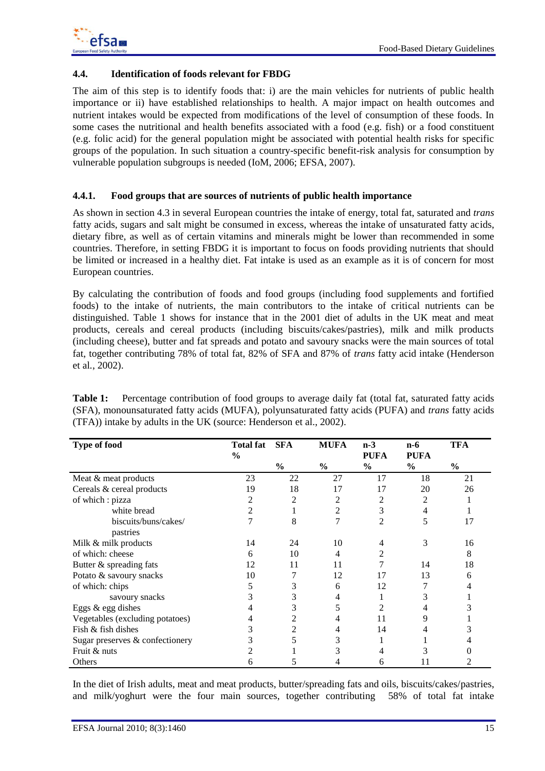### 4.4. Identification of foods relevant for FBDG

The aim of this step is to identify foods that: i) are the main vehicles for nutrients of public health importance or ii) have established relationships to health. A major impact on health outcomes and nutrient intakes would be expected from modifications of the level of consumption of these foods. In some cases the nutritional and health benefits associated with a food (e.g. fish) or a food constituent (e.g. folic acid) for the general population might be associated with potential health risks for specific groups of the population. In such situation a country-specific benefit-risk analysis for consumption by vulnerable population subgroups is needed (IoM, 2006; EFSA, 2007).

#### 4.4.1. Food groups that are sources of nutrients of public health importance

As shown in section 4.3 in several European countries the intake of energy, total fat, saturated and *trans* fatty acids, sugars and salt might be consumed in excess, whereas the intake of unsaturated fatty acids, dietary fibre, as well as of certain vitamins and minerals might be lower than recommended in some countries. Therefore, in setting FBDG it is important to focus on foods providing nutrients that should be limited or increased in a healthy diet. Fat intake is used as an example as it is of concern for most European countries.

By calculating the contribution of foods and food groups (including food supplements and fortified foods) to the intake of nutrients, the main contributors to the intake of critical nutrients can be distinguished. Table 1 shows for instance that in the 2001 diet of adults in the UK meat and meat products, cereals and cereal products (including biscuits/cakes/pastries), milk and milk products (including cheese), butter and fat spreads and potato and savoury snacks were the main sources of total fat, together contributing 78% of total fat, 82% of SFA and 87% of *trans* fatty acid intake (Henderson et al., 2002).

**Table 1:** Percentage contribution of food groups to average daily fat (total fat, saturated fatty acids (SFA), monounsaturated fatty acids (MUFA), polyunsaturated fatty acids (PUFA) and *trans* fatty acids (TFA)) intake by adults in the UK (source: Henderson et al., 2002).

| Type of food | Total fat % | SFA % | MUFA % | n-3 PUFA % | n-6 PUFA % | TFA % |
|---|---|---|---|---|---|---|
| Meat & meat products | 23 | 22 | 27 | 17 | 18 | 21 |
| Cereals & cereal products | 19 | 18 | 17 | 17 | 20 | 26 |
| of which : pizza | 2 | 2 | 2 | 2 | 2 | 1 |
| white bread | 2 | 1 | 2 | 3 | 4 | 1 |
| biscuits/buns/cakes/ pastries | 7 | 8 | 7 | 2 | 5 | 17 |
| Milk & milk products | 14 | 24 | 10 | 4 | 3 | 16 |
| of which: cheese | 6 | 10 | 4 | 2 | | 8 |
| Butter & spreading fats | 12 | 11 | 11 | 7 | 14 | 18 |
| Potato & savoury snacks | 10 | 7 | 12 | 17 | 13 | 6 |
| of which: chips | 5 | 3 | 6 | 12 | 7 | 4 |
| savoury snacks | 3 | 3 | 4 | 1 | 3 | 1 |
| Eggs & egg dishes | 4 | 3 | 5 | 2 | 4 | 3 |
| Vegetables (excluding potatoes) | 4 | 2 | 4 | 11 | 9 | 1 |
| Fish & fish dishes | 3 | 2 | 4 | 14 | 4 | 3 |
| Sugar preserves & confectionery | 3 | 5 | 3 | 1 | 1 | 4 |
| Fruit & nuts | 2 | 1 | 3 | 4 | 3 | 0 |
| Others | 6 | 5 | 4 | 6 | 11 | 2 |

In the diet of Irish adults, meat and meat products, butter/spreading fats and oils, biscuits/cakes/pastries, and milk/yoghurt were the four main sources, together contributing 58% of total fat intake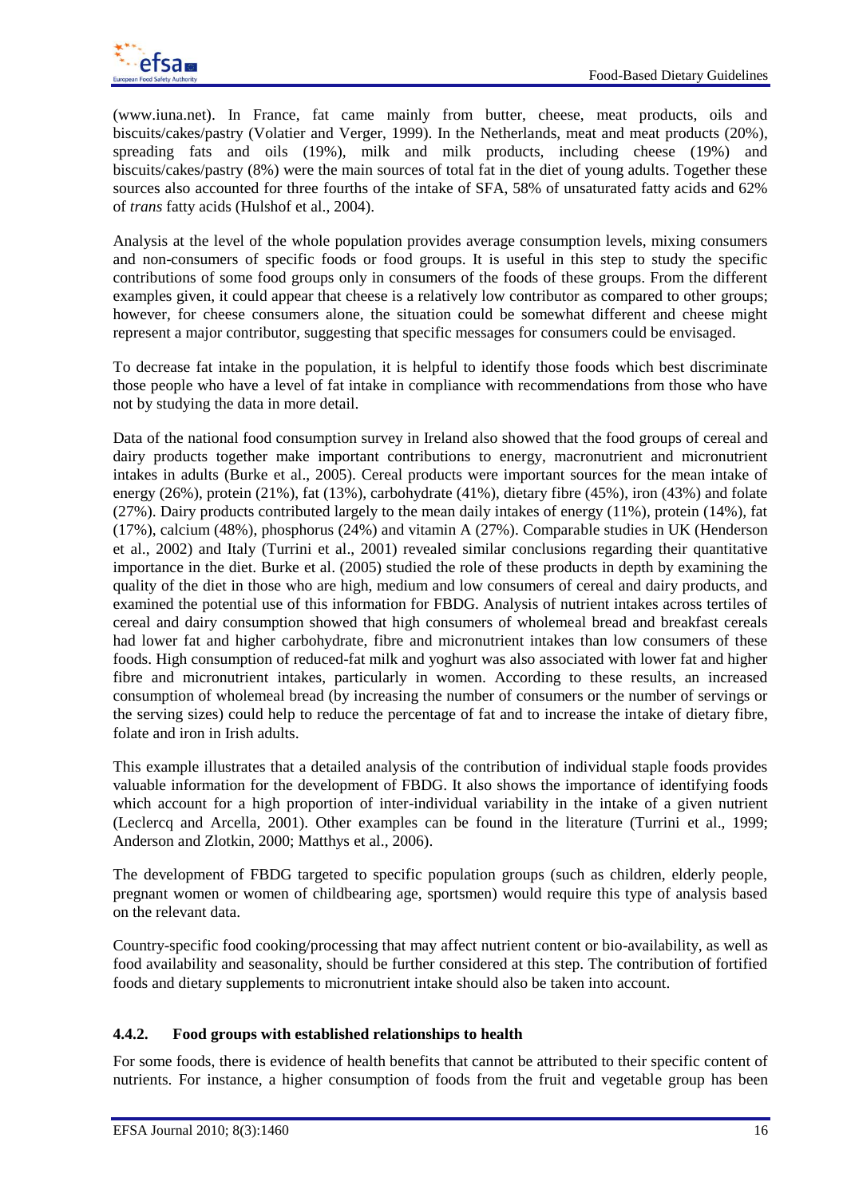(www.iuna.net). In France, fat came mainly from butter, cheese, meat products, oils and biscuits/cakes/pastry (Volatier and Verger, 1999). In the Netherlands, meat and meat products (20%), spreading fats and oils (19%), milk and milk products, including cheese (19%) and biscuits/cakes/pastry (8%) were the main sources of total fat in the diet of young adults. Together these sources also accounted for three fourths of the intake of SFA, 58% of unsaturated fatty acids and 62% of *trans* fatty acids (Hulshof et al., 2004).

Analysis at the level of the whole population provides average consumption levels, mixing consumers and non-consumers of specific foods or food groups. It is useful in this step to study the specific contributions of some food groups only in consumers of the foods of these groups. From the different examples given, it could appear that cheese is a relatively low contributor as compared to other groups; however, for cheese consumers alone, the situation could be somewhat different and cheese might represent a major contributor, suggesting that specific messages for consumers could be envisaged.

To decrease fat intake in the population, it is helpful to identify those foods which best discriminate those people who have a level of fat intake in compliance with recommendations from those who have not by studying the data in more detail.

Data of the national food consumption survey in Ireland also showed that the food groups of cereal and dairy products together make important contributions to energy, macronutrient and micronutrient intakes in adults (Burke et al., 2005). Cereal products were important sources for the mean intake of energy (26%), protein (21%), fat (13%), carbohydrate (41%), dietary fibre (45%), iron (43%) and folate (27%). Dairy products contributed largely to the mean daily intakes of energy (11%), protein (14%), fat (17%), calcium (48%), phosphorus (24%) and vitamin A (27%). Comparable studies in UK (Henderson et al., 2002) and Italy (Turrini et al., 2001) revealed similar conclusions regarding their quantitative importance in the diet. Burke et al. (2005) studied the role of these products in depth by examining the quality of the diet in those who are high, medium and low consumers of cereal and dairy products, and examined the potential use of this information for FBDG. Analysis of nutrient intakes across tertiles of cereal and dairy consumption showed that high consumers of wholemeal bread and breakfast cereals had lower fat and higher carbohydrate, fibre and micronutrient intakes than low consumers of these foods. High consumption of reduced-fat milk and yoghurt was also associated with lower fat and higher fibre and micronutrient intakes, particularly in women. According to these results, an increased consumption of wholemeal bread (by increasing the number of consumers or the number of servings or the serving sizes) could help to reduce the percentage of fat and to increase the intake of dietary fibre, folate and iron in Irish adults.

This example illustrates that a detailed analysis of the contribution of individual staple foods provides valuable information for the development of FBDG. It also shows the importance of identifying foods which account for a high proportion of inter-individual variability in the intake of a given nutrient (Leclercq and Arcella, 2001). Other examples can be found in the literature (Turrini et al., 1999; Anderson and Zlotkin, 2000; Matthys et al., 2006).

The development of FBDG targeted to specific population groups (such as children, elderly people, pregnant women or women of childbearing age, sportsmen) would require this type of analysis based on the relevant data.

Country-specific food cooking/processing that may affect nutrient content or bio-availability, as well as food availability and seasonality, should be further considered at this step. The contribution of fortified foods and dietary supplements to micronutrient intake should also be taken into account.

#### 4.4.2. Food groups with established relationships to health

For some foods, there is evidence of health benefits that cannot be attributed to their specific content of nutrients. For instance, a higher consumption of foods from the fruit and vegetable group has been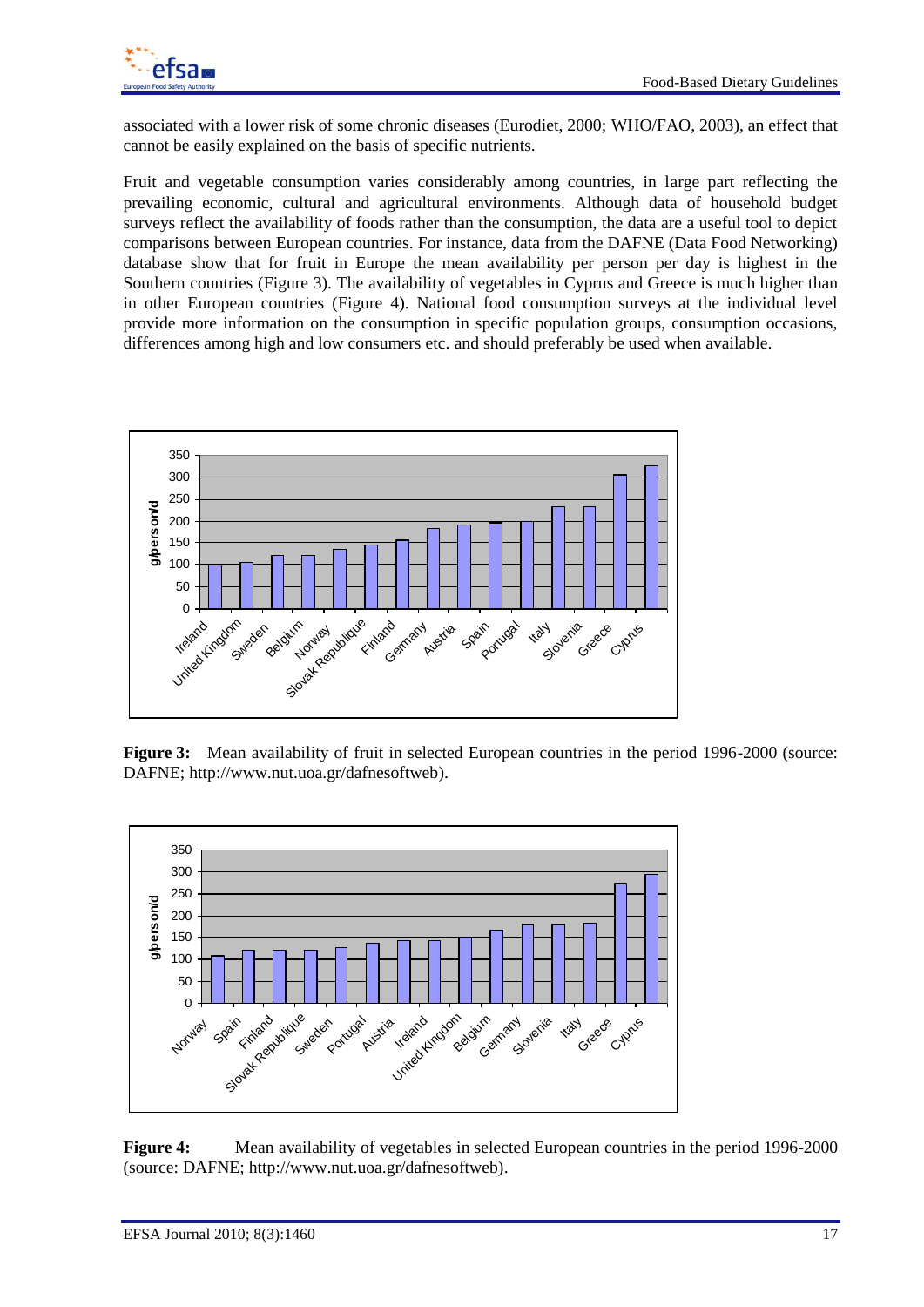associated with a lower risk of some chronic diseases (Eurodiet, 2000; WHO/FAO, 2003), an effect that cannot be easily explained on the basis of specific nutrients.

Fruit and vegetable consumption varies considerably among countries, in large part reflecting the prevailing economic, cultural and agricultural environments. Although data of household budget surveys reflect the availability of foods rather than the consumption, the data are a useful tool to depict comparisons between European countries. For instance, data from the DAFNE (Data Food Networking) database show that for fruit in Europe the mean availability per person per day is highest in the Southern countries (Figure 3). The availability of vegetables in Cyprus and Greece is much higher than in other European countries (Figure 4). National food consumption surveys at the individual level provide more information on the consumption in specific population groups, consumption occasions, differences among high and low consumers etc. and should preferably be used when available.

**Figure 3:** Mean availability of fruit in selected European countries in the period 1996-2000 (source: DAFNE; http://www.nut.uoa.gr/dafnesoftweb).

**Figure 4:** Mean availability of vegetables in selected European countries in the period 1996-2000 (source: DAFNE; http://www.nut.uoa.gr/dafnesoftweb).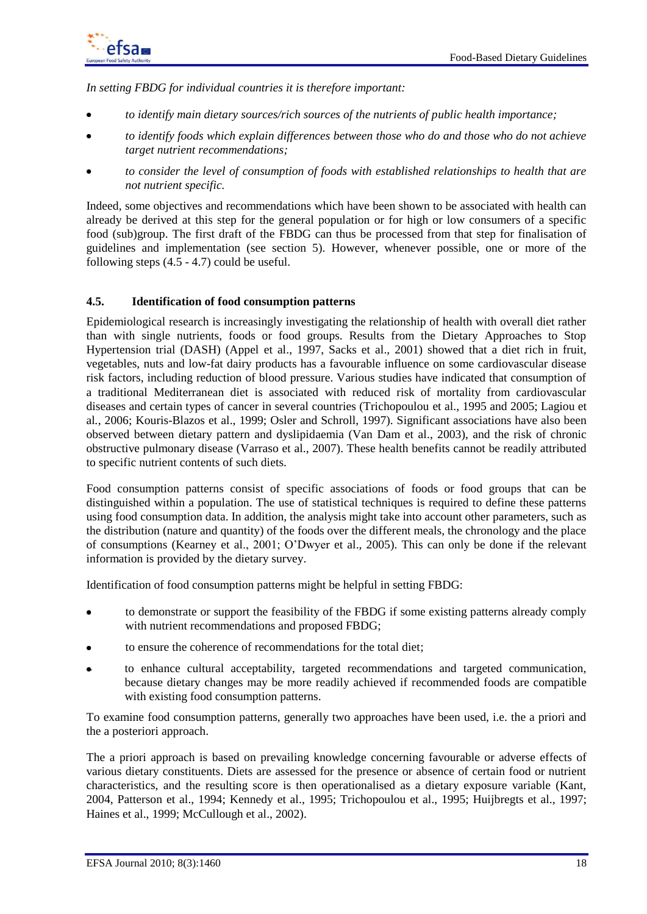*In setting FBDG for individual countries it is therefore important:*

- *to identify main dietary sources/rich sources of the nutrients of public health importance;*
- *to identify foods which explain differences between those who do and those who do not achieve target nutrient recommendations;*
- *to consider the level of consumption of foods with established relationships to health that are not nutrient specific.*

Indeed, some objectives and recommendations which have been shown to be associated with health can already be derived at this step for the general population or for high or low consumers of a specific food (sub)group. The first draft of the FBDG can thus be processed from that step for finalisation of guidelines and implementation (see section 5). However, whenever possible, one or more of the following steps (4.5 - 4.7) could be useful.

### 4.5. Identification of food consumption patterns

Epidemiological research is increasingly investigating the relationship of health with overall diet rather than with single nutrients, foods or food groups. Results from the Dietary Approaches to Stop Hypertension trial (DASH) (Appel et al., 1997, Sacks et al., 2001) showed that a diet rich in fruit, vegetables, nuts and low-fat dairy products has a favourable influence on some cardiovascular disease risk factors, including reduction of blood pressure. Various studies have indicated that consumption of a traditional Mediterranean diet is associated with reduced risk of mortality from cardiovascular diseases and certain types of cancer in several countries (Trichopoulou et al., 1995 and 2005; Lagiou et al., 2006; Kouris-Blazos et al., 1999; Osler and Schroll, 1997). Significant associations have also been observed between dietary pattern and dyslipidaemia (Van Dam et al., 2003), and the risk of chronic obstructive pulmonary disease (Varraso et al., 2007). These health benefits cannot be readily attributed to specific nutrient contents of such diets.

Food consumption patterns consist of specific associations of foods or food groups that can be distinguished within a population. The use of statistical techniques is required to define these patterns using food consumption data. In addition, the analysis might take into account other parameters, such as the distribution (nature and quantity) of the foods over the different meals, the chronology and the place of consumptions (Kearney et al., 2001; O'Dwyer et al., 2005). This can only be done if the relevant information is provided by the dietary survey.

Identification of food consumption patterns might be helpful in setting FBDG:

- to demonstrate or support the feasibility of the FBDG if some existing patterns already comply with nutrient recommendations and proposed FBDG;
- to ensure the coherence of recommendations for the total diet;
- to enhance cultural acceptability, targeted recommendations and targeted communication, because dietary changes may be more readily achieved if recommended foods are compatible with existing food consumption patterns.

To examine food consumption patterns, generally two approaches have been used, i.e. the a priori and the a posteriori approach.

The a priori approach is based on prevailing knowledge concerning favourable or adverse effects of various dietary constituents. Diets are assessed for the presence or absence of certain food or nutrient characteristics, and the resulting score is then operationalised as a dietary exposure variable (Kant, 2004, Patterson et al., 1994; Kennedy et al., 1995; Trichopoulou et al., 1995; Huijbregts et al., 1997; Haines et al., 1999; McCullough et al., 2002).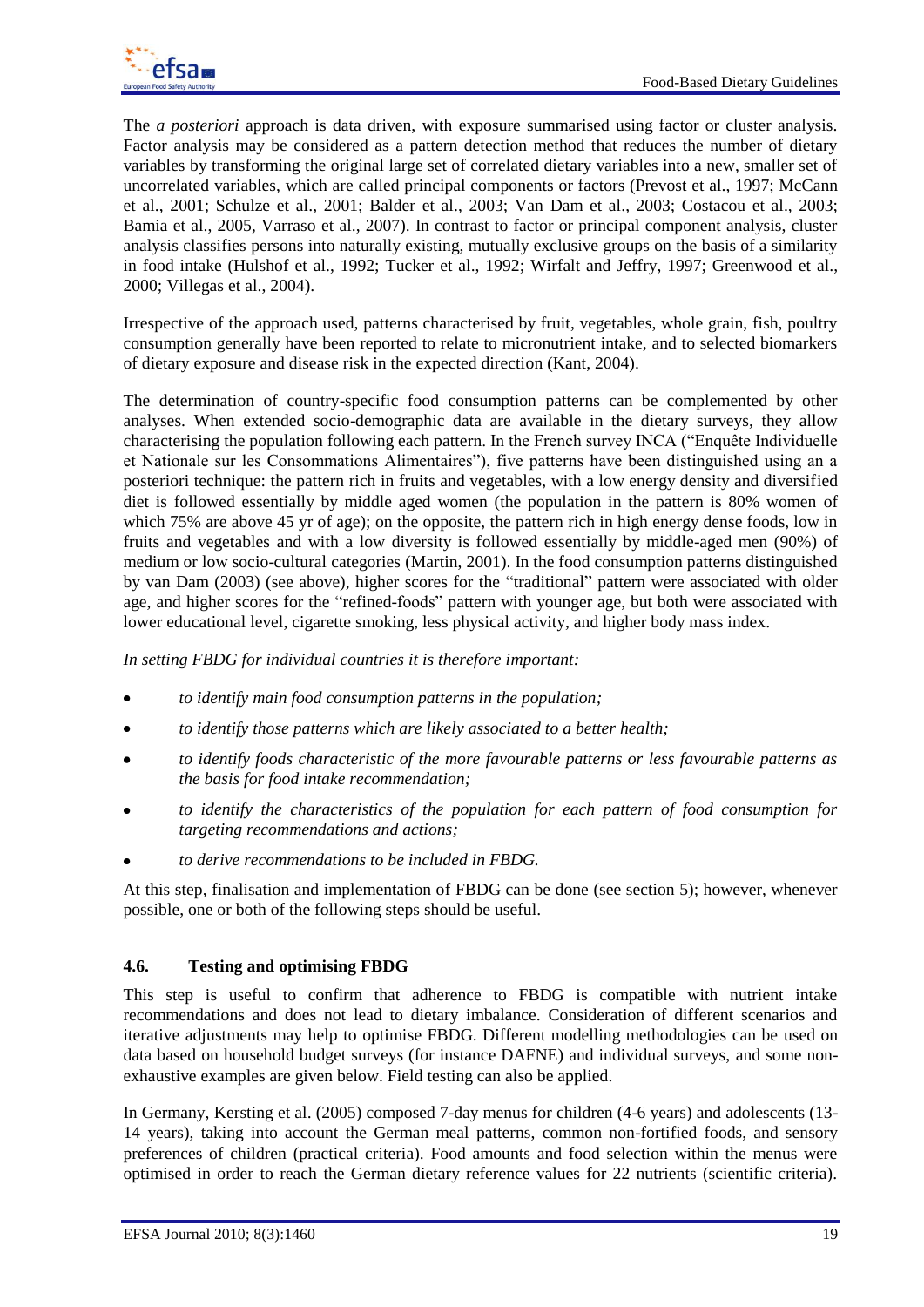The *a posteriori* approach is data driven, with exposure summarised using factor or cluster analysis. Factor analysis may be considered as a pattern detection method that reduces the number of dietary variables by transforming the original large set of correlated dietary variables into a new, smaller set of uncorrelated variables, which are called principal components or factors (Prevost et al., 1997; McCann et al., 2001; Schulze et al., 2001; Balder et al., 2003; Van Dam et al., 2003; Costacou et al., 2003; Bamia et al., 2005, Varraso et al., 2007). In contrast to factor or principal component analysis, cluster analysis classifies persons into naturally existing, mutually exclusive groups on the basis of a similarity in food intake (Hulshof et al., 1992; Tucker et al., 1992; Wirfalt and Jeffry, 1997; Greenwood et al., 2000; Villegas et al., 2004).

Irrespective of the approach used, patterns characterised by fruit, vegetables, whole grain, fish, poultry consumption generally have been reported to relate to micronutrient intake, and to selected biomarkers of dietary exposure and disease risk in the expected direction (Kant, 2004).

The determination of country-specific food consumption patterns can be complemented by other analyses. When extended socio-demographic data are available in the dietary surveys, they allow characterising the population following each pattern. In the French survey INCA ("Enquête Individuelle et Nationale sur les Consommations Alimentaires"), five patterns have been distinguished using an a posteriori technique: the pattern rich in fruits and vegetables, with a low energy density and diversified diet is followed essentially by middle aged women (the population in the pattern is 80% women of which 75% are above 45 yr of age); on the opposite, the pattern rich in high energy dense foods, low in fruits and vegetables and with a low diversity is followed essentially by middle-aged men (90%) of medium or low socio-cultural categories (Martin, 2001). In the food consumption patterns distinguished by van Dam (2003) (see above), higher scores for the "traditional" pattern were associated with older age, and higher scores for the "refined-foods" pattern with younger age, but both were associated with lower educational level, cigarette smoking, less physical activity, and higher body mass index.

*In setting FBDG for individual countries it is therefore important:*

- *to identify main food consumption patterns in the population;*
- *to identify those patterns which are likely associated to a better health;*
- *to identify foods characteristic of the more favourable patterns or less favourable patterns as the basis for food intake recommendation;*
- *to identify the characteristics of the population for each pattern of food consumption for targeting recommendations and actions;*
- *to derive recommendations to be included in FBDG.*

At this step, finalisation and implementation of FBDG can be done (see section 5); however, whenever possible, one or both of the following steps should be useful.

### 4.6. Testing and optimising FBDG

This step is useful to confirm that adherence to FBDG is compatible with nutrient intake recommendations and does not lead to dietary imbalance. Consideration of different scenarios and iterative adjustments may help to optimise FBDG. Different modelling methodologies can be used on data based on household budget surveys (for instance DAFNE) and individual surveys, and some non-exhaustive examples are given below. Field testing can also be applied.

In Germany, Kersting et al. (2005) composed 7-day menus for children (4-6 years) and adolescents (13-14 years), taking into account the German meal patterns, common non-fortified foods, and sensory preferences of children (practical criteria). Food amounts and food selection within the menus were optimised in order to reach the German dietary reference values for 22 nutrients (scientific criteria).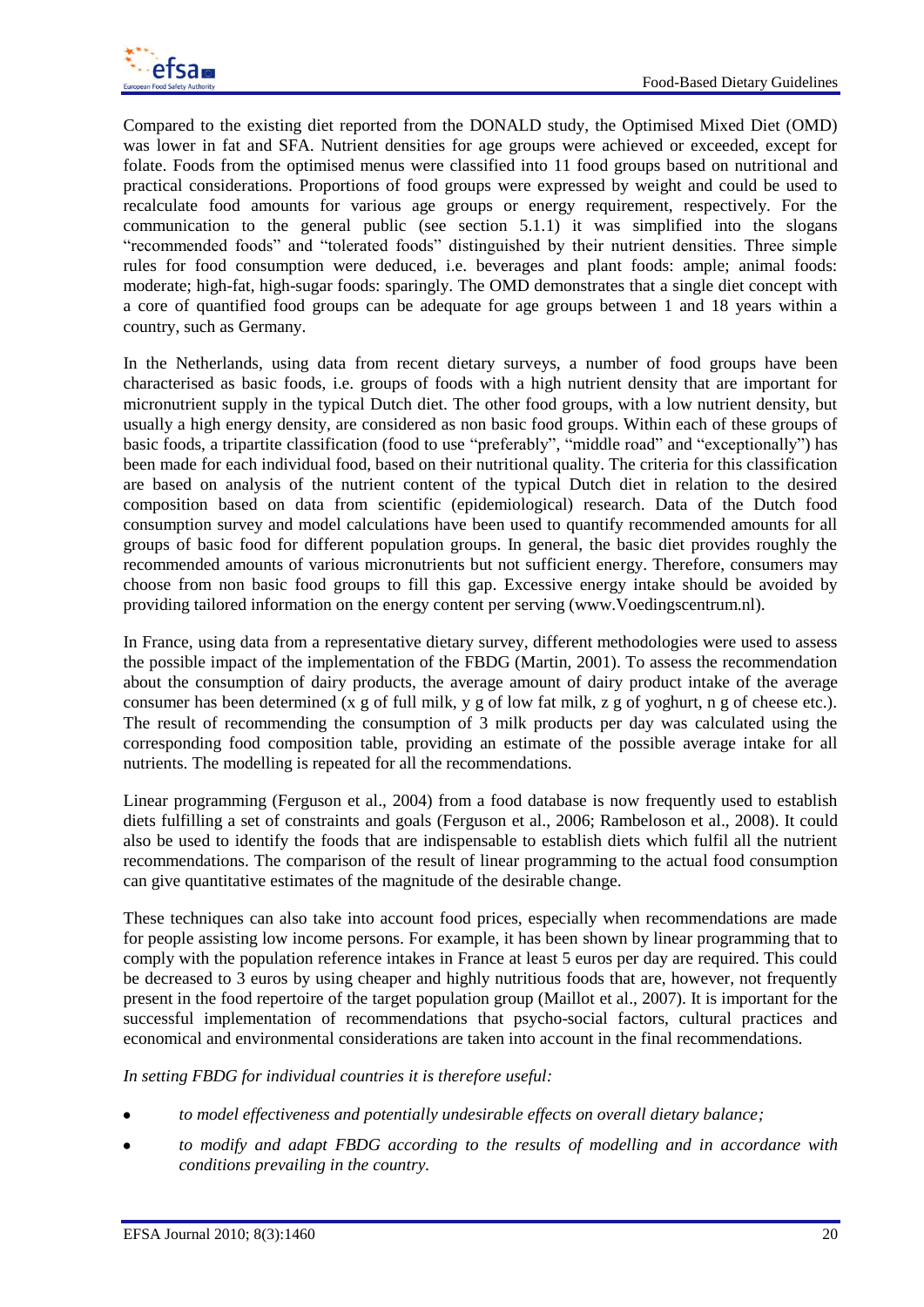Compared to the existing diet reported from the DONALD study, the Optimised Mixed Diet (OMD) was lower in fat and SFA. Nutrient densities for age groups were achieved or exceeded, except for folate. Foods from the optimised menus were classified into 11 food groups based on nutritional and practical considerations. Proportions of food groups were expressed by weight and could be used to recalculate food amounts for various age groups or energy requirement, respectively. For the communication to the general public (see section 5.1.1) it was simplified into the slogans "recommended foods" and "tolerated foods" distinguished by their nutrient densities. Three simple rules for food consumption were deduced, i.e. beverages and plant foods: ample; animal foods: moderate; high-fat, high-sugar foods: sparingly. The OMD demonstrates that a single diet concept with a core of quantified food groups can be adequate for age groups between 1 and 18 years within a country, such as Germany.

In the Netherlands, using data from recent dietary surveys, a number of food groups have been characterised as basic foods, i.e. groups of foods with a high nutrient density that are important for micronutrient supply in the typical Dutch diet. The other food groups, with a low nutrient density, but usually a high energy density, are considered as non basic food groups. Within each of these groups of basic foods, a tripartite classification (food to use "preferably", "middle road" and "exceptionally") has been made for each individual food, based on their nutritional quality. The criteria for this classification are based on analysis of the nutrient content of the typical Dutch diet in relation to the desired composition based on data from scientific (epidemiological) research. Data of the Dutch food consumption survey and model calculations have been used to quantify recommended amounts for all groups of basic food for different population groups. In general, the basic diet provides roughly the recommended amounts of various micronutrients but not sufficient energy. Therefore, consumers may choose from non basic food groups to fill this gap. Excessive energy intake should be avoided by providing tailored information on the energy content per serving (www.Voedingscentrum.nl).

In France, using data from a representative dietary survey, different methodologies were used to assess the possible impact of the implementation of the FBDG (Martin, 2001). To assess the recommendation about the consumption of dairy products, the average amount of dairy product intake of the average consumer has been determined (x g of full milk, y g of low fat milk, z g of yoghurt, n g of cheese etc.). The result of recommending the consumption of 3 milk products per day was calculated using the corresponding food composition table, providing an estimate of the possible average intake for all nutrients. The modelling is repeated for all the recommendations.

Linear programming (Ferguson et al., 2004) from a food database is now frequently used to establish diets fulfilling a set of constraints and goals (Ferguson et al., 2006; Rambeloson et al., 2008). It could also be used to identify the foods that are indispensable to establish diets which fulfil all the nutrient recommendations. The comparison of the result of linear programming to the actual food consumption can give quantitative estimates of the magnitude of the desirable change.

These techniques can also take into account food prices, especially when recommendations are made for people assisting low income persons. For example, it has been shown by linear programming that to comply with the population reference intakes in France at least 5 euros per day are required. This could be decreased to 3 euros by using cheaper and highly nutritious foods that are, however, not frequently present in the food repertoire of the target population group (Maillot et al., 2007). It is important for the successful implementation of recommendations that psycho-social factors, cultural practices and economical and environmental considerations are taken into account in the final recommendations.

*In setting FBDG for individual countries it is therefore useful:*

- *to model effectiveness and potentially undesirable effects on overall dietary balance;*
- *to modify and adapt FBDG according to the results of modelling and in accordance with conditions prevailing in the country.*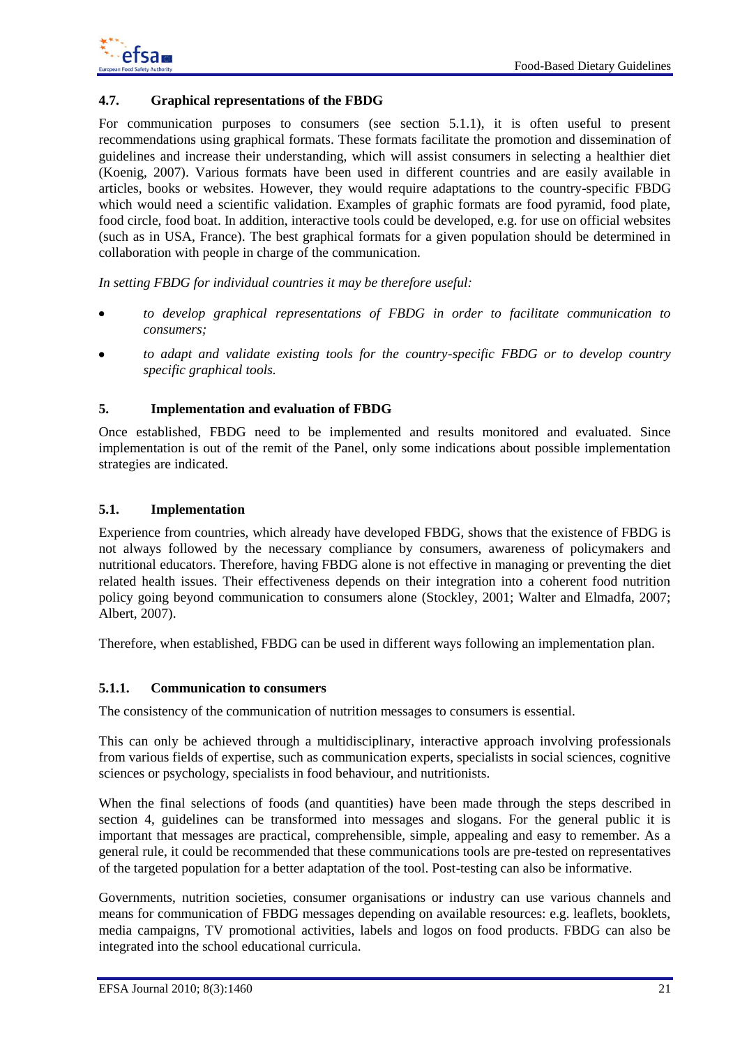### 4.7. Graphical representations of the FBDG

For communication purposes to consumers (see section 5.1.1), it is often useful to present recommendations using graphical formats. These formats facilitate the promotion and dissemination of guidelines and increase their understanding, which will assist consumers in selecting a healthier diet (Koenig, 2007). Various formats have been used in different countries and are easily available in articles, books or websites. However, they would require adaptations to the country-specific FBDG which would need a scientific validation. Examples of graphic formats are food pyramid, food plate, food circle, food boat. In addition, interactive tools could be developed, e.g. for use on official websites (such as in USA, France). The best graphical formats for a given population should be determined in collaboration with people in charge of the communication.

*In setting FBDG for individual countries it may be therefore useful:*

- *to develop graphical representations of FBDG in order to facilitate communication to consumers;*
- *to adapt and validate existing tools for the country-specific FBDG or to develop country specific graphical tools.*

## 5. Implementation and evaluation of FBDG

Once established, FBDG need to be implemented and results monitored and evaluated. Since implementation is out of the remit of the Panel, only some indications about possible implementation strategies are indicated.

### 5.1. Implementation

Experience from countries, which already have developed FBDG, shows that the existence of FBDG is not always followed by the necessary compliance by consumers, awareness of policymakers and nutritional educators. Therefore, having FBDG alone is not effective in managing or preventing the diet related health issues. Their effectiveness depends on their integration into a coherent food nutrition policy going beyond communication to consumers alone (Stockley, 2001; Walter and Elmadfa, 2007; Albert, 2007).

Therefore, when established, FBDG can be used in different ways following an implementation plan.

#### 5.1.1. Communication to consumers

The consistency of the communication of nutrition messages to consumers is essential.

This can only be achieved through a multidisciplinary, interactive approach involving professionals from various fields of expertise, such as communication experts, specialists in social sciences, cognitive sciences or psychology, specialists in food behaviour, and nutritionists.

When the final selections of foods (and quantities) have been made through the steps described in section 4, guidelines can be transformed into messages and slogans. For the general public it is important that messages are practical, comprehensible, simple, appealing and easy to remember. As a general rule, it could be recommended that these communications tools are pre-tested on representatives of the targeted population for a better adaptation of the tool. Post-testing can also be informative.

Governments, nutrition societies, consumer organisations or industry can use various channels and means for communication of FBDG messages depending on available resources: e.g. leaflets, booklets, media campaigns, TV promotional activities, labels and logos on food products. FBDG can also be integrated into the school educational curricula.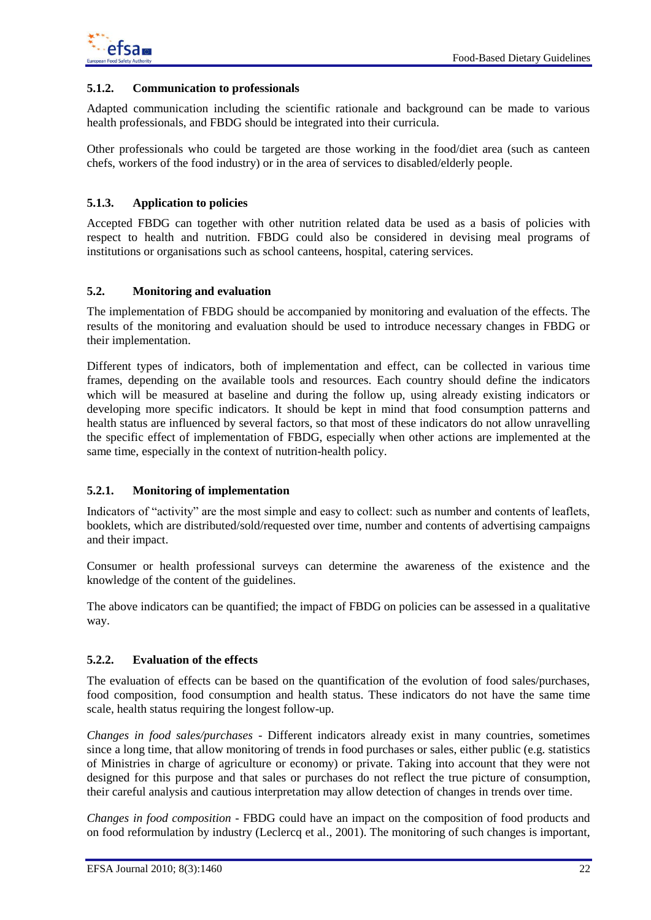### 5.1.2. Communication to professionals

Adapted communication including the scientific rationale and background can be made to various health professionals, and FBDG should be integrated into their curricula.

Other professionals who could be targeted are those working in the food/diet area (such as canteen chefs, workers of the food industry) or in the area of services to disabled/elderly people.

### 5.1.3. Application to policies

Accepted FBDG can together with other nutrition related data be used as a basis of policies with respect to health and nutrition. FBDG could also be considered in devising meal programs of institutions or organisations such as school canteens, hospital, catering services.

## 5.2. Monitoring and evaluation

The implementation of FBDG should be accompanied by monitoring and evaluation of the effects. The results of the monitoring and evaluation should be used to introduce necessary changes in FBDG or their implementation.

Different types of indicators, both of implementation and effect, can be collected in various time frames, depending on the available tools and resources. Each country should define the indicators which will be measured at baseline and during the follow up, using already existing indicators or developing more specific indicators. It should be kept in mind that food consumption patterns and health status are influenced by several factors, so that most of these indicators do not allow unravelling the specific effect of implementation of FBDG, especially when other actions are implemented at the same time, especially in the context of nutrition-health policy.

### 5.2.1. Monitoring of implementation

Indicators of "activity" are the most simple and easy to collect: such as number and contents of leaflets, booklets, which are distributed/sold/requested over time, number and contents of advertising campaigns and their impact.

Consumer or health professional surveys can determine the awareness of the existence and the knowledge of the content of the guidelines.

The above indicators can be quantified; the impact of FBDG on policies can be assessed in a qualitative way.

### 5.2.2. Evaluation of the effects

The evaluation of effects can be based on the quantification of the evolution of food sales/purchases, food composition, food consumption and health status. These indicators do not have the same time scale, health status requiring the longest follow-up.

*Changes in food sales/purchases* - Different indicators already exist in many countries, sometimes since a long time, that allow monitoring of trends in food purchases or sales, either public (e.g. statistics of Ministries in charge of agriculture or economy) or private. Taking into account that they were not designed for this purpose and that sales or purchases do not reflect the true picture of consumption, their careful analysis and cautious interpretation may allow detection of changes in trends over time.

*Changes in food composition* - FBDG could have an impact on the composition of food products and on food reformulation by industry (Leclercq et al., 2001). The monitoring of such changes is important,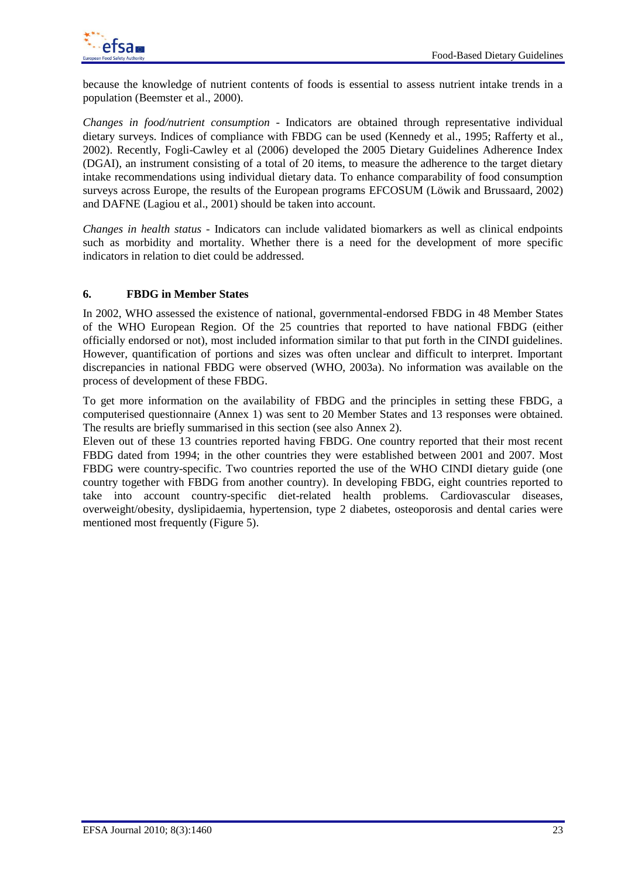because the knowledge of nutrient contents of foods is essential to assess nutrient intake trends in a population (Beemster et al., 2000).

*Changes in food/nutrient consumption* - Indicators are obtained through representative individual dietary surveys. Indices of compliance with FBDG can be used (Kennedy et al., 1995; Rafferty et al., 2002). Recently, Fogli-Cawley et al (2006) developed the 2005 Dietary Guidelines Adherence Index (DGAI), an instrument consisting of a total of 20 items, to measure the adherence to the target dietary intake recommendations using individual dietary data. To enhance comparability of food consumption surveys across Europe, the results of the European programs EFCOSUM (Löwik and Brussaard, 2002) and DAFNE (Lagiou et al., 2001) should be taken into account.

*Changes in health status* - Indicators can include validated biomarkers as well as clinical endpoints such as morbidity and mortality. Whether there is a need for the development of more specific indicators in relation to diet could be addressed.

## 6. FBDG in Member States

In 2002, WHO assessed the existence of national, governmental-endorsed FBDG in 48 Member States of the WHO European Region. Of the 25 countries that reported to have national FBDG (either officially endorsed or not), most included information similar to that put forth in the CINDI guidelines. However, quantification of portions and sizes was often unclear and difficult to interpret. Important discrepancies in national FBDG were observed (WHO, 2003a). No information was available on the process of development of these FBDG.

To get more information on the availability of FBDG and the principles in setting these FBDG, a computerised questionnaire (Annex 1) was sent to 20 Member States and 13 responses were obtained. The results are briefly summarised in this section (see also Annex 2).

Eleven out of these 13 countries reported having FBDG. One country reported that their most recent FBDG dated from 1994; in the other countries they were established between 2001 and 2007. Most FBDG were country-specific. Two countries reported the use of the WHO CINDI dietary guide (one country together with FBDG from another country). In developing FBDG, eight countries reported to take into account country-specific diet-related health problems. Cardiovascular diseases, overweight/obesity, dyslipidaemia, hypertension, type 2 diabetes, osteoporosis and dental caries were mentioned most frequently (Figure 5).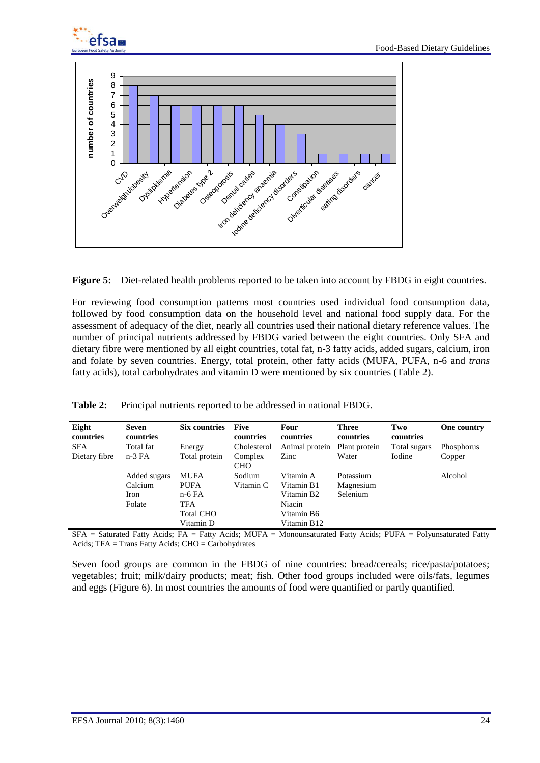**Figure 5:** Diet-related health problems reported to be taken into account by FBDG in eight countries.

For reviewing food consumption patterns most countries used individual food consumption data, followed by food consumption data on the household level and national food supply data. For the assessment of adequacy of the diet, nearly all countries used their national dietary reference values. The number of principal nutrients addressed by FBDG varied between the eight countries. Only SFA and dietary fibre were mentioned by all eight countries, total fat, n-3 fatty acids, added sugars, calcium, iron and folate by seven countries. Energy, total protein, other fatty acids (MUFA, PUFA, n-6 and *trans* fatty acids), total carbohydrates and vitamin D were mentioned by six countries (Table 2).

**Table 2:** Principal nutrients reported to be addressed in national FBDG.

| Eight countries | Seven countries | Six countries | Five countries | Four countries | Three countries | Two countries | One country |
|---|---|---|---|---|---|---|---|
| SFA | Total fat | Energy | Cholesterol | Animal protein | Plant protein | Total sugars | Phosphorus |
| Dietary fibre | n-3 FA | Total protein | Complex CHO | Zinc | Water | Iodine | Copper |
| | Added sugars | MUFA | Sodium | Vitamin A | Potassium | | Alcohol |
| | Calcium | PUFA | Vitamin C | Vitamin B1 | Magnesium | | |
| | Iron | n-6 FA | | Vitamin B2 | Selenium | | |
| | Folate | TFA | | Niacin | | | |
| | | Total CHO | | Vitamin B6 | | | |
| | | Vitamin D | | Vitamin B12 | | | |

SFA = Saturated Fatty Acids; FA = Fatty Acids; MUFA = Monounsaturated Fatty Acids; PUFA = Polyunsaturated Fatty Acids; TFA = Trans Fatty Acids; CHO = Carbohydrates

Seven food groups are common in the FBDG of nine countries: bread/cereals; rice/pasta/potatoes; vegetables; fruit; milk/dairy products; meat; fish. Other food groups included were oils/fats, legumes and eggs (Figure 6). In most countries the amounts of food were quantified or partly quantified.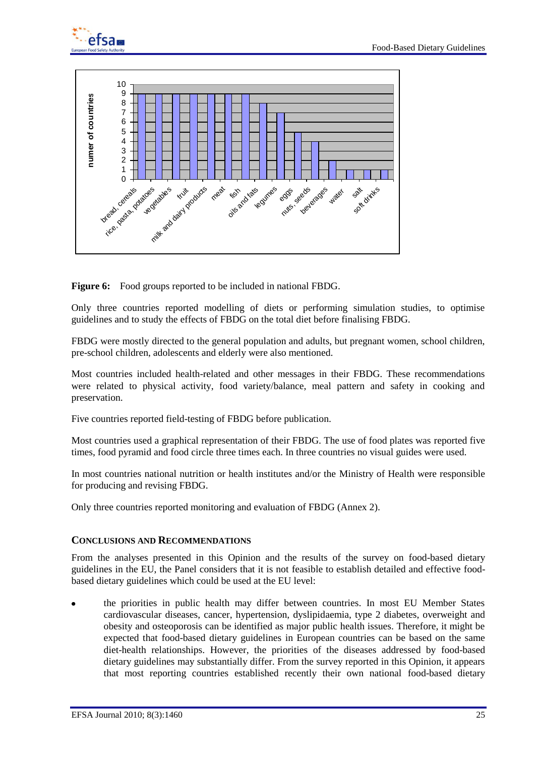**Figure 6:** Food groups reported to be included in national FBDG.

Only three countries reported modelling of diets or performing simulation studies, to optimise guidelines and to study the effects of FBDG on the total diet before finalising FBDG.

FBDG were mostly directed to the general population and adults, but pregnant women, school children, pre-school children, adolescents and elderly were also mentioned.

Most countries included health-related and other messages in their FBDG. These recommendations were related to physical activity, food variety/balance, meal pattern and safety in cooking and preservation.

Five countries reported field-testing of FBDG before publication.

Most countries used a graphical representation of their FBDG. The use of food plates was reported five times, food pyramid and food circle three times each. In three countries no visual guides were used.

In most countries national nutrition or health institutes and/or the Ministry of Health were responsible for producing and revising FBDG.

Only three countries reported monitoring and evaluation of FBDG (Annex 2).

## Conclusions and Recommendations

From the analyses presented in this Opinion and the results of the survey on food-based dietary guidelines in the EU, the Panel considers that it is not feasible to establish detailed and effective food-based dietary guidelines which could be used at the EU level:

- the priorities in public health may differ between countries. In most EU Member States cardiovascular diseases, cancer, hypertension, dyslipidaemia, type 2 diabetes, overweight and obesity and osteoporosis can be identified as major public health issues. Therefore, it might be expected that food-based dietary guidelines in European countries can be based on the same diet-health relationships. However, the priorities of the diseases addressed by food-based dietary guidelines may substantially differ. From the survey reported in this Opinion, it appears that most reporting countries established recently their own national food-based dietary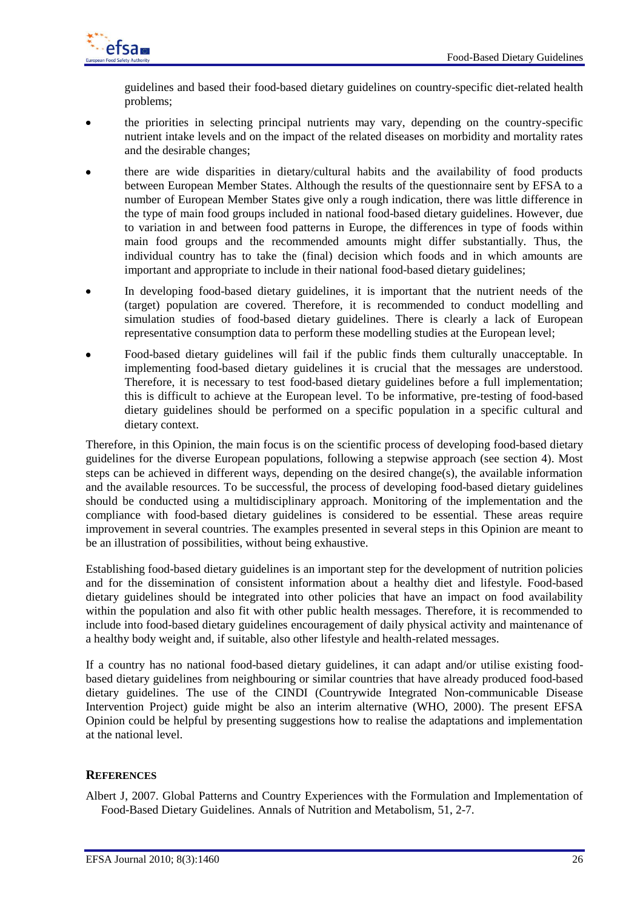guidelines and based their food-based dietary guidelines on country-specific diet-related health problems;

- the priorities in selecting principal nutrients may vary, depending on the country-specific nutrient intake levels and on the impact of the related diseases on morbidity and mortality rates and the desirable changes;
- there are wide disparities in dietary/cultural habits and the availability of food products between European Member States. Although the results of the questionnaire sent by EFSA to a number of European Member States give only a rough indication, there was little difference in the type of main food groups included in national food-based dietary guidelines. However, due to variation in and between food patterns in Europe, the differences in type of foods within main food groups and the recommended amounts might differ substantially. Thus, the individual country has to take the (final) decision which foods and in which amounts are important and appropriate to include in their national food-based dietary guidelines;
- In developing food-based dietary guidelines, it is important that the nutrient needs of the (target) population are covered. Therefore, it is recommended to conduct modelling and simulation studies of food-based dietary guidelines. There is clearly a lack of European representative consumption data to perform these modelling studies at the European level;
- Food-based dietary guidelines will fail if the public finds them culturally unacceptable. In implementing food-based dietary guidelines it is crucial that the messages are understood. Therefore, it is necessary to test food-based dietary guidelines before a full implementation; this is difficult to achieve at the European level. To be informative, pre-testing of food-based dietary guidelines should be performed on a specific population in a specific cultural and dietary context.

Therefore, in this Opinion, the main focus is on the scientific process of developing food-based dietary guidelines for the diverse European populations, following a stepwise approach (see section 4). Most steps can be achieved in different ways, depending on the desired change(s), the available information and the available resources. To be successful, the process of developing food-based dietary guidelines should be conducted using a multidisciplinary approach. Monitoring of the implementation and the compliance with food-based dietary guidelines is considered to be essential. These areas require improvement in several countries. The examples presented in several steps in this Opinion are meant to be an illustration of possibilities, without being exhaustive.

Establishing food-based dietary guidelines is an important step for the development of nutrition policies and for the dissemination of consistent information about a healthy diet and lifestyle. Food-based dietary guidelines should be integrated into other policies that have an impact on food availability within the population and also fit with other public health messages. Therefore, it is recommended to include into food-based dietary guidelines encouragement of daily physical activity and maintenance of a healthy body weight and, if suitable, also other lifestyle and health-related messages.

If a country has no national food-based dietary guidelines, it can adapt and/or utilise existing food-based dietary guidelines from neighbouring or similar countries that have already produced food-based dietary guidelines. The use of the CINDI (Countrywide Integrated Non-communicable Disease Intervention Project) guide might be also an interim alternative (WHO, 2000). The present EFSA Opinion could be helpful by presenting suggestions how to realise the adaptations and implementation at the national level.

## REFERENCES

Albert J, 2007. Global Patterns and Country Experiences with the Formulation and Implementation of Food-Based Dietary Guidelines. Annals of Nutrition and Metabolism, 51, 2-7.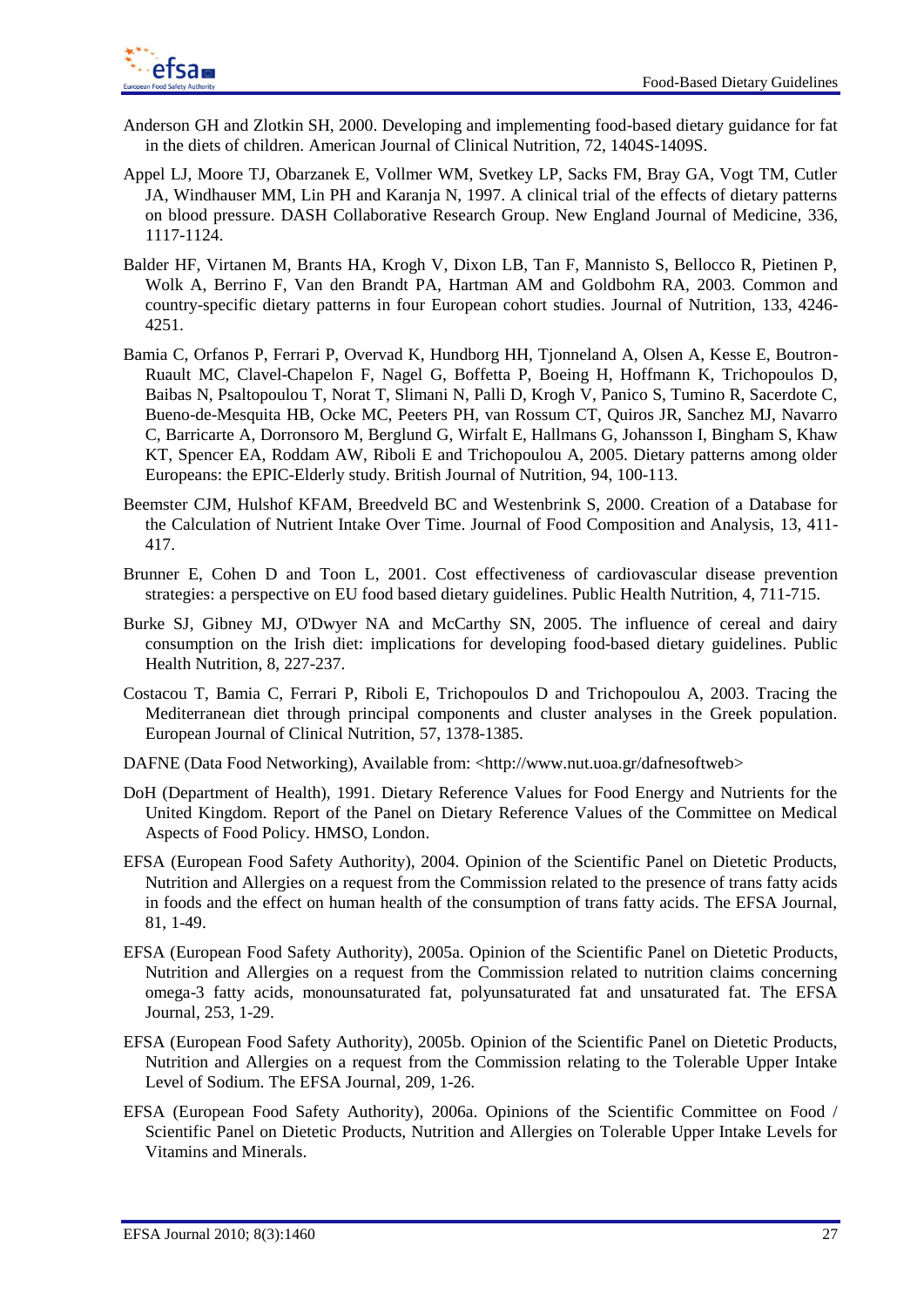Anderson GH and Zlotkin SH, 2000. Developing and implementing food-based dietary guidance for fat in the diets of children. American Journal of Clinical Nutrition, 72, 1404S-1409S.

Appel LJ, Moore TJ, Obarzanek E, Vollmer WM, Svetkey LP, Sacks FM, Bray GA, Vogt TM, Cutler JA, Windhauser MM, Lin PH and Karanja N, 1997. A clinical trial of the effects of dietary patterns on blood pressure. DASH Collaborative Research Group. New England Journal of Medicine, 336, 1117-1124.

Balder HF, Virtanen M, Brants HA, Krogh V, Dixon LB, Tan F, Mannisto S, Bellocco R, Pietinen P, Wolk A, Berrino F, Van den Brandt PA, Hartman AM and Goldbohm RA, 2003. Common and country-specific dietary patterns in four European cohort studies. Journal of Nutrition, 133, 4246-4251.

Bamia C, Orfanos P, Ferrari P, Overvad K, Hundborg HH, Tjonneland A, Olsen A, Kesse E, Boutron-Ruault MC, Clavel-Chapelon F, Nagel G, Boffetta P, Boeing H, Hoffmann K, Trichopoulos D, Baibas N, Psaltopoulou T, Norat T, Slimani N, Palli D, Krogh V, Panico S, Tumino R, Sacerdote C, Bueno-de-Mesquita HB, Ocke MC, Peeters PH, van Rossum CT, Quiros JR, Sanchez MJ, Navarro C, Barricarte A, Dorronsoro M, Berglund G, Wirfalt E, Hallmans G, Johansson I, Bingham S, Khaw KT, Spencer EA, Roddam AW, Riboli E and Trichopoulou A, 2005. Dietary patterns among older Europeans: the EPIC-Elderly study. British Journal of Nutrition, 94, 100-113.

Beemster CJM, Hulshof KFAM, Breedveld BC and Westenbrink S, 2000. Creation of a Database for the Calculation of Nutrient Intake Over Time. Journal of Food Composition and Analysis, 13, 411-417.

Brunner E, Cohen D and Toon L, 2001. Cost effectiveness of cardiovascular disease prevention strategies: a perspective on EU food based dietary guidelines. Public Health Nutrition, 4, 711-715.

Burke SJ, Gibney MJ, O'Dwyer NA and McCarthy SN, 2005. The influence of cereal and dairy consumption on the Irish diet: implications for developing food-based dietary guidelines. Public Health Nutrition, 8, 227-237.

Costacou T, Bamia C, Ferrari P, Riboli E, Trichopoulos D and Trichopoulou A, 2003. Tracing the Mediterranean diet through principal components and cluster analyses in the Greek population. European Journal of Clinical Nutrition, 57, 1378-1385.

DAFNE (Data Food Networking), Available from: <http://www.nut.uoa.gr/dafnesoftweb>

DoH (Department of Health), 1991. Dietary Reference Values for Food Energy and Nutrients for the United Kingdom. Report of the Panel on Dietary Reference Values of the Committee on Medical Aspects of Food Policy. HMSO, London.

EFSA (European Food Safety Authority), 2004. Opinion of the Scientific Panel on Dietetic Products, Nutrition and Allergies on a request from the Commission related to the presence of trans fatty acids in foods and the effect on human health of the consumption of trans fatty acids. The EFSA Journal, 81, 1-49.

EFSA (European Food Safety Authority), 2005a. Opinion of the Scientific Panel on Dietetic Products, Nutrition and Allergies on a request from the Commission related to nutrition claims concerning omega-3 fatty acids, monounsaturated fat, polyunsaturated fat and unsaturated fat. The EFSA Journal, 253, 1-29.

EFSA (European Food Safety Authority), 2005b. Opinion of the Scientific Panel on Dietetic Products, Nutrition and Allergies on a request from the Commission relating to the Tolerable Upper Intake Level of Sodium. The EFSA Journal, 209, 1-26.

EFSA (European Food Safety Authority), 2006a. Opinions of the Scientific Committee on Food / Scientific Panel on Dietetic Products, Nutrition and Allergies on Tolerable Upper Intake Levels for Vitamins and Minerals.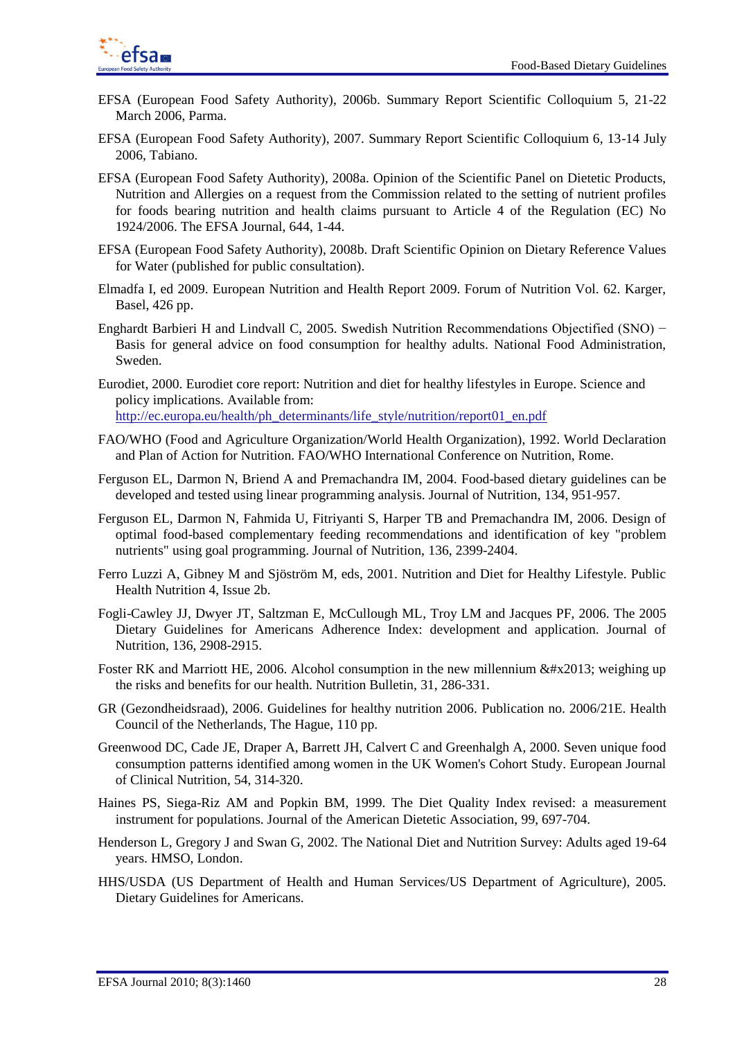EFSA (European Food Safety Authority), 2006b. Summary Report Scientific Colloquium 5, 21-22 March 2006, Parma.

EFSA (European Food Safety Authority), 2007. Summary Report Scientific Colloquium 6, 13-14 July 2006, Tabiano.

EFSA (European Food Safety Authority), 2008a. Opinion of the Scientific Panel on Dietetic Products, Nutrition and Allergies on a request from the Commission related to the setting of nutrient profiles for foods bearing nutrition and health claims pursuant to Article 4 of the Regulation (EC) No 1924/2006. The EFSA Journal, 644, 1-44.

EFSA (European Food Safety Authority), 2008b. Draft Scientific Opinion on Dietary Reference Values for Water (published for public consultation).

Elmadfa I, ed 2009. European Nutrition and Health Report 2009. Forum of Nutrition Vol. 62. Karger, Basel, 426 pp.

Enghardt Barbieri H and Lindvall C, 2005. Swedish Nutrition Recommendations Objectified (SNO) − Basis for general advice on food consumption for healthy adults. National Food Administration, Sweden.

Eurodiet, 2000. Eurodiet core report: Nutrition and diet for healthy lifestyles in Europe. Science and policy implications. Available from: http://ec.europa.eu/health/ph_determinants/life_style/nutrition/report01_en.pdf

FAO/WHO (Food and Agriculture Organization/World Health Organization), 1992. World Declaration and Plan of Action for Nutrition. FAO/WHO International Conference on Nutrition, Rome.

Ferguson EL, Darmon N, Briend A and Premachandra IM, 2004. Food-based dietary guidelines can be developed and tested using linear programming analysis. Journal of Nutrition, 134, 951-957.

Ferguson EL, Darmon N, Fahmida U, Fitriyanti S, Harper TB and Premachandra IM, 2006. Design of optimal food-based complementary feeding recommendations and identification of key "problem nutrients" using goal programming. Journal of Nutrition, 136, 2399-2404.

Ferro Luzzi A, Gibney M and Sjöström M, eds, 2001. Nutrition and Diet for Healthy Lifestyle. Public Health Nutrition 4, Issue 2b.

Fogli-Cawley JJ, Dwyer JT, Saltzman E, McCullough ML, Troy LM and Jacques PF, 2006. The 2005 Dietary Guidelines for Americans Adherence Index: development and application. Journal of Nutrition, 136, 2908-2915.

Foster RK and Marriott HE, 2006. Alcohol consumption in the new millennium &#x2013; weighing up the risks and benefits for our health. Nutrition Bulletin, 31, 286-331.

GR (Gezondheidsraad), 2006. Guidelines for healthy nutrition 2006. Publication no. 2006/21E. Health Council of the Netherlands, The Hague, 110 pp.

Greenwood DC, Cade JE, Draper A, Barrett JH, Calvert C and Greenhalgh A, 2000. Seven unique food consumption patterns identified among women in the UK Women's Cohort Study. European Journal of Clinical Nutrition, 54, 314-320.

Haines PS, Siega-Riz AM and Popkin BM, 1999. The Diet Quality Index revised: a measurement instrument for populations. Journal of the American Dietetic Association, 99, 697-704.

Henderson L, Gregory J and Swan G, 2002. The National Diet and Nutrition Survey: Adults aged 19-64 years. HMSO, London.

HHS/USDA (US Department of Health and Human Services/US Department of Agriculture), 2005. Dietary Guidelines for Americans.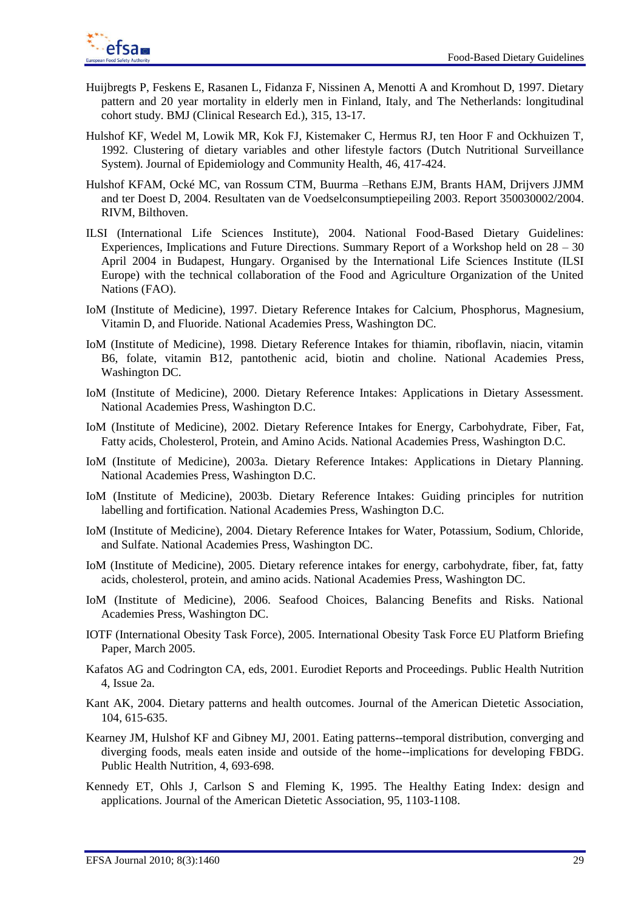Huijbregts P, Feskens E, Rasanen L, Fidanza F, Nissinen A, Menotti A and Kromhout D, 1997. Dietary pattern and 20 year mortality in elderly men in Finland, Italy, and The Netherlands: longitudinal cohort study. BMJ (Clinical Research Ed.), 315, 13-17.

Hulshof KF, Wedel M, Lowik MR, Kok FJ, Kistemaker C, Hermus RJ, ten Hoor F and Ockhuizen T, 1992. Clustering of dietary variables and other lifestyle factors (Dutch Nutritional Surveillance System). Journal of Epidemiology and Community Health, 46, 417-424.

Hulshof KFAM, Ocké MC, van Rossum CTM, Buurma –Rethans EJM, Brants HAM, Drijvers JJMM and ter Doest D, 2004. Resultaten van de Voedselconsumptiepeiling 2003. Report 350030002/2004. RIVM, Bilthoven.

ILSI (International Life Sciences Institute), 2004. National Food-Based Dietary Guidelines: Experiences, Implications and Future Directions. Summary Report of a Workshop held on 28 – 30 April 2004 in Budapest, Hungary. Organised by the International Life Sciences Institute (ILSI Europe) with the technical collaboration of the Food and Agriculture Organization of the United Nations (FAO).

IoM (Institute of Medicine), 1997. Dietary Reference Intakes for Calcium, Phosphorus, Magnesium, Vitamin D, and Fluoride. National Academies Press, Washington DC.

IoM (Institute of Medicine), 1998. Dietary Reference Intakes for thiamin, riboflavin, niacin, vitamin B6, folate, vitamin B12, pantothenic acid, biotin and choline. National Academies Press, Washington DC.

IoM (Institute of Medicine), 2000. Dietary Reference Intakes: Applications in Dietary Assessment. National Academies Press, Washington D.C.

IoM (Institute of Medicine), 2002. Dietary Reference Intakes for Energy, Carbohydrate, Fiber, Fat, Fatty acids, Cholesterol, Protein, and Amino Acids. National Academies Press, Washington D.C.

IoM (Institute of Medicine), 2003a. Dietary Reference Intakes: Applications in Dietary Planning. National Academies Press, Washington D.C.

IoM (Institute of Medicine), 2003b. Dietary Reference Intakes: Guiding principles for nutrition labelling and fortification. National Academies Press, Washington D.C.

IoM (Institute of Medicine), 2004. Dietary Reference Intakes for Water, Potassium, Sodium, Chloride, and Sulfate. National Academies Press, Washington DC.

IoM (Institute of Medicine), 2005. Dietary reference intakes for energy, carbohydrate, fiber, fat, fatty acids, cholesterol, protein, and amino acids. National Academies Press, Washington DC.

IoM (Institute of Medicine), 2006. Seafood Choices, Balancing Benefits and Risks. National Academies Press, Washington DC.

IOTF (International Obesity Task Force), 2005. International Obesity Task Force EU Platform Briefing Paper, March 2005.

Kafatos AG and Codrington CA, eds, 2001. Eurodiet Reports and Proceedings. Public Health Nutrition 4, Issue 2a.

Kant AK, 2004. Dietary patterns and health outcomes. Journal of the American Dietetic Association, 104, 615-635.

Kearney JM, Hulshof KF and Gibney MJ, 2001. Eating patterns--temporal distribution, converging and diverging foods, meals eaten inside and outside of the home--implications for developing FBDG. Public Health Nutrition, 4, 693-698.

Kennedy ET, Ohls J, Carlson S and Fleming K, 1995. The Healthy Eating Index: design and applications. Journal of the American Dietetic Association, 95, 1103-1108.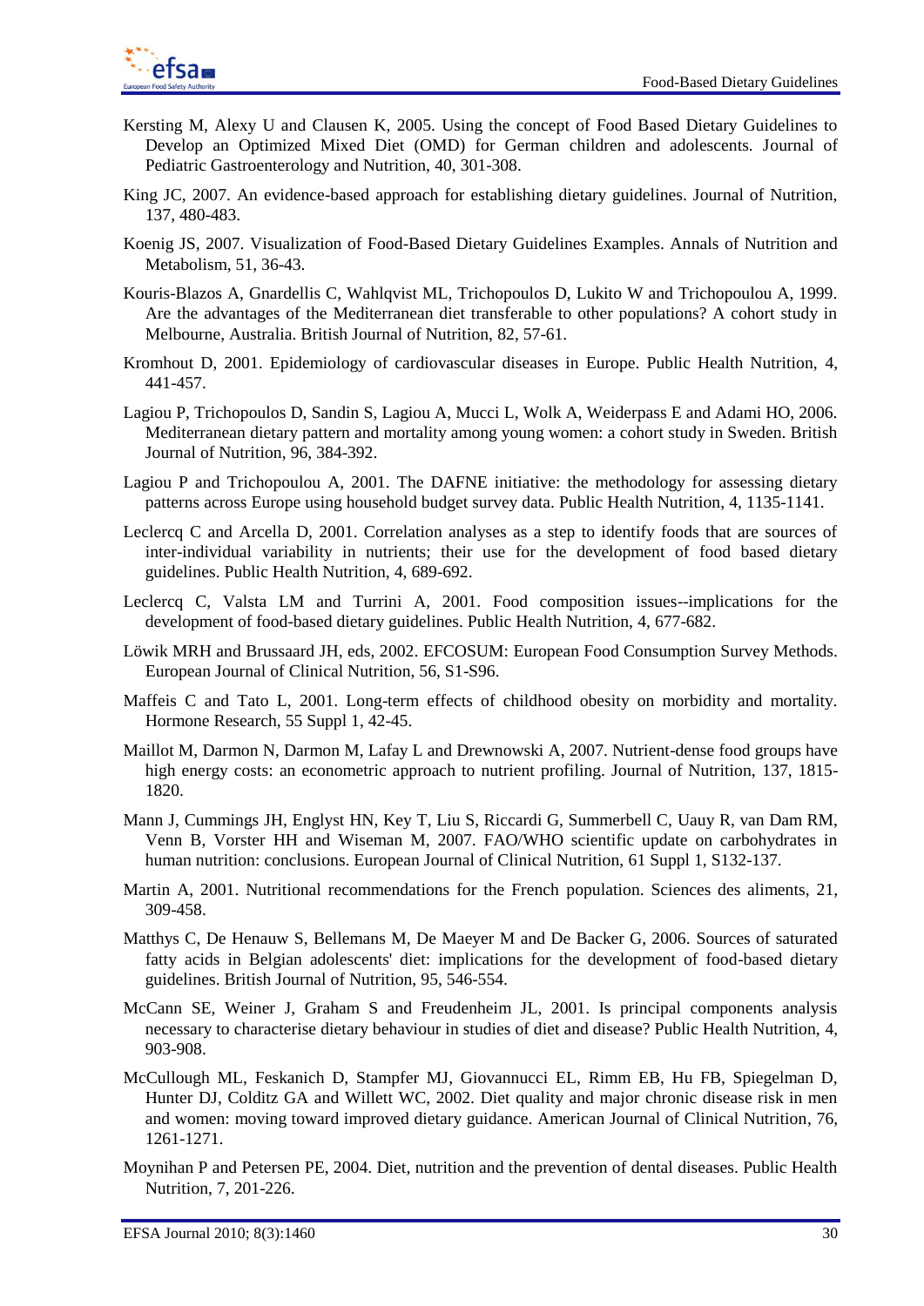Kersting M, Alexy U and Clausen K, 2005. Using the concept of Food Based Dietary Guidelines to Develop an Optimized Mixed Diet (OMD) for German children and adolescents. Journal of Pediatric Gastroenterology and Nutrition, 40, 301-308.

King JC, 2007. An evidence-based approach for establishing dietary guidelines. Journal of Nutrition, 137, 480-483.

Koenig JS, 2007. Visualization of Food-Based Dietary Guidelines Examples. Annals of Nutrition and Metabolism, 51, 36-43.

Kouris-Blazos A, Gnardellis C, Wahlqvist ML, Trichopoulos D, Lukito W and Trichopoulou A, 1999. Are the advantages of the Mediterranean diet transferable to other populations? A cohort study in Melbourne, Australia. British Journal of Nutrition, 82, 57-61.

Kromhout D, 2001. Epidemiology of cardiovascular diseases in Europe. Public Health Nutrition, 4, 441-457.

Lagiou P, Trichopoulos D, Sandin S, Lagiou A, Mucci L, Wolk A, Weiderpass E and Adami HO, 2006. Mediterranean dietary pattern and mortality among young women: a cohort study in Sweden. British Journal of Nutrition, 96, 384-392.

Lagiou P and Trichopoulou A, 2001. The DAFNE initiative: the methodology for assessing dietary patterns across Europe using household budget survey data. Public Health Nutrition, 4, 1135-1141.

Leclercq C and Arcella D, 2001. Correlation analyses as a step to identify foods that are sources of inter-individual variability in nutrients; their use for the development of food based dietary guidelines. Public Health Nutrition, 4, 689-692.

Leclercq C, Valsta LM and Turrini A, 2001. Food composition issues--implications for the development of food-based dietary guidelines. Public Health Nutrition, 4, 677-682.

Löwik MRH and Brussaard JH, eds, 2002. EFCOSUM: European Food Consumption Survey Methods. European Journal of Clinical Nutrition, 56, S1-S96.

Maffeis C and Tato L, 2001. Long-term effects of childhood obesity on morbidity and mortality. Hormone Research, 55 Suppl 1, 42-45.

Maillot M, Darmon N, Darmon M, Lafay L and Drewnowski A, 2007. Nutrient-dense food groups have high energy costs: an econometric approach to nutrient profiling. Journal of Nutrition, 137, 1815-1820.

Mann J, Cummings JH, Englyst HN, Key T, Liu S, Riccardi G, Summerbell C, Uauy R, van Dam RM, Venn B, Vorster HH and Wiseman M, 2007. FAO/WHO scientific update on carbohydrates in human nutrition: conclusions. European Journal of Clinical Nutrition, 61 Suppl 1, S132-137.

Martin A, 2001. Nutritional recommendations for the French population. Sciences des aliments, 21, 309-458.

Matthys C, De Henauw S, Bellemans M, De Maeyer M and De Backer G, 2006. Sources of saturated fatty acids in Belgian adolescents' diet: implications for the development of food-based dietary guidelines. British Journal of Nutrition, 95, 546-554.

McCann SE, Weiner J, Graham S and Freudenheim JL, 2001. Is principal components analysis necessary to characterise dietary behaviour in studies of diet and disease? Public Health Nutrition, 4, 903-908.

McCullough ML, Feskanich D, Stampfer MJ, Giovannucci EL, Rimm EB, Hu FB, Spiegelman D, Hunter DJ, Colditz GA and Willett WC, 2002. Diet quality and major chronic disease risk in men and women: moving toward improved dietary guidance. American Journal of Clinical Nutrition, 76, 1261-1271.

Moynihan P and Petersen PE, 2004. Diet, nutrition and the prevention of dental diseases. Public Health Nutrition, 7, 201-226.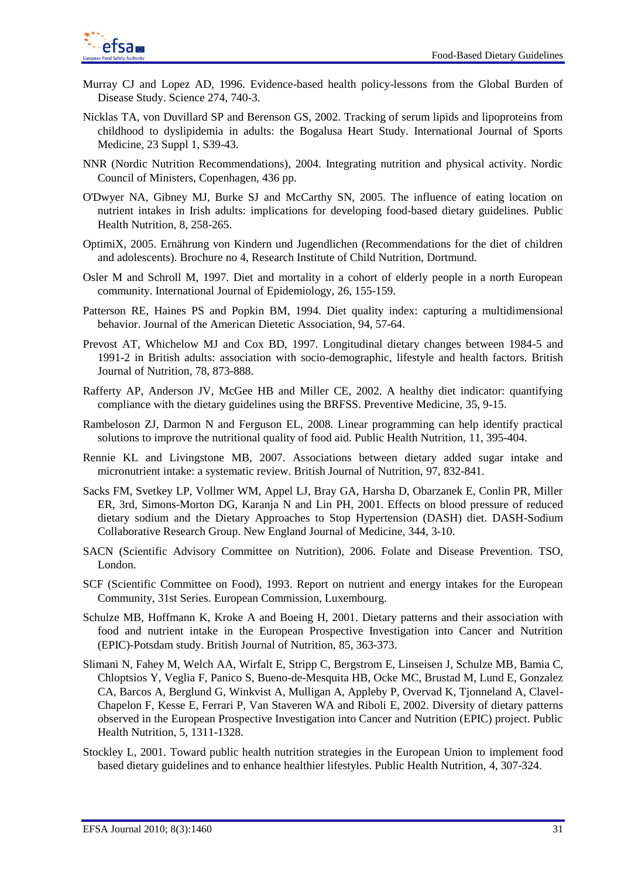Murray CJ and Lopez AD, 1996. Evidence-based health policy-lessons from the Global Burden of Disease Study. Science 274, 740-3.

Nicklas TA, von Duvillard SP and Berenson GS, 2002. Tracking of serum lipids and lipoproteins from childhood to dyslipidemia in adults: the Bogalusa Heart Study. International Journal of Sports Medicine, 23 Suppl 1, S39-43.

NNR (Nordic Nutrition Recommendations), 2004. Integrating nutrition and physical activity. Nordic Council of Ministers, Copenhagen, 436 pp.

O'Dwyer NA, Gibney MJ, Burke SJ and McCarthy SN, 2005. The influence of eating location on nutrient intakes in Irish adults: implications for developing food-based dietary guidelines. Public Health Nutrition, 8, 258-265.

OptimiX, 2005. Ernährung von Kindern und Jugendlichen (Recommendations for the diet of children and adolescents). Brochure no 4, Research Institute of Child Nutrition, Dortmund.

Osler M and Schroll M, 1997. Diet and mortality in a cohort of elderly people in a north European community. International Journal of Epidemiology, 26, 155-159.

Patterson RE, Haines PS and Popkin BM, 1994. Diet quality index: capturing a multidimensional behavior. Journal of the American Dietetic Association, 94, 57-64.

Prevost AT, Whichelow MJ and Cox BD, 1997. Longitudinal dietary changes between 1984-5 and 1991-2 in British adults: association with socio-demographic, lifestyle and health factors. British Journal of Nutrition, 78, 873-888.

Rafferty AP, Anderson JV, McGee HB and Miller CE, 2002. A healthy diet indicator: quantifying compliance with the dietary guidelines using the BRFSS. Preventive Medicine, 35, 9-15.

Rambeloson ZJ, Darmon N and Ferguson EL, 2008. Linear programming can help identify practical solutions to improve the nutritional quality of food aid. Public Health Nutrition, 11, 395-404.

Rennie KL and Livingstone MB, 2007. Associations between dietary added sugar intake and micronutrient intake: a systematic review. British Journal of Nutrition, 97, 832-841.

Sacks FM, Svetkey LP, Vollmer WM, Appel LJ, Bray GA, Harsha D, Obarzanek E, Conlin PR, Miller ER, 3rd, Simons-Morton DG, Karanja N and Lin PH, 2001. Effects on blood pressure of reduced dietary sodium and the Dietary Approaches to Stop Hypertension (DASH) diet. DASH-Sodium Collaborative Research Group. New England Journal of Medicine, 344, 3-10.

SACN (Scientific Advisory Committee on Nutrition), 2006. Folate and Disease Prevention. TSO, London.

SCF (Scientific Committee on Food), 1993. Report on nutrient and energy intakes for the European Community, 31st Series. European Commission, Luxembourg.

Schulze MB, Hoffmann K, Kroke A and Boeing H, 2001. Dietary patterns and their association with food and nutrient intake in the European Prospective Investigation into Cancer and Nutrition (EPIC)-Potsdam study. British Journal of Nutrition, 85, 363-373.

Slimani N, Fahey M, Welch AA, Wirfalt E, Stripp C, Bergstrom E, Linseisen J, Schulze MB, Bamia C, Chloptsios Y, Veglia F, Panico S, Bueno-de-Mesquita HB, Ocke MC, Brustad M, Lund E, Gonzalez CA, Barcos A, Berglund G, Winkvist A, Mulligan A, Appleby P, Overvad K, Tjonneland A, Clavel-Chapelon F, Kesse E, Ferrari P, Van Staveren WA and Riboli E, 2002. Diversity of dietary patterns observed in the European Prospective Investigation into Cancer and Nutrition (EPIC) project. Public Health Nutrition, 5, 1311-1328.

Stockley L, 2001. Toward public health nutrition strategies in the European Union to implement food based dietary guidelines and to enhance healthier lifestyles. Public Health Nutrition, 4, 307-324.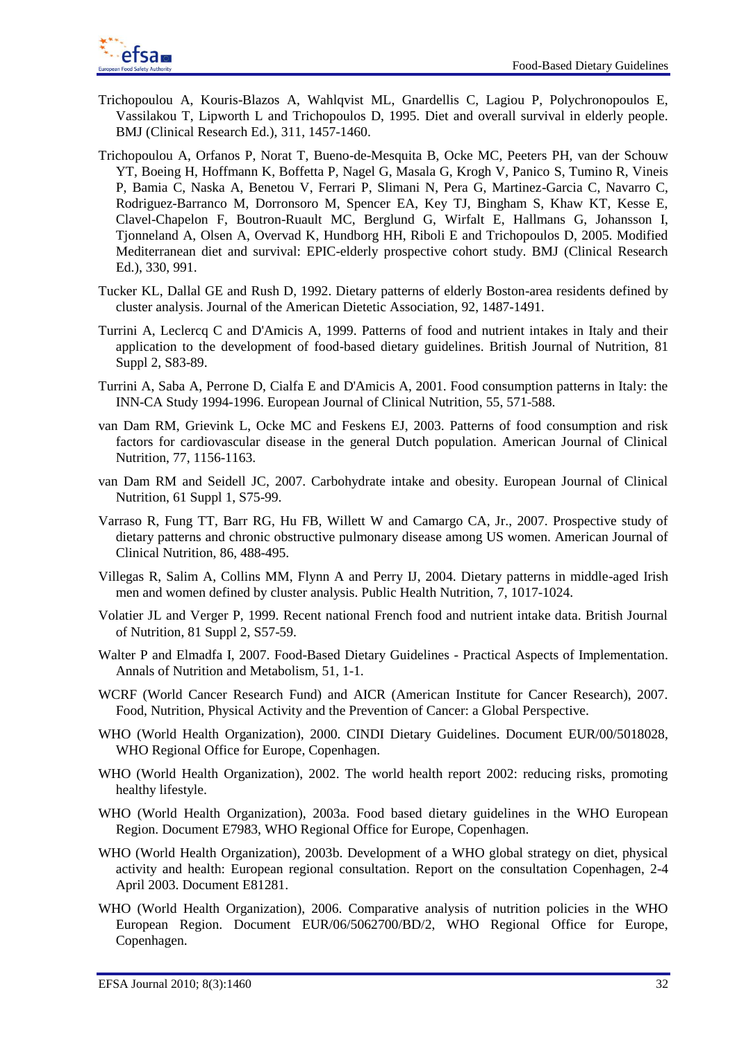Trichopoulou A, Kouris-Blazos A, Wahlqvist ML, Gnardellis C, Lagiou P, Polychronopoulos E, Vassilakou T, Lipworth L and Trichopoulos D, 1995. Diet and overall survival in elderly people. BMJ (Clinical Research Ed.), 311, 1457-1460.

Trichopoulou A, Orfanos P, Norat T, Bueno-de-Mesquita B, Ocke MC, Peeters PH, van der Schouw YT, Boeing H, Hoffmann K, Boffetta P, Nagel G, Masala G, Krogh V, Panico S, Tumino R, Vineis P, Bamia C, Naska A, Benetou V, Ferrari P, Slimani N, Pera G, Martinez-Garcia C, Navarro C, Rodriguez-Barranco M, Dorronsoro M, Spencer EA, Key TJ, Bingham S, Khaw KT, Kesse E, Clavel-Chapelon F, Boutron-Ruault MC, Berglund G, Wirfalt E, Hallmans G, Johansson I, Tjonneland A, Olsen A, Overvad K, Hundborg HH, Riboli E and Trichopoulos D, 2005. Modified Mediterranean diet and survival: EPIC-elderly prospective cohort study. BMJ (Clinical Research Ed.), 330, 991.

Tucker KL, Dallal GE and Rush D, 1992. Dietary patterns of elderly Boston-area residents defined by cluster analysis. Journal of the American Dietetic Association, 92, 1487-1491.

Turrini A, Leclercq C and D'Amicis A, 1999. Patterns of food and nutrient intakes in Italy and their application to the development of food-based dietary guidelines. British Journal of Nutrition, 81 Suppl 2, S83-89.

Turrini A, Saba A, Perrone D, Cialfa E and D'Amicis A, 2001. Food consumption patterns in Italy: the INN-CA Study 1994-1996. European Journal of Clinical Nutrition, 55, 571-588.

van Dam RM, Grievink L, Ocke MC and Feskens EJ, 2003. Patterns of food consumption and risk factors for cardiovascular disease in the general Dutch population. American Journal of Clinical Nutrition, 77, 1156-1163.

van Dam RM and Seidell JC, 2007. Carbohydrate intake and obesity. European Journal of Clinical Nutrition, 61 Suppl 1, S75-99.

Varraso R, Fung TT, Barr RG, Hu FB, Willett W and Camargo CA, Jr., 2007. Prospective study of dietary patterns and chronic obstructive pulmonary disease among US women. American Journal of Clinical Nutrition, 86, 488-495.

Villegas R, Salim A, Collins MM, Flynn A and Perry IJ, 2004. Dietary patterns in middle-aged Irish men and women defined by cluster analysis. Public Health Nutrition, 7, 1017-1024.

Volatier JL and Verger P, 1999. Recent national French food and nutrient intake data. British Journal of Nutrition, 81 Suppl 2, S57-59.

Walter P and Elmadfa I, 2007. Food-Based Dietary Guidelines - Practical Aspects of Implementation. Annals of Nutrition and Metabolism, 51, 1-1.

WCRF (World Cancer Research Fund) and AICR (American Institute for Cancer Research), 2007. Food, Nutrition, Physical Activity and the Prevention of Cancer: a Global Perspective.

WHO (World Health Organization), 2000. CINDI Dietary Guidelines. Document EUR/00/5018028, WHO Regional Office for Europe, Copenhagen.

WHO (World Health Organization), 2002. The world health report 2002: reducing risks, promoting healthy lifestyle.

WHO (World Health Organization), 2003a. Food based dietary guidelines in the WHO European Region. Document E7983, WHO Regional Office for Europe, Copenhagen.

WHO (World Health Organization), 2003b. Development of a WHO global strategy on diet, physical activity and health: European regional consultation. Report on the consultation Copenhagen, 2-4 April 2003. Document E81281.

WHO (World Health Organization), 2006. Comparative analysis of nutrition policies in the WHO European Region. Document EUR/06/5062700/BD/2, WHO Regional Office for Europe, Copenhagen.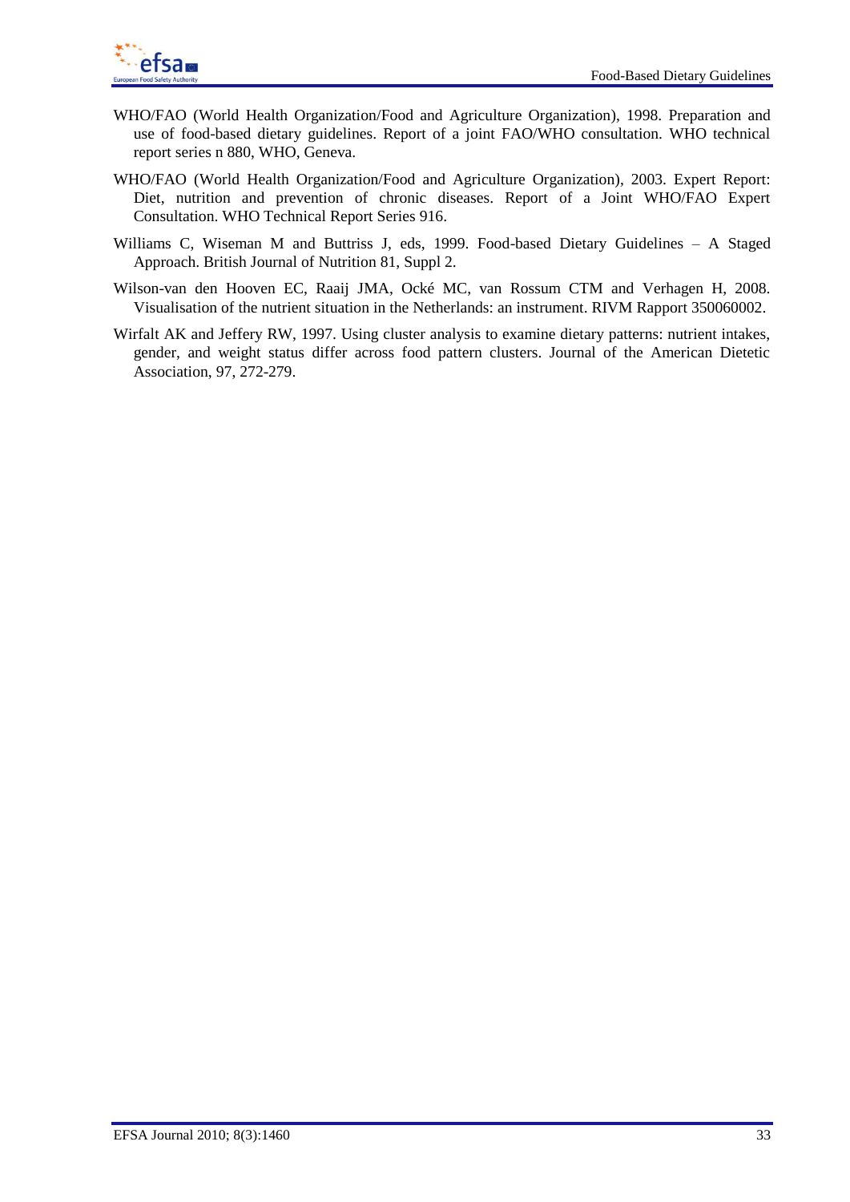WHO/FAO (World Health Organization/Food and Agriculture Organization), 1998. Preparation and use of food-based dietary guidelines. Report of a joint FAO/WHO consultation. WHO technical report series n 880, WHO, Geneva.

WHO/FAO (World Health Organization/Food and Agriculture Organization), 2003. Expert Report: Diet, nutrition and prevention of chronic diseases. Report of a Joint WHO/FAO Expert Consultation. WHO Technical Report Series 916.

Williams C, Wiseman M and Buttriss J, eds, 1999. Food-based Dietary Guidelines – A Staged Approach. British Journal of Nutrition 81, Suppl 2.

Wilson-van den Hooven EC, Raaij JMA, Ocké MC, van Rossum CTM and Verhagen H, 2008. Visualisation of the nutrient situation in the Netherlands: an instrument. RIVM Rapport 350060002.

Wirfalt AK and Jeffery RW, 1997. Using cluster analysis to examine dietary patterns: nutrient intakes, gender, and weight status differ across food pattern clusters. Journal of the American Dietetic Association, 97, 272-279.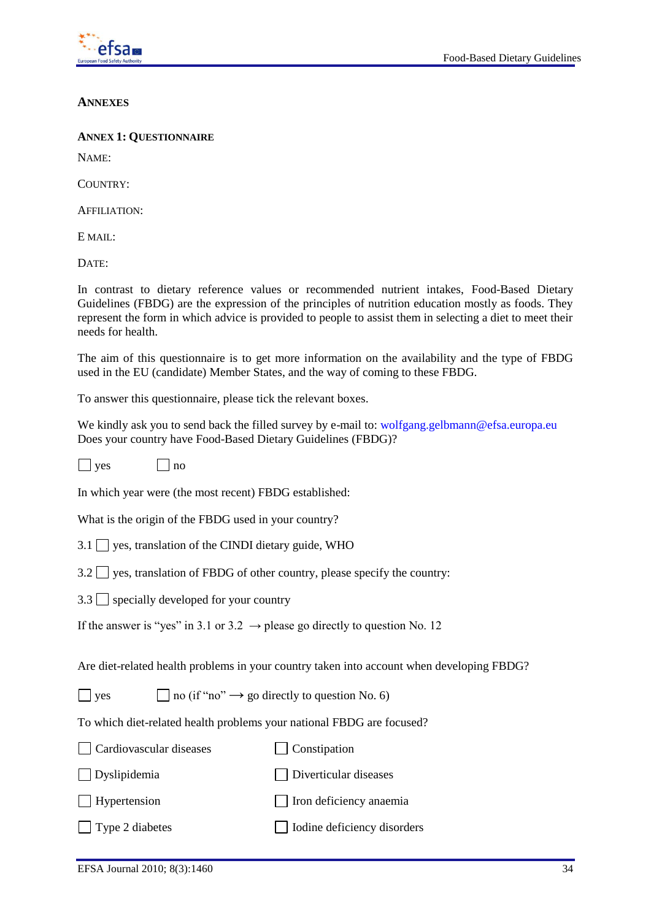## ANNEXES

### ANNEX 1: QUESTIONNAIRE

NAME:

COUNTRY:

AFFILIATION:

E MAIL:

DATE:

In contrast to dietary reference values or recommended nutrient intakes, Food-Based Dietary Guidelines (FBDG) are the expression of the principles of nutrition education mostly as foods. They represent the form in which advice is provided to people to assist them in selecting a diet to meet their needs for health.

The aim of this questionnaire is to get more information on the availability and the type of FBDG used in the EU (candidate) Member States, and the way of coming to these FBDG.

To answer this questionnaire, please tick the relevant boxes.

We kindly ask you to send back the filled survey by e-mail to: wolfgang.gelbmann@efsa.europa.eu
Does your country have Food-Based Dietary Guidelines (FBDG)?

☐ yes ☐ no

In which year were (the most recent) FBDG established:

What is the origin of the FBDG used in your country?

3.1 ☐ yes, translation of the CINDI dietary guide, WHO

3.2 ☐ yes, translation of FBDG of other country, please specify the country:

3.3 ☐ specially developed for your country

If the answer is "yes" in 3.1 or 3.2 → please go directly to question No. 12

Are diet-related health problems in your country taken into account when developing FBDG?

☐ yes ☐ no (if "no" → go directly to question No. 6)

To which diet-related health problems your national FBDG are focused?

☐ Cardiovascular diseases ☐ Constipation

☐ Dyslipidemia ☐ Diverticular diseases

☐ Hypertension ☐ Iron deficiency anaemia

☐ Type 2 diabetes ☐ Iodine deficiency disorders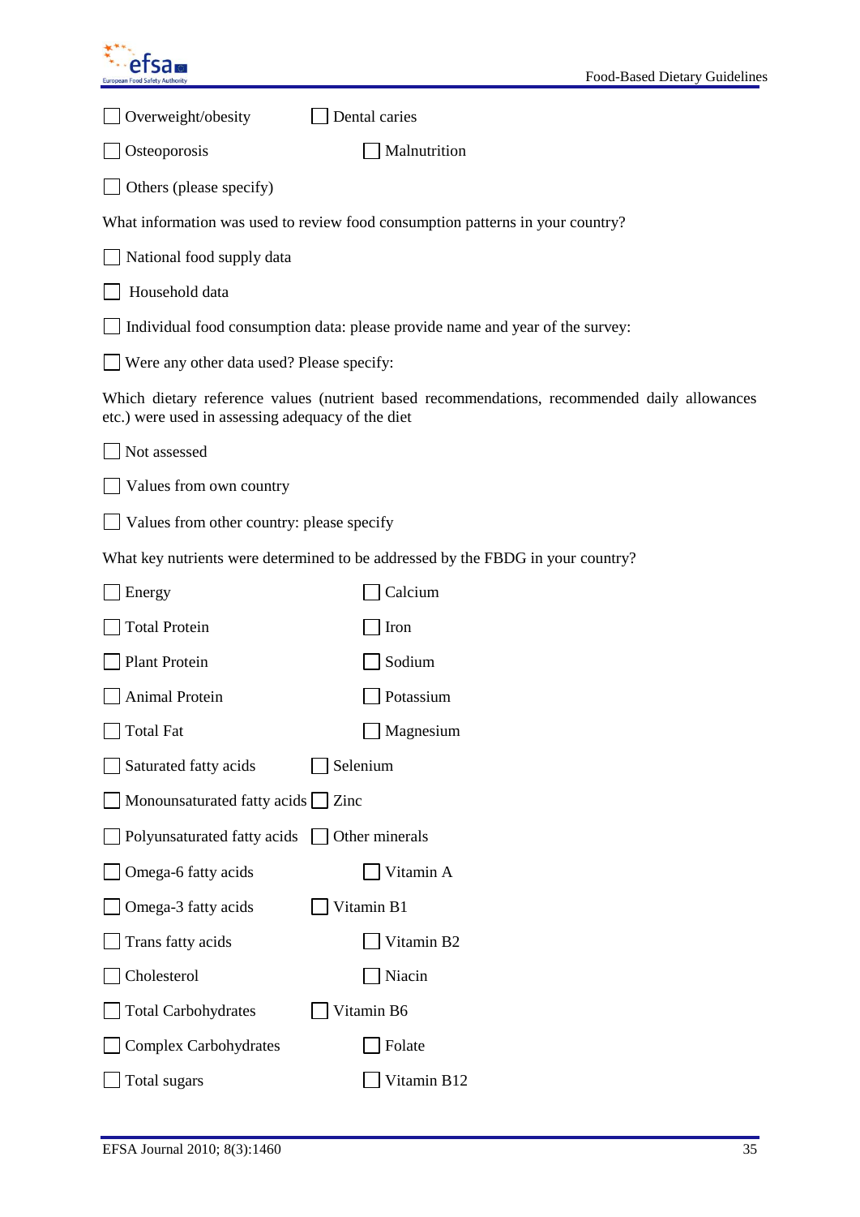☐ Overweight/obesity ☐ Dental caries

☐ Osteoporosis ☐ Malnutrition

☐ Others (please specify)

What information was used to review food consumption patterns in your country?

☐ National food supply data

☐ Household data

☐ Individual food consumption data: please provide name and year of the survey:

☐ Were any other data used? Please specify:

Which dietary reference values (nutrient based recommendations, recommended daily allowances etc.) were used in assessing adequacy of the diet

☐ Not assessed

☐ Values from own country

☐ Values from other country: please specify

What key nutrients were determined to be addressed by the FBDG in your country?

☐ Energy ☐ Calcium

☐ Total Protein ☐ Iron

☐ Plant Protein ☐ Sodium

☐ Animal Protein ☐ Potassium

☐ Total Fat ☐ Magnesium

☐ Saturated fatty acids ☐ Selenium

☐ Monounsaturated fatty acids ☐ Zinc

☐ Polyunsaturated fatty acids ☐ Other minerals

☐ Omega-6 fatty acids ☐ Vitamin A

☐ Omega-3 fatty acids ☐ Vitamin B1

☐ Trans fatty acids ☐ Vitamin B2

☐ Cholesterol ☐ Niacin

☐ Total Carbohydrates ☐ Vitamin B6

☐ Complex Carbohydrates ☐ Folate

☐ Total sugars ☐ Vitamin B12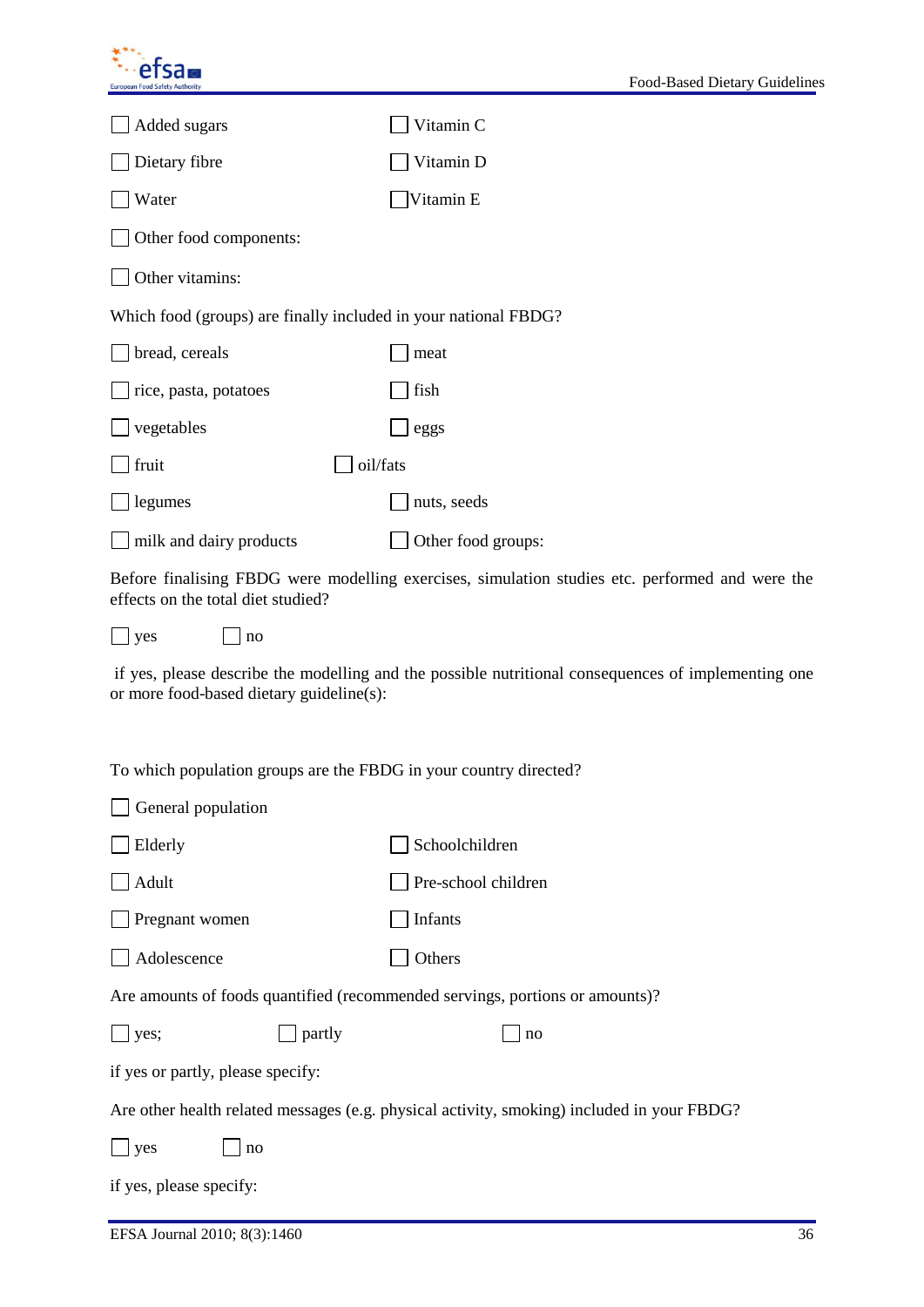☐ Added sugars ☐ Vitamin C

☐ Dietary fibre ☐ Vitamin D

☐ Water ☐ Vitamin E

☐ Other food components:

☐ Other vitamins:

Which food (groups) are finally included in your national FBDG?

☐ bread, cereals ☐ meat

☐ rice, pasta, potatoes ☐ fish

☐ vegetables ☐ eggs

☐ fruit ☐ oil/fats

☐ legumes ☐ nuts, seeds

☐ milk and dairy products ☐ Other food groups:

Before finalising FBDG were modelling exercises, simulation studies etc. performed and were the effects on the total diet studied?

☐ yes ☐ no

if yes, please describe the modelling and the possible nutritional consequences of implementing one or more food-based dietary guideline(s):

To which population groups are the FBDG in your country directed?

☐ General population

☐ Elderly ☐ Schoolchildren

☐ Adult ☐ Pre-school children

☐ Pregnant women ☐ Infants

☐ Adolescence ☐ Others

Are amounts of foods quantified (recommended servings, portions or amounts)?

☐ yes; ☐ partly ☐ no

if yes or partly, please specify:

Are other health related messages (e.g. physical activity, smoking) included in your FBDG?

☐ yes ☐ no

if yes, please specify: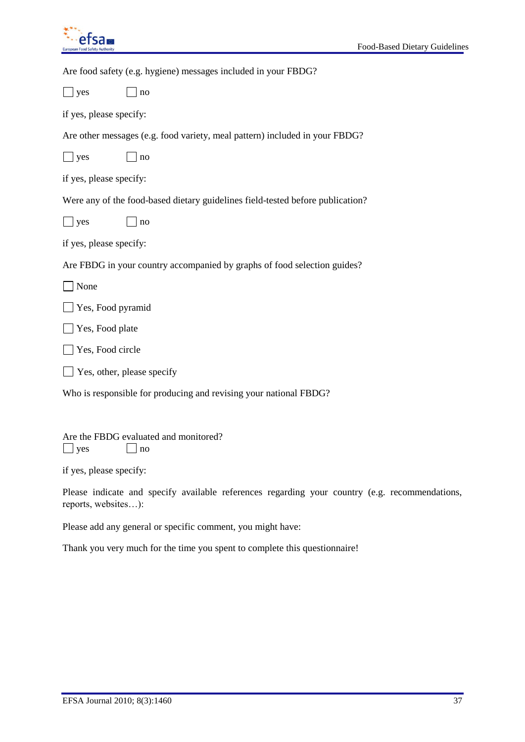Are food safety (e.g. hygiene) messages included in your FBDG?

☐ yes ☐ no

if yes, please specify:

Are other messages (e.g. food variety, meal pattern) included in your FBDG?

☐ yes ☐ no

if yes, please specify:

Were any of the food-based dietary guidelines field-tested before publication?

☐ yes ☐ no

if yes, please specify:

Are FBDG in your country accompanied by graphs of food selection guides?

☐ None

☐ Yes, Food pyramid

☐ Yes, Food plate

☐ Yes, Food circle

☐ Yes, other, please specify

Who is responsible for producing and revising your national FBDG?

Are the FBDG evaluated and monitored?

☐ yes ☐ no

if yes, please specify:

Please indicate and specify available references regarding your country (e.g. recommendations, reports, websites…):

Please add any general or specific comment, you might have:

Thank you very much for the time you spent to complete this questionnaire!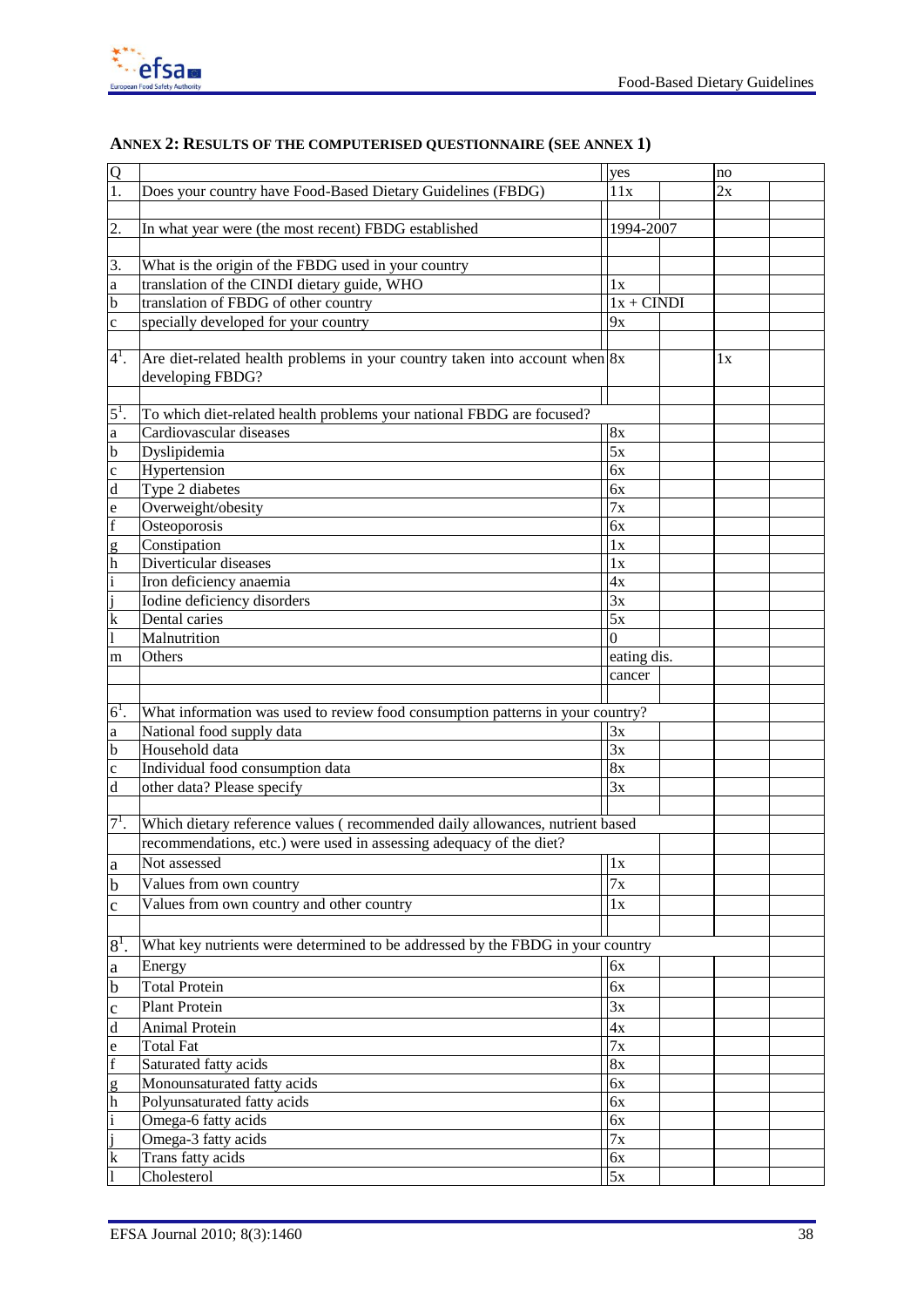## ANNEX 2: RESULTS OF THE COMPUTERISED QUESTIONNAIRE (SEE ANNEX 1)

| Q | | yes | | no | |
|---|---|---|---|---|---|
| 1. | Does your country have Food-Based Dietary Guidelines (FBDG) | 11x | | 2x | |
| | | | | | |
| 2. | In what year were (the most recent) FBDG established | 1994-2007 | | | |
| | | | | | |
| 3. | What is the origin of the FBDG used in your country | | | | |
| a | translation of the CINDI dietary guide, WHO | 1x | | | |
| b | translation of FBDG of other country | 1x + CINDI | | | |
| c | specially developed for your country | 9x | | | |
| | | | | | |
| 4[1]. | Are diet-related health problems in your country taken into account when developing FBDG? | 8x | | 1x | |
| | | | | | |
| 5[1]. | To which diet-related health problems your national FBDG are focused? | | | | |
| a | Cardiovascular diseases | 8x | | | |
| b | Dyslipidemia | 5x | | | |
| c | Hypertension | 6x | | | |
| d | Type 2 diabetes | 6x | | | |
| e | Overweight/obesity | 7x | | | |
| f | Osteoporosis | 6x | | | |
| g | Constipation | 1x | | | |
| h | Diverticular diseases | 1x | | | |
| i | Iron deficiency anaemia | 4x | | | |
| j | Iodine deficiency disorders | 3x | | | |
| k | Dental caries | 5x | | | |
| l | Malnutrition | 0 | | | |
| m | Others | eating dis. | | | |
| | | cancer | | | |
| | | | | | |
| 6[1]. | What information was used to review food consumption patterns in your country? | | | | |
| a | National food supply data | 3x | | | |
| b | Household data | 3x | | | |
| c | Individual food consumption data | 8x | | | |
| d | other data? Please specify | 3x | | | |
| | | | | | |
| 7[1]. | Which dietary reference values ( recommended daily allowances, nutrient based recommendations, etc.) were used in assessing adequacy of the diet? | | | | |
| a | Not assessed | 1x | | | |
| b | Values from own country | 7x | | | |
| c | Values from own country and other country | 1x | | | |
| | | | | | |
| 8[1]. | What key nutrients were determined to be addressed by the FBDG in your country | | | | |
| a | Energy | 6x | | | |
| b | Total Protein | 6x | | | |
| c | Plant Protein | 3x | | | |
| d | Animal Protein | 4x | | | |
| e | Total Fat | 7x | | | |
| f | Saturated fatty acids | 8x | | | |
| g | Monounsaturated fatty acids | 6x | | | |
| h | Polyunsaturated fatty acids | 6x | | | |
| i | Omega-6 fatty acids | 6x | | | |
| j | Omega-3 fatty acids | 7x | | | |
| k | Trans fatty acids | 6x | | | |
| l | Cholesterol | 5x | | | |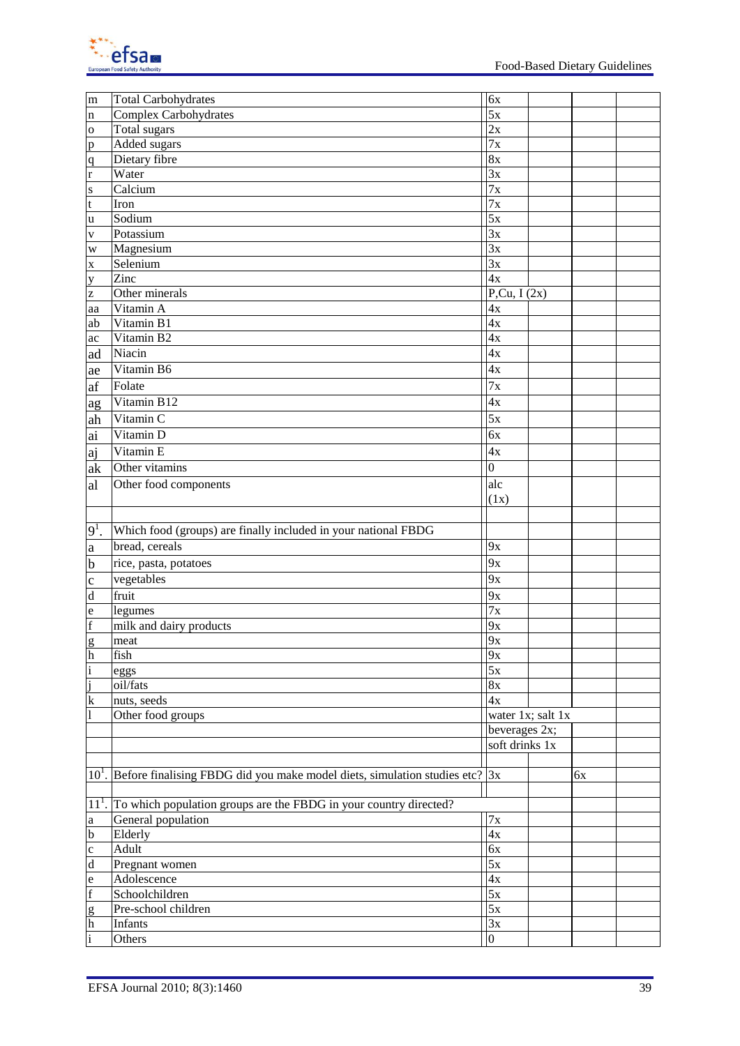| | | | | | |
|---|---|---|---|---|---|
| m | Total Carbohydrates | 6x | | | |
| n | Complex Carbohydrates | 5x | | | |
| o | Total sugars | 2x | | | |
| p | Added sugars | 7x | | | |
| q | Dietary fibre | 8x | | | |
| r | Water | 3x | | | |
| s | Calcium | 7x | | | |
| t | Iron | 7x | | | |
| u | Sodium | 5x | | | |
| v | Potassium | 3x | | | |
| w | Magnesium | 3x | | | |
| x | Selenium | 3x | | | |
| y | Zinc | 4x | | | |
| z | Other minerals | P,Cu, I (2x) | | | |
| aa | Vitamin A | 4x | | | |
| ab | Vitamin B1 | 4x | | | |
| ac | Vitamin B2 | 4x | | | |
| ad | Niacin | 4x | | | |
| ae | Vitamin B6 | 4x | | | |
| af | Folate | 7x | | | |
| ag | Vitamin B12 | 4x | | | |
| ah | Vitamin C | 5x | | | |
| ai | Vitamin D | 6x | | | |
| aj | Vitamin E | 4x | | | |
| ak | Other vitamins | 0 | | | |
| al | Other food components | alc (1x) | | | |
| | | | | | |
| 9[1]. | Which food (groups) are finally included in your national FBDG | | | | |
| a | bread, cereals | 9x | | | |
| b | rice, pasta, potatoes | 9x | | | |
| c | vegetables | 9x | | | |
| d | fruit | 9x | | | |
| e | legumes | 7x | | | |
| f | milk and dairy products | 9x | | | |
| g | meat | 9x | | | |
| h | fish | 9x | | | |
| i | eggs | 5x | | | |
| j | oil/fats | 8x | | | |
| k | nuts, seeds | 4x | | | |
| l | Other food groups | water 1x; salt 1x | | | |
| | | beverages 2x; | | | |
| | | soft drinks 1x | | | |
| | | | | | |
| 10[1]. | Before finalising FBDG did you make model diets, simulation studies etc? | 3x | | 6x | |
| | | | | | |
| 11[1]. | To which population groups are the FBDG in your country directed? | | | | |
| a | General population | 7x | | | |
| b | Elderly | 4x | | | |
| c | Adult | 6x | | | |
| d | Pregnant women | 5x | | | |
| e | Adolescence | 4x | | | |
| f | Schoolchildren | 5x | | | |
| g | Pre-school children | 5x | | | |
| h | Infants | 3x | | | |
| i | Others | 0 | | | |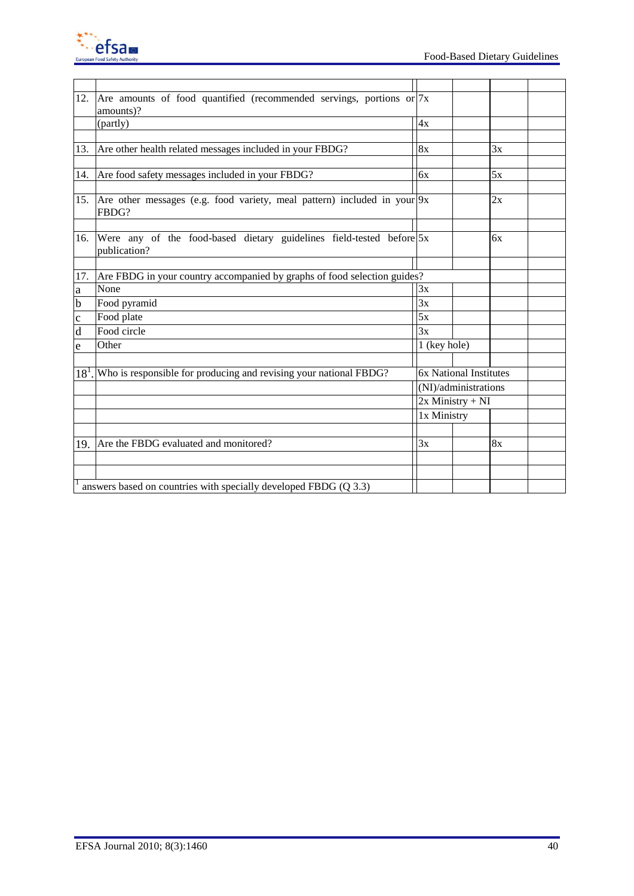| | | | | | |
|---|---|---|---|---|---|
| 12. | Are amounts of food quantified (recommended servings, portions or amounts)? | 7x | | | |
| | (partly) | 4x | | | |
| | | | | | |
| 13. | Are other health related messages included in your FBDG? | 8x | | 3x | |
| | | | | | |
| 14. | Are food safety messages included in your FBDG? | 6x | | 5x | |
| | | | | | |
| 15. | Are other messages (e.g. food variety, meal pattern) included in your FBDG? | 9x | | 2x | |
| | | | | | |
| 16. | Were any of the food-based dietary guidelines field-tested before publication? | 5x | | 6x | |
| | | | | | |
| 17. | Are FBDG in your country accompanied by graphs of food selection guides? | | | | |
| a | None | 3x | | | |
| b | Food pyramid | 3x | | | |
| c | Food plate | 5x | | | |
| d | Food circle | 3x | | | |
| e | Other | 1 (key hole) | | | |
| | | | | | |
| 18[1]. | Who is responsible for producing and revising your national FBDG? | 6x National Institutes | | | |
| | | (NI)/administrations | | | |
| | | 2x Ministry + NI | | | |
| | | 1x Ministry | | | |
| | | | | | |
| 19. | Are the FBDG evaluated and monitored? | 3x | | 8x | |
| | | | | | |
| | | | | | |

[1] answers based on countries with specially developed FBDG (Q 3.3)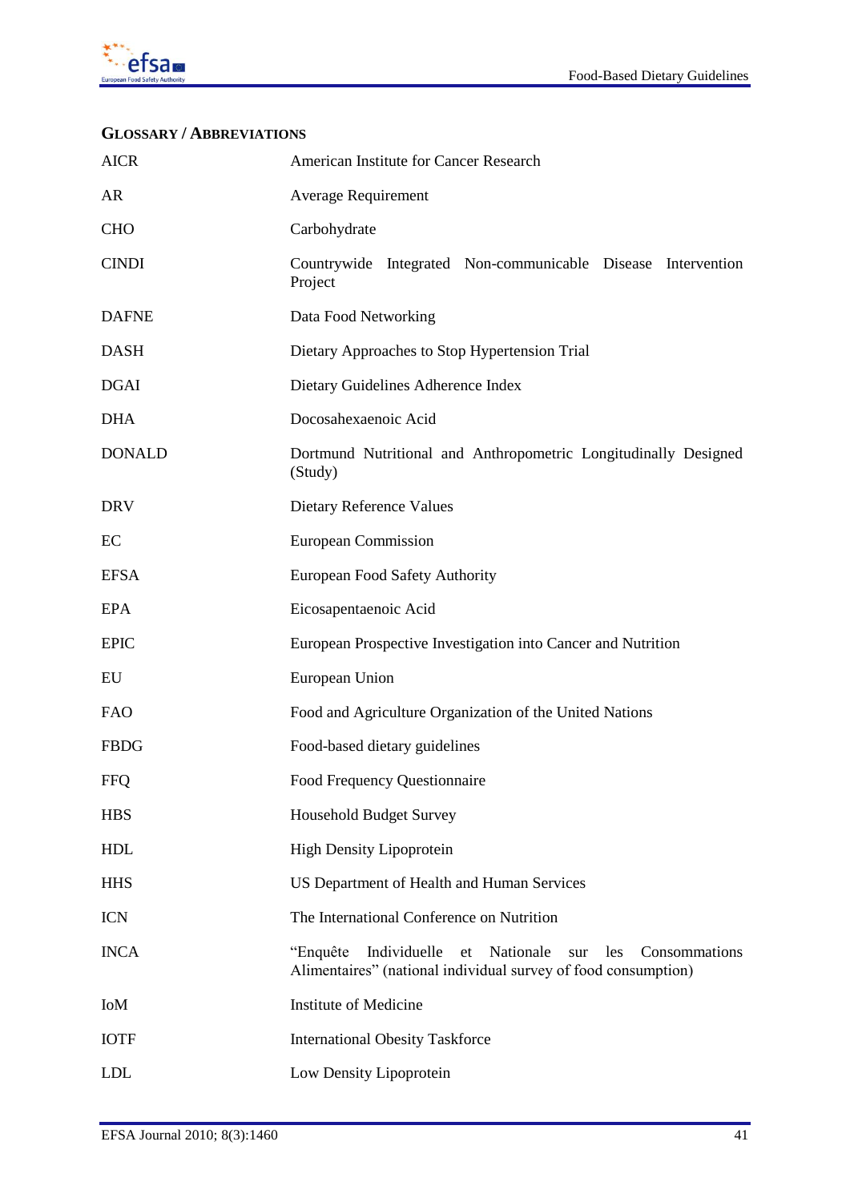## GLOSSARY / ABBREVIATIONS

| | |
|---|---|
| AICR | American Institute for Cancer Research |
| AR | Average Requirement |
| CHO | Carbohydrate |
| CINDI | Countrywide Integrated Non-communicable Disease Intervention Project |
| DAFNE | Data Food Networking |
| DASH | Dietary Approaches to Stop Hypertension Trial |
| DGAI | Dietary Guidelines Adherence Index |
| DHA | Docosahexaenoic Acid |
| DONALD | Dortmund Nutritional and Anthropometric Longitudinally Designed (Study) |
| DRV | Dietary Reference Values |
| EC | European Commission |
| EFSA | European Food Safety Authority |
| EPA | Eicosapentaenoic Acid |
| EPIC | European Prospective Investigation into Cancer and Nutrition |
| EU | European Union |
| FAO | Food and Agriculture Organization of the United Nations |
| FBDG | Food-based dietary guidelines |
| FFQ | Food Frequency Questionnaire |
| HBS | Household Budget Survey |
| HDL | High Density Lipoprotein |
| HHS | US Department of Health and Human Services |
| ICN | The International Conference on Nutrition |
| INCA | "Enquête Individuelle et Nationale sur les Consommations Alimentaires" (national individual survey of food consumption) |
| IoM | Institute of Medicine |
| IOTF | International Obesity Taskforce |
| LDL | Low Density Lipoprotein |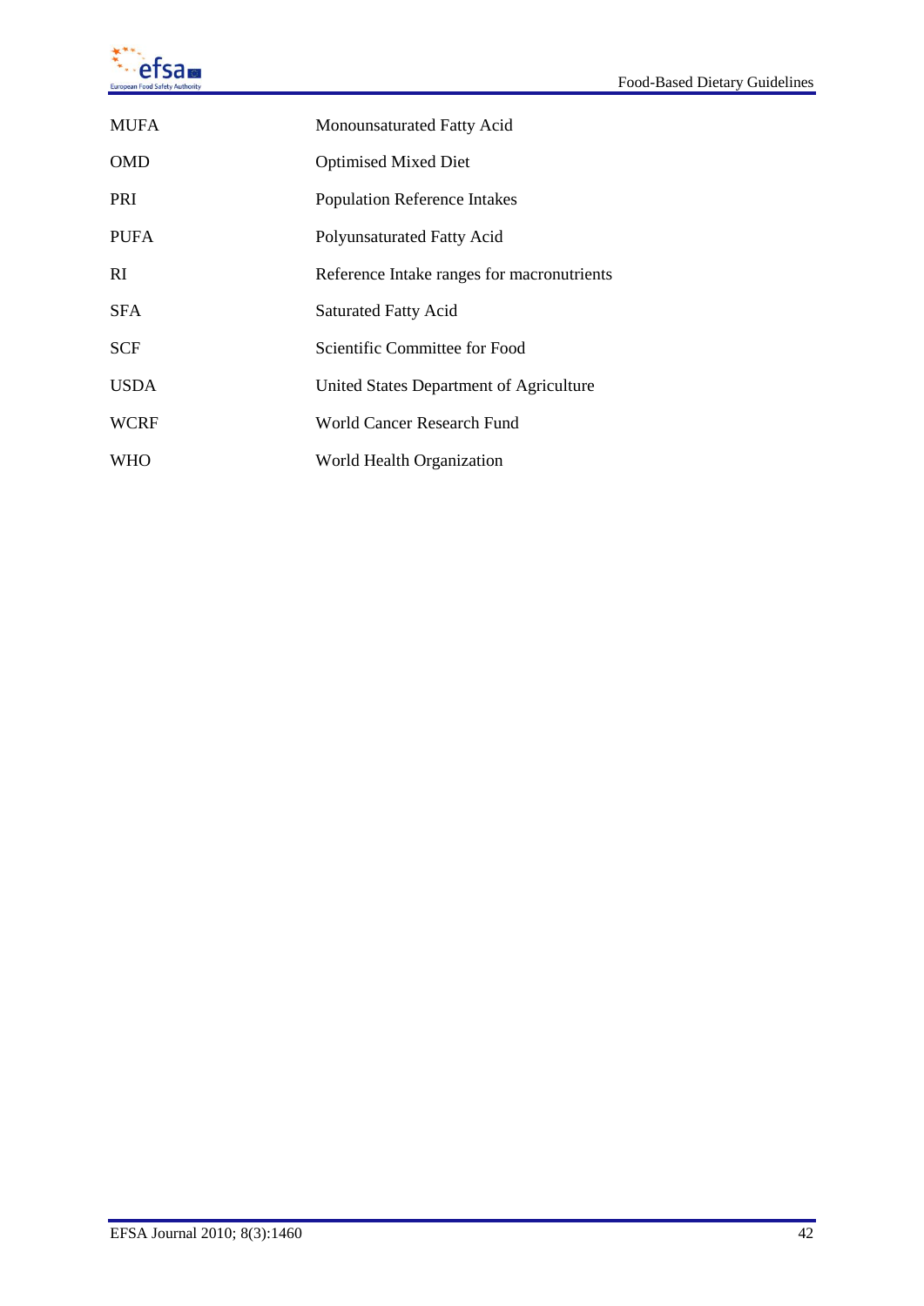| | |
|---|---|
| MUFA | Monounsaturated Fatty Acid |
| OMD | Optimised Mixed Diet |
| PRI | Population Reference Intakes |
| PUFA | Polyunsaturated Fatty Acid |
| RI | Reference Intake ranges for macronutrients |
| SFA | Saturated Fatty Acid |
| SCF | Scientific Committee for Food |
| USDA | United States Department of Agriculture |
| WCRF | World Cancer Research Fund |
| WHO | World Health Organization |